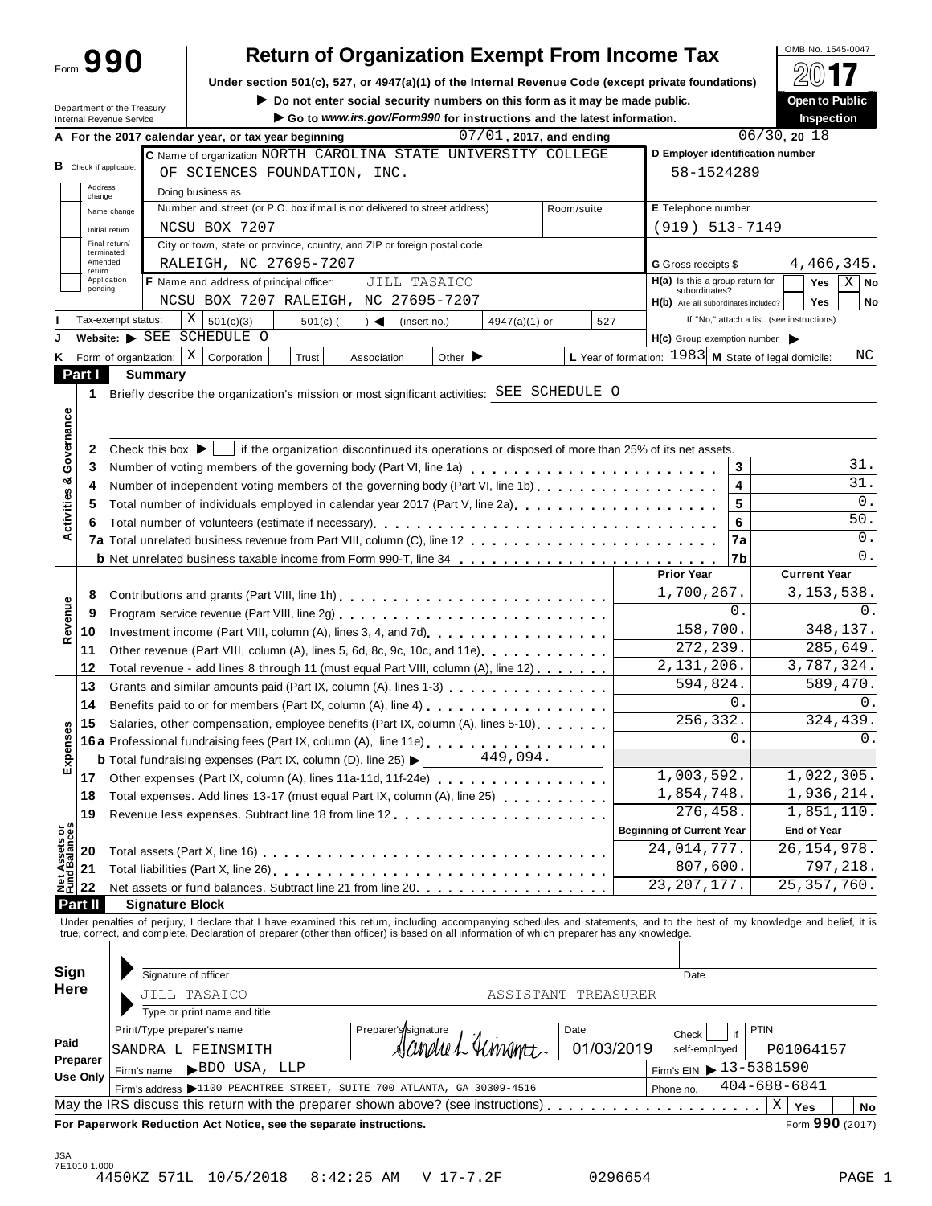Form **990**

# Return of Organization Exempt From Income Tax

**Under section 501(c), 527, or 4947(a)(1) of the Internal Revenue Code (except private foundations)**

► Do not enter social security numbers on this form as it may be made public.

► Go to *www.irs.gov/Form990* for instructions and the latest information.

OMB No. 1545-0047

**2017**

**Open to Public Inspection**

Department of the Treasury
Internal Revenue Service

**A** For the 2017 calendar year, or tax year beginning 07/01, 2017, and ending 06/30, 20 18

**B** Check if applicable: Address change / Name change / Initial return / Final return/terminated / Amended return / Application pending

**C** Name of organization: NORTH CAROLINA STATE UNIVERSITY COLLEGE OF SCIENCES FOUNDATION, INC.

Doing business as

Number and street (or P.O. box if mail is not delivered to street address): NCSU BOX 7207 | Room/suite

City or town, state or province, country, and ZIP or foreign postal code: RALEIGH, NC 27695-7207

**D** Employer identification number: 58-1524289

**E** Telephone number: (919) 513-7149

**G** Gross receipts $ 4,466,345.

**F** Name and address of principal officer: JILL TASAICO, NCSU BOX 7207 RALEIGH, NC 27695-7207

**H(a)** Is this a group return for subordinates? Yes [ ] No [X]

**H(b)** Are all subordinates included? Yes [ ] No [ ]
If "No," attach a list. (see instructions)

**I** Tax-exempt status: [X] 501(c)(3) [ ] 501(c) ( ) ◄ (insert no.) [ ] 4947(a)(1) or [ ] 527

**J** Website: ► SEE SCHEDULE O

**H(c)** Group exemption number ►

**K** Form of organization: [X] Corporation [ ] Trust [ ] Association [ ] Other ►

**L** Year of formation: 1983 **M** State of legal domicile: NC

## Part I Summary

**Activities & Governance**

1 Briefly describe the organization's mission or most significant activities: SEE SCHEDULE O

2 Check this box ► [ ] if the organization discontinued its operations or disposed of more than 25% of its net assets.

| | | | |
|---|---|---|---|
| 3 | Number of voting members of the governing body (Part VI, line 1a) | 3 | 31. |
| 4 | Number of independent voting members of the governing body (Part VI, line 1b) | 4 | 31. |
| 5 | Total number of individuals employed in calendar year 2017 (Part V, line 2a) | 5 | 0. |
| 6 | Total number of volunteers (estimate if necessary) | 6 | 50. |
| 7a | Total unrelated business revenue from Part VIII, column (C), line 12 | 7a | 0. |
| b | Net unrelated business taxable income from Form 990-T, line 34 | 7b | 0. |

| | | Prior Year | Current Year |
|---|---|---|---|
| **Revenue** | | | |
| 8 | Contributions and grants (Part VIII, line 1h) | 1,700,267. | 3,153,538. |
| 9 | Program service revenue (Part VIII, line 2g) | 0. | 0. |
| 10 | Investment income (Part VIII, column (A), lines 3, 4, and 7d) | 158,700. | 348,137. |
| 11 | Other revenue (Part VIII, column (A), lines 5, 6d, 8c, 9c, 10c, and 11e) | 272,239. | 285,649. |
| 12 | Total revenue - add lines 8 through 11 (must equal Part VIII, column (A), line 12) | 2,131,206. | 3,787,324. |
| **Expenses** | | | |
| 13 | Grants and similar amounts paid (Part IX, column (A), lines 1-3) | 594,824. | 589,470. |
| 14 | Benefits paid to or for members (Part IX, column (A), line 4) | 0. | 0. |
| 15 | Salaries, other compensation, employee benefits (Part IX, column (A), lines 5-10) | 256,332. | 324,439. |
| 16a | Professional fundraising fees (Part IX, column (A), line 11e) | 0. | 0. |
| b | Total fundraising expenses (Part IX, column (D), line 25) ► 449,094. | | |
| 17 | Other expenses (Part IX, column (A), lines 11a-11d, 11f-24e) | 1,003,592. | 1,022,305. |
| 18 | Total expenses. Add lines 13-17 (must equal Part IX, column (A), line 25) | 1,854,748. | 1,936,214. |
| 19 | Revenue less expenses. Subtract line 18 from line 12 | 276,458. | 1,851,110. |

| **Net Assets or Fund Balances** | | Beginning of Current Year | End of Year |
|---|---|---|---|
| 20 | Total assets (Part X, line 16) | 24,014,777. | 26,154,978. |
| 21 | Total liabilities (Part X, line 26) | 807,600. | 797,218. |
| 22 | Net assets or fund balances. Subtract line 21 from line 20 | 23,207,177. | 25,357,760. |

## Part II Signature Block

Under penalties of perjury, I declare that I have examined this return, including accompanying schedules and statements, and to the best of my knowledge and belief, it is true, correct, and complete. Declaration of preparer (other than officer) is based on all information of which preparer has any knowledge.

**Sign Here**

Signature of officer | Date

JILL TASAICO ASSISTANT TREASURER

Type or print name and title

**Paid Preparer Use Only**

| Print/Type preparer's name | Preparer's signature | Date | Check if self-employed | PTIN |
|---|---|---|---|---|
| SANDRA L FEINSMITH | Sandra L Feinsmith | 01/03/2019 | [ ] | P01064157 |

Firm's name ► BDO USA, LLP | Firm's EIN ► 13-5381590

Firm's address ► 1100 PEACHTREE STREET, SUITE 700 ATLANTA, GA 30309-4516 | Phone no. 404-688-6841

May the IRS discuss this return with the preparer shown above? (see instructions) [X] Yes [ ] No

**For Paperwork Reduction Act Notice, see the separate instructions.** Form **990** (2017)

JSA 7E1010 1.000
4450KZ 571L 10/5/2018 8:42:25 AM V 17-7.2F 0296654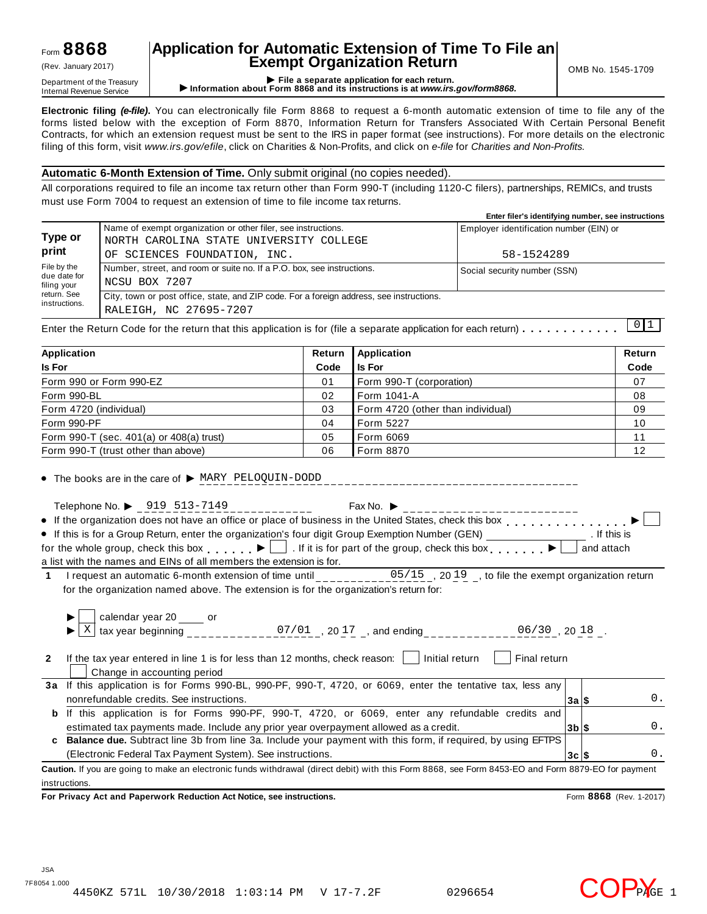Form **8868** (Rev. January 2017) Department of the Treasury Internal Revenue Service

# Application for Automatic Extension of Time To File an Exempt Organization Return

▶ File a separate application for each return.
▶ Information about Form 8868 and its instructions is at *www.irs.gov/form8868.*

OMB No. 1545-1709

**Electronic filing *(e-file)*.** You can electronically file Form 8868 to request a 6-month automatic extension of time to file any of the forms listed below with the exception of Form 8870, Information Return for Transfers Associated With Certain Personal Benefit Contracts, for which an extension request must be sent to the IRS in paper format (see instructions). For more details on the electronic filing of this form, visit *www.irs.gov/efile*, click on Charities & Non-Profits, and click on *e-file* for *Charities and Non-Profits.*

**Automatic 6-Month Extension of Time.** Only submit original (no copies needed).

All corporations required to file an income tax return other than Form 990-T (including 1120-C filers), partnerships, REMICs, and trusts must use Form 7004 to request an extension of time to file income tax returns.

**Enter filer's identifying number, see instructions**

| **Type or print** File by the due date for filing your return. See instructions. | Name of exempt organization or other filer, see instructions. NORTH CAROLINA STATE UNIVERSITY COLLEGE OF SCIENCES FOUNDATION, INC. | Employer identification number (EIN) or 58-1524289 |
|---|---|---|
| | Number, street, and room or suite no. If a P.O. box, see instructions. NCSU BOX 7207 | Social security number (SSN) |
| | City, town or post office, state, and ZIP code. For a foreign address, see instructions. RALEIGH, NC 27695-7207 | |

Enter the Return Code for the return that this application is for (file a separate application for each return) . . . . . . . . . . . 01

| Application Is For | Return Code | Application Is For | Return Code |
|---|---|---|---|
| Form 990 or Form 990-EZ | 01 | Form 990-T (corporation) | 07 |
| Form 990-BL | 02 | Form 1041-A | 08 |
| Form 4720 (individual) | 03 | Form 4720 (other than individual) | 09 |
| Form 990-PF | 04 | Form 5227 | 10 |
| Form 990-T (sec. 401(a) or 408(a) trust) | 05 | Form 6069 | 11 |
| Form 990-T (trust other than above) | 06 | Form 8870 | 12 |

- The books are in the care of ▶ MARY PELOQUIN-DODD

  Telephone No. ▶ 919 513-7149 Fax No. ▶
- If the organization does not have an office or place of business in the United States, check this box . . . . . . . . . . . . . . . ▶ ☐
- If this is for a Group Return, enter the organization's four digit Group Exemption Number (GEN) \_\_\_\_\_\_\_\_ . If this is for the whole group, check this box . . . . . . ▶ ☐ . If it is for part of the group, check this box . . . . . . . ▶ ☐ and attach a list with the names and EINs of all members the extension is for.

**1** I request an automatic 6-month extension of time until 05/15 , 20 19 , to file the exempt organization return for the organization named above. The extension is for the organization's return for:

▶ ☐ calendar year 20 \_\_\_\_ or
▶ ☒ tax year beginning 07/01 , 20 17 , and ending 06/30 , 20 18 .

**2** If the tax year entered in line 1 is for less than 12 months, check reason: ☐ Initial return ☐ Final return ☐ Change in accounting period

| | | | |
|---|---|---|---|
| **3a** | If this application is for Forms 990-BL, 990-PF, 990-T, 4720, or 6069, enter the tentative tax, less any nonrefundable credits. See instructions. | **3a** $ | 0. |
| **b** | If this application is for Forms 990-PF, 990-T, 4720, or 6069, enter any refundable credits and estimated tax payments made. Include any prior year overpayment allowed as a credit. | **3b** $ | 0. |
| **c** | **Balance due.** Subtract line 3b from line 3a. Include your payment with this form, if required, by using EFTPS (Electronic Federal Tax Payment System). See instructions. | **3c** $ | 0. |

**Caution.** If you are going to make an electronic funds withdrawal (direct debit) with this Form 8868, see Form 8453-EO and Form 8879-EO for payment instructions.

**For Privacy Act and Paperwork Reduction Act Notice, see instructions.** Form **8868** (Rev. 1-2017)

JSA
7F8054 1.000
4450KZ 571L 10/30/2018 1:03:14 PM V 17-7.2F 0296654 COPY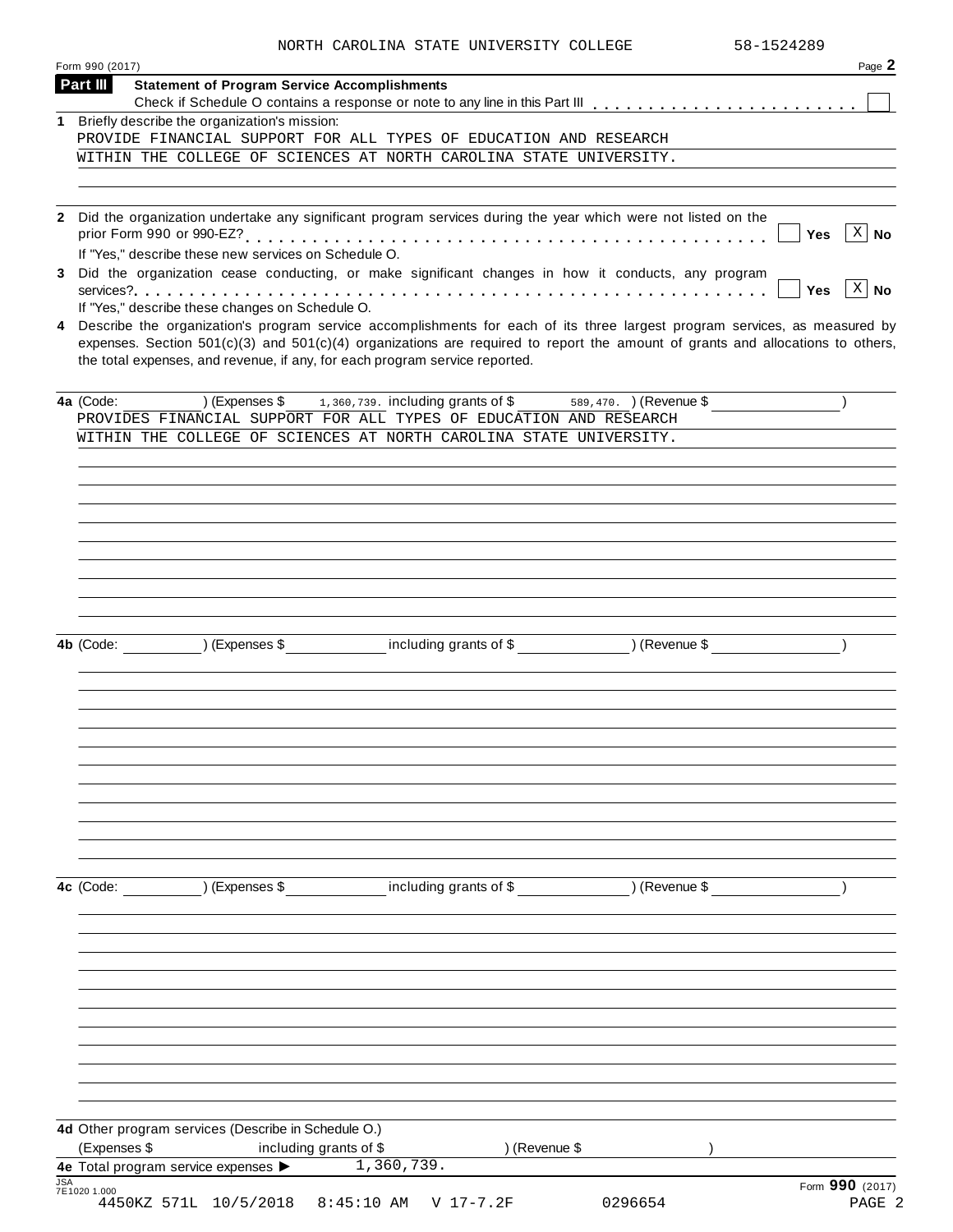NORTH CAROLINA STATE UNIVERSITY COLLEGE 58-1524289

Form 990 (2017) Page **2**

## Part III Statement of Program Service Accomplishments

Check if Schedule O contains a response or note to any line in this Part III . . . . . . . . . . . . . . . . . . . . . . . . ☐

**1** Briefly describe the organization's mission:

PROVIDE FINANCIAL SUPPORT FOR ALL TYPES OF EDUCATION AND RESEARCH WITHIN THE COLLEGE OF SCIENCES AT NORTH CAROLINA STATE UNIVERSITY.

**2** Did the organization undertake any significant program services during the year which were not listed on the prior Form 990 or 990-EZ? . . . . . . . . . . . . . . . . . . . . . . . . . . . . . . . . . . . . . . . . . . . ☐ **Yes** ☒ **No**

If "Yes," describe these new services on Schedule O.

**3** Did the organization cease conducting, or make significant changes in how it conducts, any program services? . . . . . . . . . . . . . . . . . . . . . . . . . . . . . . . . . . . . . . . . . . . . . . . . . . . . . . . ☐ **Yes** ☒ **No**

If "Yes," describe these changes on Schedule O.

**4** Describe the organization's program service accomplishments for each of its three largest program services, as measured by expenses. Section 501(c)(3) and 501(c)(4) organizations are required to report the amount of grants and allocations to others, the total expenses, and revenue, if any, for each program service reported.

**4a** (Code: ) (Expenses $ 1,360,739. including grants of $ 589,470. ) (Revenue $ )

PROVIDES FINANCIAL SUPPORT FOR ALL TYPES OF EDUCATION AND RESEARCH WITHIN THE COLLEGE OF SCIENCES AT NORTH CAROLINA STATE UNIVERSITY.

**4b** (Code: ) (Expenses $ including grants of $ ) (Revenue $ )

**4c** (Code: ) (Expenses $ including grants of $ ) (Revenue $ )

**4d** Other program services (Describe in Schedule O.)

(Expenses $ including grants of $ ) (Revenue $ )

**4e** Total program service expenses ▶ 1,360,739.

JSA 7E1020 1.000 Form **990** (2017)

4450KZ 571L 10/5/2018 8:45:10 AM V 17-7.2F 0296654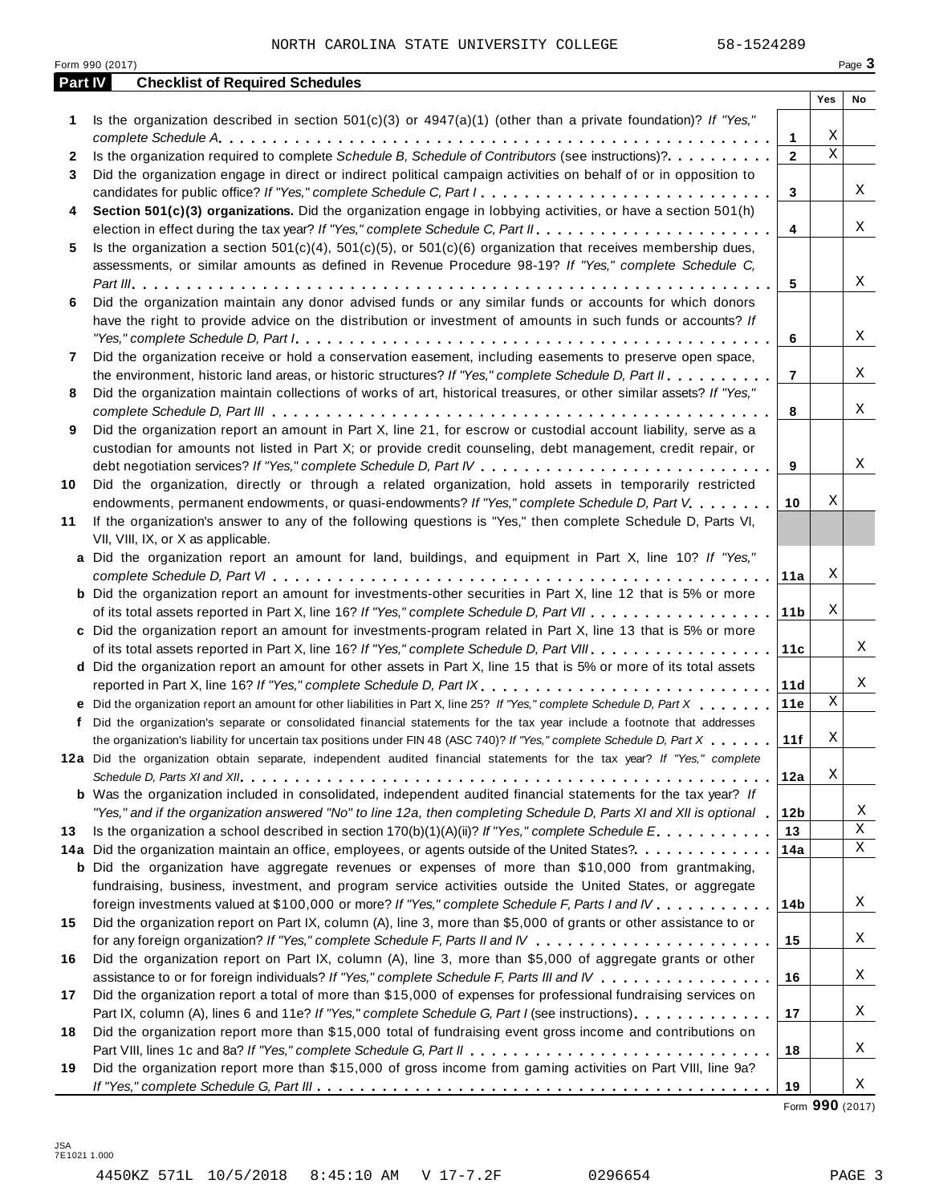NORTH CAROLINA STATE UNIVERSITY COLLEGE 58-1524289

Form 990 (2017) Page **3**

## Part IV Checklist of Required Schedules

| | | | Yes | No |
|---|---|---|---|---|
| **1** | Is the organization described in section 501(c)(3) or 4947(a)(1) (other than a private foundation)? *If "Yes," complete Schedule A* | **1** | X | |
| **2** | Is the organization required to complete *Schedule B, Schedule of Contributors* (see instructions)? | **2** | X | |
| **3** | Did the organization engage in direct or indirect political campaign activities on behalf of or in opposition to candidates for public office? *If "Yes," complete Schedule C, Part I* | **3** | | X |
| **4** | **Section 501(c)(3) organizations.** Did the organization engage in lobbying activities, or have a section 501(h) election in effect during the tax year? *If "Yes," complete Schedule C, Part II* | **4** | | X |
| **5** | Is the organization a section 501(c)(4), 501(c)(5), or 501(c)(6) organization that receives membership dues, assessments, or similar amounts as defined in Revenue Procedure 98-19? *If "Yes," complete Schedule C, Part III* | **5** | | X |
| **6** | Did the organization maintain any donor advised funds or any similar funds or accounts for which donors have the right to provide advice on the distribution or investment of amounts in such funds or accounts? *If "Yes," complete Schedule D, Part I* | **6** | | X |
| **7** | Did the organization receive or hold a conservation easement, including easements to preserve open space, the environment, historic land areas, or historic structures? *If "Yes," complete Schedule D, Part II* | **7** | | X |
| **8** | Did the organization maintain collections of works of art, historical treasures, or other similar assets? *If "Yes," complete Schedule D, Part III* | **8** | | X |
| **9** | Did the organization report an amount in Part X, line 21, for escrow or custodial account liability, serve as a custodian for amounts not listed in Part X; or provide credit counseling, debt management, credit repair, or debt negotiation services? *If "Yes," complete Schedule D, Part IV* | **9** | | X |
| **10** | Did the organization, directly or through a related organization, hold assets in temporarily restricted endowments, permanent endowments, or quasi-endowments? *If "Yes," complete Schedule D, Part V* | **10** | X | |
| **11** | If the organization's answer to any of the following questions is "Yes," then complete Schedule D, Parts VI, VII, VIII, IX, or X as applicable. | | | |
| **a** | Did the organization report an amount for land, buildings, and equipment in Part X, line 10? *If "Yes," complete Schedule D, Part VI* | **11a** | X | |
| **b** | Did the organization report an amount for investments-other securities in Part X, line 12 that is 5% or more of its total assets reported in Part X, line 16? *If "Yes," complete Schedule D, Part VII* | **11b** | X | |
| **c** | Did the organization report an amount for investments-program related in Part X, line 13 that is 5% or more of its total assets reported in Part X, line 16? *If "Yes," complete Schedule D, Part VIII* | **11c** | | X |
| **d** | Did the organization report an amount for other assets in Part X, line 15 that is 5% or more of its total assets reported in Part X, line 16? *If "Yes," complete Schedule D, Part IX* | **11d** | | X |
| **e** | Did the organization report an amount for other liabilities in Part X, line 25? *If "Yes," complete Schedule D, Part X* | **11e** | X | |
| **f** | Did the organization's separate or consolidated financial statements for the tax year include a footnote that addresses the organization's liability for uncertain tax positions under FIN 48 (ASC 740)? *If "Yes," complete Schedule D, Part X* | **11f** | X | |
| **12a** | Did the organization obtain separate, independent audited financial statements for the tax year? *If "Yes," complete Schedule D, Parts XI and XII* | **12a** | X | |
| **b** | Was the organization included in consolidated, independent audited financial statements for the tax year? *If "Yes," and if the organization answered "No" to line 12a, then completing Schedule D, Parts XI and XII is optional* | **12b** | | X |
| **13** | Is the organization a school described in section 170(b)(1)(A)(ii)? *If "Yes," complete Schedule E* | **13** | | X |
| **14a** | Did the organization maintain an office, employees, or agents outside of the United States? | **14a** | | X |
| **b** | Did the organization have aggregate revenues or expenses of more than $10,000 from grantmaking, fundraising, business, investment, and program service activities outside the United States, or aggregate foreign investments valued at $100,000 or more? *If "Yes," complete Schedule F, Parts I and IV* | **14b** | | X |
| **15** | Did the organization report on Part IX, column (A), line 3, more than $5,000 of grants or other assistance to or for any foreign organization? *If "Yes," complete Schedule F, Parts II and IV* | **15** | | X |
| **16** | Did the organization report on Part IX, column (A), line 3, more than $5,000 of aggregate grants or other assistance to or for foreign individuals? *If "Yes," complete Schedule F, Parts III and IV* | **16** | | X |
| **17** | Did the organization report a total of more than $15,000 of expenses for professional fundraising services on Part IX, column (A), lines 6 and 11e? *If "Yes," complete Schedule G, Part I* (see instructions) | **17** | | X |
| **18** | Did the organization report more than $15,000 total of fundraising event gross income and contributions on Part VIII, lines 1c and 8a? *If "Yes," complete Schedule G, Part II* | **18** | | X |
| **19** | Did the organization report more than $15,000 of gross income from gaming activities on Part VIII, line 9a? *If "Yes," complete Schedule G, Part III* | **19** | | X |

Form **990** (2017)

JSA
7E1021 1.000

4450KZ 571L 10/5/2018 8:45:10 AM V 17-7.2F 0296654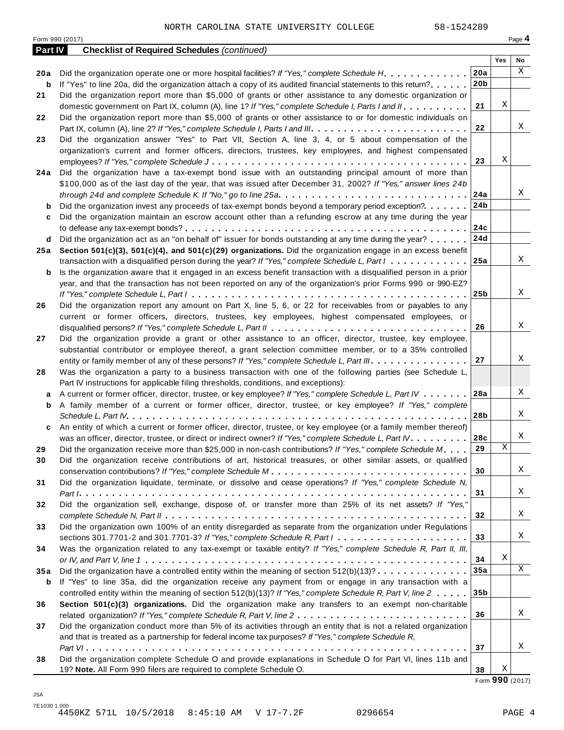NORTH CAROLINA STATE UNIVERSITY COLLEGE 58-1524289

Form 990 (2017) Page **4**

## Part IV Checklist of Required Schedules *(continued)*

| | | | Yes | No |
|---|---|---|---|---|
| **20a** | Did the organization operate one or more hospital facilities? *If "Yes," complete Schedule H* | **20a** | | X |
| **b** | If "Yes" to line 20a, did the organization attach a copy of its audited financial statements to this return? | **20b** | | |
| **21** | Did the organization report more than $5,000 of grants or other assistance to any domestic organization or domestic government on Part IX, column (A), line 1? *If "Yes," complete Schedule I, Parts I and II* | **21** | X | |
| **22** | Did the organization report more than $5,000 of grants or other assistance to or for domestic individuals on Part IX, column (A), line 2? *If "Yes," complete Schedule I, Parts I and III* | **22** | | X |
| **23** | Did the organization answer "Yes" to Part VII, Section A, line 3, 4, or 5 about compensation of the organization's current and former officers, directors, trustees, key employees, and highest compensated employees? *If "Yes," complete Schedule J* | **23** | X | |
| **24a** | Did the organization have a tax-exempt bond issue with an outstanding principal amount of more than $100,000 as of the last day of the year, that was issued after December 31, 2002? *If "Yes," answer lines 24b through 24d and complete Schedule K. If "No," go to line 25a* | **24a** | | X |
| **b** | Did the organization invest any proceeds of tax-exempt bonds beyond a temporary period exception? | **24b** | | |
| **c** | Did the organization maintain an escrow account other than a refunding escrow at any time during the year to defease any tax-exempt bonds? | **24c** | | |
| **d** | Did the organization act as an "on behalf of" issuer for bonds outstanding at any time during the year? | **24d** | | |
| **25a** | **Section 501(c)(3), 501(c)(4), and 501(c)(29) organizations.** Did the organization engage in an excess benefit transaction with a disqualified person during the year? *If "Yes," complete Schedule L, Part I* | **25a** | | X |
| **b** | Is the organization aware that it engaged in an excess benefit transaction with a disqualified person in a prior year, and that the transaction has not been reported on any of the organization's prior Forms 990 or 990-EZ? *If "Yes," complete Schedule L, Part I* | **25b** | | X |
| **26** | Did the organization report any amount on Part X, line 5, 6, or 22 for receivables from or payables to any current or former officers, directors, trustees, key employees, highest compensated employees, or disqualified persons? *If "Yes," complete Schedule L, Part II* | **26** | | X |
| **27** | Did the organization provide a grant or other assistance to an officer, director, trustee, key employee, substantial contributor or employee thereof, a grant selection committee member, or to a 35% controlled entity or family member of any of these persons? *If "Yes," complete Schedule L, Part III* | **27** | | X |
| **28** | Was the organization a party to a business transaction with one of the following parties (see Schedule L, Part IV instructions for applicable filing thresholds, conditions, and exceptions): | | | |
| **a** | A current or former officer, director, trustee, or key employee? *If "Yes," complete Schedule L, Part IV* | **28a** | | X |
| **b** | A family member of a current or former officer, director, trustee, or key employee? *If "Yes," complete Schedule L, Part IV* | **28b** | | X |
| **c** | An entity of which a current or former officer, director, trustee, or key employee (or a family member thereof) was an officer, director, trustee, or direct or indirect owner? *If "Yes," complete Schedule L, Part IV* | **28c** | | X |
| **29** | Did the organization receive more than $25,000 in non-cash contributions? *If "Yes," complete Schedule M* | **29** | X | |
| **30** | Did the organization receive contributions of art, historical treasures, or other similar assets, or qualified conservation contributions? *If "Yes," complete Schedule M* | **30** | | X |
| **31** | Did the organization liquidate, terminate, or dissolve and cease operations? *If "Yes," complete Schedule N, Part I* | **31** | | X |
| **32** | Did the organization sell, exchange, dispose of, or transfer more than 25% of its net assets? *If "Yes," complete Schedule N, Part II* | **32** | | X |
| **33** | Did the organization own 100% of an entity disregarded as separate from the organization under Regulations sections 301.7701-2 and 301.7701-3? *If "Yes," complete Schedule R, Part I* | **33** | | X |
| **34** | Was the organization related to any tax-exempt or taxable entity? *If "Yes," complete Schedule R, Part II, III, or IV, and Part V, line 1* | **34** | X | |
| **35a** | Did the organization have a controlled entity within the meaning of section 512(b)(13)? | **35a** | | X |
| **b** | If "Yes" to line 35a, did the organization receive any payment from or engage in any transaction with a controlled entity within the meaning of section 512(b)(13)? *If "Yes," complete Schedule R, Part V, line 2* | **35b** | | |
| **36** | **Section 501(c)(3) organizations.** Did the organization make any transfers to an exempt non-charitable related organization? *If "Yes," complete Schedule R, Part V, line 2* | **36** | | X |
| **37** | Did the organization conduct more than 5% of its activities through an entity that is not a related organization and that is treated as a partnership for federal income tax purposes? *If "Yes," complete Schedule R, Part VI* | **37** | | X |
| **38** | Did the organization complete Schedule O and provide explanations in Schedule O for Part VI, lines 11b and 19? **Note.** All Form 990 filers are required to complete Schedule O. | **38** | X | |

Form **990** (2017)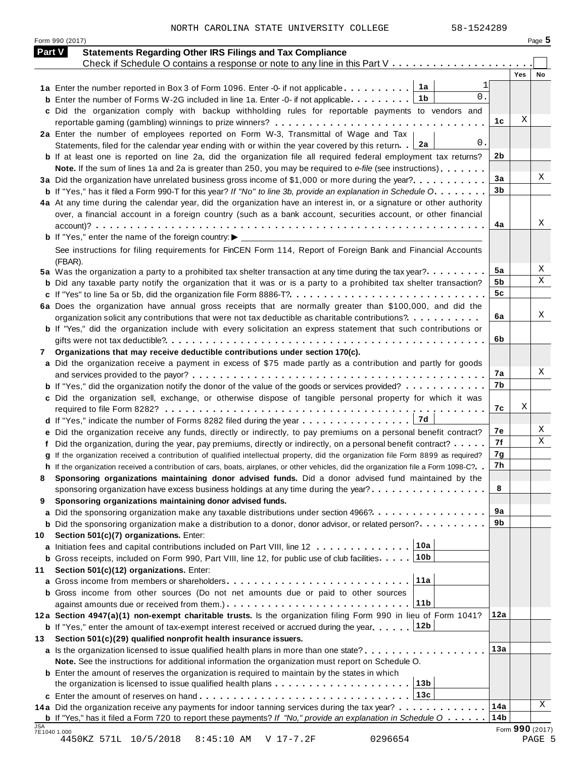NORTH CAROLINA STATE UNIVERSITY COLLEGE 58-1524289

Form 990 (2017) Page **5**

## Part V Statements Regarding Other IRS Filings and Tax Compliance

Check if Schedule O contains a response or note to any line in this Part V . . . . . . . . . . . . . . . . . . . . . ☐

| | | | | Yes | No |
|---|---|---|---|---|---|
| **1a** Enter the number reported in Box 3 of Form 1096. Enter -0- if not applicable | **1a** | 1 | | | |
| **b** Enter the number of Forms W-2G included in line 1a. Enter -0- if not applicable | **1b** | 0. | | | |
| **c** Did the organization comply with backup withholding rules for reportable payments to vendors and reportable gaming (gambling) winnings to prize winners? | | | **1c** | X | |
| **2a** Enter the number of employees reported on Form W-3, Transmittal of Wage and Tax Statements, filed for the calendar year ending with or within the year covered by this return | **2a** | 0. | | | |
| **b** If at least one is reported on line 2a, did the organization file all required federal employment tax returns? | | | **2b** | | |
| **Note.** If the sum of lines 1a and 2a is greater than 250, you may be required to *e-file* (see instructions) | | | | | |
| **3a** Did the organization have unrelated business gross income of $1,000 or more during the year? | | | **3a** | | X |
| **b** If "Yes," has it filed a Form 990-T for this year? *If "No" to line 3b, provide an explanation in Schedule O* | | | **3b** | | |
| **4a** At any time during the calendar year, did the organization have an interest in, or a signature or other authority over, a financial account in a foreign country (such as a bank account, securities account, or other financial account)? | | | **4a** | | X |
| **b** If "Yes," enter the name of the foreign country: ▶ | | | | | |
| See instructions for filing requirements for FinCEN Form 114, Report of Foreign Bank and Financial Accounts (FBAR). | | | | | |
| **5a** Was the organization a party to a prohibited tax shelter transaction at any time during the tax year? | | | **5a** | | X |
| **b** Did any taxable party notify the organization that it was or is a party to a prohibited tax shelter transaction? | | | **5b** | | X |
| **c** If "Yes" to line 5a or 5b, did the organization file Form 8886-T? | | | **5c** | | |
| **6a** Does the organization have annual gross receipts that are normally greater than $100,000, and did the organization solicit any contributions that were not tax deductible as charitable contributions? | | | **6a** | | X |
| **b** If "Yes," did the organization include with every solicitation an express statement that such contributions or gifts were not tax deductible? | | | **6b** | | |
| **7 Organizations that may receive deductible contributions under section 170(c).** | | | | | |
| **a** Did the organization receive a payment in excess of $75 made partly as a contribution and partly for goods and services provided to the payor? | | | **7a** | | X |
| **b** If "Yes," did the organization notify the donor of the value of the goods or services provided? | | | **7b** | | |
| **c** Did the organization sell, exchange, or otherwise dispose of tangible personal property for which it was required to file Form 8282? | | | **7c** | X | |
| **d** If "Yes," indicate the number of Forms 8282 filed during the year | **7d** | | | | |
| **e** Did the organization receive any funds, directly or indirectly, to pay premiums on a personal benefit contract? | | | **7e** | | X |
| **f** Did the organization, during the year, pay premiums, directly or indirectly, on a personal benefit contract? | | | **7f** | | X |
| **g** If the organization received a contribution of qualified intellectual property, did the organization file Form 8899 as required? | | | **7g** | | |
| **h** If the organization received a contribution of cars, boats, airplanes, or other vehicles, did the organization file a Form 1098-C? | | | **7h** | | |
| **8 Sponsoring organizations maintaining donor advised funds.** Did a donor advised fund maintained by the sponsoring organization have excess business holdings at any time during the year? | | | **8** | | |
| **9 Sponsoring organizations maintaining donor advised funds.** | | | | | |
| **a** Did the sponsoring organization make any taxable distributions under section 4966? | | | **9a** | | |
| **b** Did the sponsoring organization make a distribution to a donor, donor advisor, or related person? | | | **9b** | | |
| **10 Section 501(c)(7) organizations.** Enter: | | | | | |
| **a** Initiation fees and capital contributions included on Part VIII, line 12 | **10a** | | | | |
| **b** Gross receipts, included on Form 990, Part VIII, line 12, for public use of club facilities | **10b** | | | | |
| **11 Section 501(c)(12) organizations.** Enter: | | | | | |
| **a** Gross income from members or shareholders | **11a** | | | | |
| **b** Gross income from other sources (Do not net amounts due or paid to other sources against amounts due or received from them.) | **11b** | | | | |
| **12a Section 4947(a)(1) non-exempt charitable trusts.** Is the organization filing Form 990 in lieu of Form 1041? | | | **12a** | | |
| **b** If "Yes," enter the amount of tax-exempt interest received or accrued during the year | **12b** | | | | |
| **13 Section 501(c)(29) qualified nonprofit health insurance issuers.** | | | | | |
| **a** Is the organization licensed to issue qualified health plans in more than one state? | | | **13a** | | |
| **Note.** See the instructions for additional information the organization must report on Schedule O. | | | | | |
| **b** Enter the amount of reserves the organization is required to maintain by the states in which the organization is licensed to issue qualified health plans | **13b** | | | | |
| **c** Enter the amount of reserves on hand | **13c** | | | | |
| **14a** Did the organization receive any payments for indoor tanning services during the tax year? | | | **14a** | | X |
| **b** If "Yes," has it filed a Form 720 to report these payments? *If "No," provide an explanation in Schedule O* | | | **14b** | | |

JSA 7E1040 1.000 Form **990** (2017)

4450KZ 571L 10/5/2018 8:45:10 AM V 17-7.2F 0296654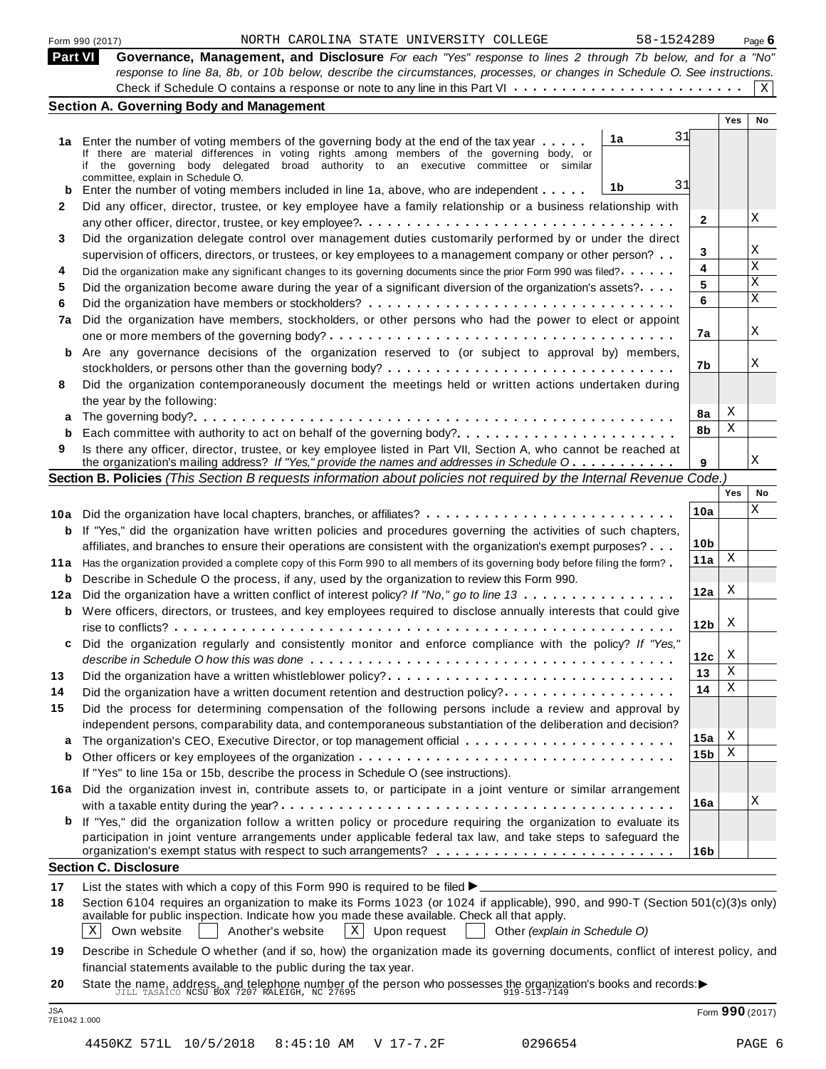Form 990 (2017) NORTH CAROLINA STATE UNIVERSITY COLLEGE 58-1524289 Page 6

**Part VI** **Governance, Management, and Disclosure** *For each "Yes" response to lines 2 through 7b below, and for a "No" response to line 8a, 8b, or 10b below, describe the circumstances, processes, or changes in Schedule O. See instructions.*

Check if Schedule O contains a response or note to any line in this Part VI . . . . . . . . . . . . . . . . . . . . . . . [X]

## Section A. Governing Body and Management

| | | | | Yes | No |
|---|---|---|---|---|---|
| **1a** | Enter the number of voting members of the governing body at the end of the tax year . . . . . **1a** 31. If there are material differences in voting rights among members of the governing body, or if the governing body delegated broad authority to an executive committee or similar committee, explain in Schedule O. | | | | |
| **b** | Enter the number of voting members included in line 1a, above, who are independent . . . . . **1b** 31 | | | | |
| **2** | Did any officer, director, trustee, or key employee have a family relationship or a business relationship with any other officer, director, trustee, or key employee? | | **2** | | X |
| **3** | Did the organization delegate control over management duties customarily performed by or under the direct supervision of officers, directors, or trustees, or key employees to a management company or other person? | | **3** | | X |
| **4** | Did the organization make any significant changes to its governing documents since the prior Form 990 was filed? | | **4** | | X |
| **5** | Did the organization become aware during the year of a significant diversion of the organization's assets? | | **5** | | X |
| **6** | Did the organization have members or stockholders? | | **6** | | X |
| **7a** | Did the organization have members, stockholders, or other persons who had the power to elect or appoint one or more members of the governing body? | | **7a** | | X |
| **b** | Are any governance decisions of the organization reserved to (or subject to approval by) members, stockholders, or persons other than the governing body? | | **7b** | | X |
| **8** | Did the organization contemporaneously document the meetings held or written actions undertaken during the year by the following: | | | | |
| **a** | The governing body? | | **8a** | X | |
| **b** | Each committee with authority to act on behalf of the governing body? | | **8b** | X | |
| **9** | Is there any officer, director, trustee, or key employee listed in Part VII, Section A, who cannot be reached at the organization's mailing address? *If "Yes," provide the names and addresses in Schedule O* | | **9** | | X |

## Section B. Policies *(This Section B requests information about policies not required by the Internal Revenue Code.)*

| | | | Yes | No |
|---|---|---|---|---|
| **10a** | Did the organization have local chapters, branches, or affiliates? | **10a** | | X |
| **b** | If "Yes," did the organization have written policies and procedures governing the activities of such chapters, affiliates, and branches to ensure their operations are consistent with the organization's exempt purposes? | **10b** | | |
| **11a** | Has the organization provided a complete copy of this Form 990 to all members of its governing body before filing the form? | **11a** | X | |
| **b** | Describe in Schedule O the process, if any, used by the organization to review this Form 990. | | | |
| **12a** | Did the organization have a written conflict of interest policy? *If "No," go to line 13* | **12a** | X | |
| **b** | Were officers, directors, or trustees, and key employees required to disclose annually interests that could give rise to conflicts? | **12b** | X | |
| **c** | Did the organization regularly and consistently monitor and enforce compliance with the policy? *If "Yes," describe in Schedule O how this was done* | **12c** | X | |
| **13** | Did the organization have a written whistleblower policy? | **13** | X | |
| **14** | Did the organization have a written document retention and destruction policy? | **14** | X | |
| **15** | Did the process for determining compensation of the following persons include a review and approval by independent persons, comparability data, and contemporaneous substantiation of the deliberation and decision? | | | |
| **a** | The organization's CEO, Executive Director, or top management official | **15a** | X | |
| **b** | Other officers or key employees of the organization | **15b** | X | |
| | If "Yes" to line 15a or 15b, describe the process in Schedule O (see instructions). | | | |
| **16a** | Did the organization invest in, contribute assets to, or participate in a joint venture or similar arrangement with a taxable entity during the year? | **16a** | | X |
| **b** | If "Yes," did the organization follow a written policy or procedure requiring the organization to evaluate its participation in joint venture arrangements under applicable federal tax law, and take steps to safeguard the organization's exempt status with respect to such arrangements? | **16b** | | |

## Section C. Disclosure

**17** List the states with which a copy of this Form 990 is required to be filed ▶

**18** Section 6104 requires an organization to make its Forms 1023 (or 1024 if applicable), 990, and 990-T (Section 501(c)(3)s only) available for public inspection. Indicate how you made these available. Check all that apply.

[X] Own website [ ] Another's website [X] Upon request [ ] Other *(explain in Schedule O)*

**19** Describe in Schedule O whether (and if so, how) the organization made its governing documents, conflict of interest policy, and financial statements available to the public during the tax year.

**20** State the name, address, and telephone number of the person who possesses the organization's books and records: ▶ JILL TASAICO NCSU BOX 7207 RALEIGH, NC 27695 919-513-7149

JSA 7E1042 1.000

Form **990** (2017)

4450KZ 571L 10/5/2018 8:45:10 AM V 17-7.2F 0296654 PAGE 6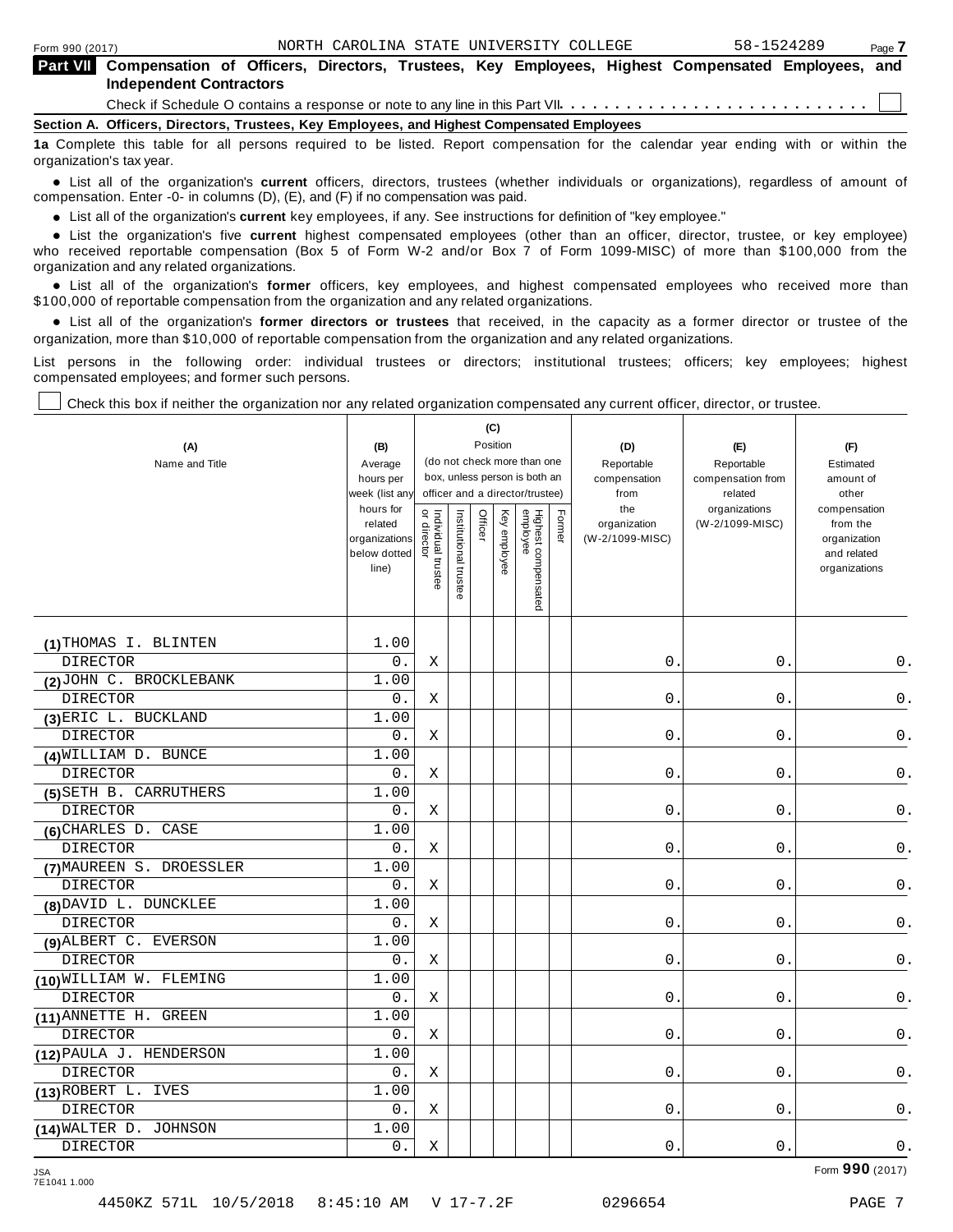Form 990 (2017) NORTH CAROLINA STATE UNIVERSITY COLLEGE 58-1524289

**Part VII Compensation of Officers, Directors, Trustees, Key Employees, Highest Compensated Employees, and Independent Contractors**

Check if Schedule O contains a response or note to any line in this Part VII . . . . . . . . . . . . . . . . . . . . . . . . . . ☐

**Section A. Officers, Directors, Trustees, Key Employees, and Highest Compensated Employees**

**1a** Complete this table for all persons required to be listed. Report compensation for the calendar year ending with or within the organization's tax year.

- List all of the organization's **current** officers, directors, trustees (whether individuals or organizations), regardless of amount of compensation. Enter -0- in columns (D), (E), and (F) if no compensation was paid.
- List all of the organization's **current** key employees, if any. See instructions for definition of "key employee."
- List the organization's five **current** highest compensated employees (other than an officer, director, trustee, or key employee) who received reportable compensation (Box 5 of Form W-2 and/or Box 7 of Form 1099-MISC) of more than $100,000 from the organization and any related organizations.
- List all of the organization's **former** officers, key employees, and highest compensated employees who received more than $100,000 of reportable compensation from the organization and any related organizations.
- List all of the organization's **former directors or trustees** that received, in the capacity as a former director or trustee of the organization, more than $10,000 of reportable compensation from the organization and any related organizations.

List persons in the following order: individual trustees or directors; institutional trustees; officers; key employees; highest compensated employees; and former such persons.

☐ Check this box if neither the organization nor any related organization compensated any current officer, director, or trustee.

| (A) Name and Title | (B) Average hours per week (list any hours for related organizations below dotted line) | (C) Position (do not check more than one box, unless person is both an officer and a director/trustee) | | | | | | (D) Reportable compensation from the organization (W-2/1099-MISC) | (E) Reportable compensation from related organizations (W-2/1099-MISC) | (F) Estimated amount of other compensation from the organization and related organizations |
|---|---|---|---|---|---|---|---|---|---|---|
| | | Individual trustee or director | Institutional trustee | Officer | Key employee | Highest compensated employee | Former | | | |
| (1) THOMAS I. BLINTEN<br>DIRECTOR | 1.00<br>0. | X | | | | | | 0. | 0. | 0. |
| (2) JOHN C. BROCKLEBANK<br>DIRECTOR | 1.00<br>0. | X | | | | | | 0. | 0. | 0. |
| (3) ERIC L. BUCKLAND<br>DIRECTOR | 1.00<br>0. | X | | | | | | 0. | 0. | 0. |
| (4) WILLIAM D. BUNCE<br>DIRECTOR | 1.00<br>0. | X | | | | | | 0. | 0. | 0. |
| (5) SETH B. CARRUTHERS<br>DIRECTOR | 1.00<br>0. | X | | | | | | 0. | 0. | 0. |
| (6) CHARLES D. CASE<br>DIRECTOR | 1.00<br>0. | X | | | | | | 0. | 0. | 0. |
| (7) MAUREEN S. DROESSLER<br>DIRECTOR | 1.00<br>0. | X | | | | | | 0. | 0. | 0. |
| (8) DAVID L. DUNCKLEE<br>DIRECTOR | 1.00<br>0. | X | | | | | | 0. | 0. | 0. |
| (9) ALBERT C. EVERSON<br>DIRECTOR | 1.00<br>0. | X | | | | | | 0. | 0. | 0. |
| (10) WILLIAM W. FLEMING<br>DIRECTOR | 1.00<br>0. | X | | | | | | 0. | 0. | 0. |
| (11) ANNETTE H. GREEN<br>DIRECTOR | 1.00<br>0. | X | | | | | | 0. | 0. | 0. |
| (12) PAULA J. HENDERSON<br>DIRECTOR | 1.00<br>0. | X | | | | | | 0. | 0. | 0. |
| (13) ROBERT L. IVES<br>DIRECTOR | 1.00<br>0. | X | | | | | | 0. | 0. | 0. |
| (14) WALTER D. JOHNSON<br>DIRECTOR | 1.00<br>0. | X | | | | | | 0. | 0. | 0. |

JSA 7E1041 1.000

Form **990** (2017)

4450KZ 571L 10/5/2018 8:45:10 AM V 17-7.2F 0296654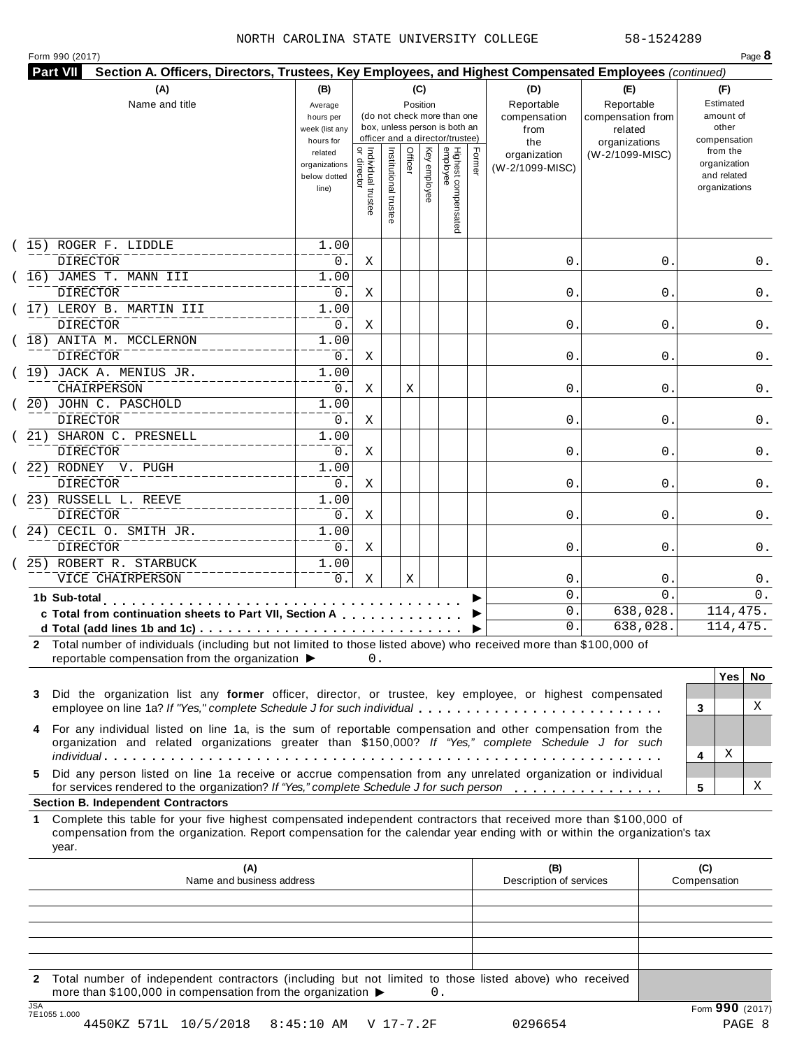NORTH CAROLINA STATE UNIVERSITY COLLEGE 58-1524289

Form 990 (2017) Page **8**

**Part VII Section A. Officers, Directors, Trustees, Key Employees, and Highest Compensated Employees** *(continued)*

| (A) Name and title | (B) Average hours per week (list any hours for related organizations below dotted line) | (C) Position: Individual trustee or director | Institutional trustee | Officer | Key employee | Highest compensated employee | Former | (D) Reportable compensation from the organization (W-2/1099-MISC) | (E) Reportable compensation from related organizations (W-2/1099-MISC) | (F) Estimated amount of other compensation from the organization and related organizations |
|---|---|---|---|---|---|---|---|---|---|---|
| (15) ROGER F. LIDDLE<br>DIRECTOR | 1.00<br>0. | X | | | | | | 0. | 0. | 0. |
| (16) JAMES T. MANN III<br>DIRECTOR | 1.00<br>0. | X | | | | | | 0. | 0. | 0. |
| (17) LEROY B. MARTIN III<br>DIRECTOR | 1.00<br>0. | X | | | | | | 0. | 0. | 0. |
| (18) ANITA M. MCCLERNON<br>DIRECTOR | 1.00<br>0. | X | | | | | | 0. | 0. | 0. |
| (19) JACK A. MENIUS JR.<br>CHAIRPERSON | 1.00<br>0. | X | | X | | | | 0. | 0. | 0. |
| (20) JOHN C. PASCHOLD<br>DIRECTOR | 1.00<br>0. | X | | | | | | 0. | 0. | 0. |
| (21) SHARON C. PRESNELL<br>DIRECTOR | 1.00<br>0. | X | | | | | | 0. | 0. | 0. |
| (22) RODNEY V. PUGH<br>DIRECTOR | 1.00<br>0. | X | | | | | | 0. | 0. | 0. |
| (23) RUSSELL L. REEVE<br>DIRECTOR | 1.00<br>0. | X | | | | | | 0. | 0. | 0. |
| (24) CECIL O. SMITH JR.<br>DIRECTOR | 1.00<br>0. | X | | | | | | 0. | 0. | 0. |
| (25) ROBERT R. STARBUCK<br>VICE CHAIRPERSON | 1.00<br>0. | X | | X | | | | 0. | 0. | 0. |
| **1b Sub-total** ▶ | | | | | | | | 0. | 0. | 0. |
| **c Total from continuation sheets to Part VII, Section A** ▶ | | | | | | | | 0. | 638,028. | 114,475. |
| **d Total (add lines 1b and 1c)** ▶ | | | | | | | | 0. | 638,028. | 114,475. |

**2** Total number of individuals (including but not limited to those listed above) who received more than $100,000 of reportable compensation from the organization ▶ 0.

| | | Yes | No |
|---|---|---|---|
| **3** Did the organization list any **former** officer, director, or trustee, key employee, or highest compensated employee on line 1a? *If "Yes," complete Schedule J for such individual* | 3 | | X |
| **4** For any individual listed on line 1a, is the sum of reportable compensation and other compensation from the organization and related organizations greater than $150,000? *If "Yes," complete Schedule J for such individual* | 4 | X | |
| **5** Did any person listed on line 1a receive or accrue compensation from any unrelated organization or individual for services rendered to the organization? *If "Yes," complete Schedule J for such person* | 5 | | X |

**Section B. Independent Contractors**

**1** Complete this table for your five highest compensated independent contractors that received more than $100,000 of compensation from the organization. Report compensation for the calendar year ending with or within the organization's tax year.

| (A) Name and business address | (B) Description of services | (C) Compensation |
|---|---|---|
| | | |
| | | |
| | | |
| | | |
| | | |

**2** Total number of independent contractors (including but not limited to those listed above) who received more than $100,000 in compensation from the organization ▶ 0.

Form **990** (2017)

JSA 7E1055 1.000

4450KZ 571L 10/5/2018 8:45:10 AM V 17-7.2F 0296654 PAGE 8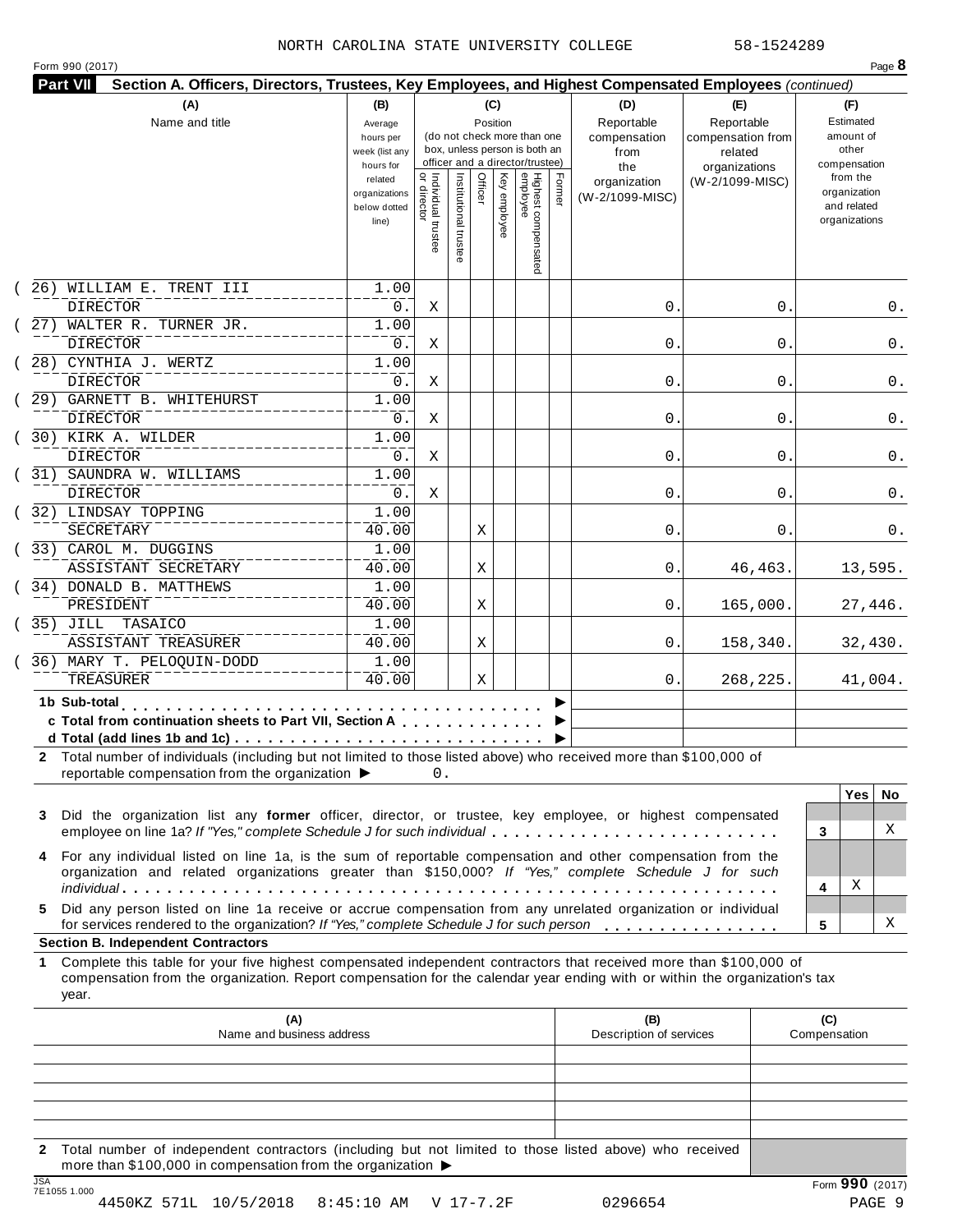NORTH CAROLINA STATE UNIVERSITY COLLEGE 58-1524289

Form 990 (2017) Page **8**

**Part VII Section A. Officers, Directors, Trustees, Key Employees, and Highest Compensated Employees** *(continued)*

| (A) Name and title | (B) Average hours per week (list any hours for related organizations below dotted line) | (C) Position: Individual trustee or director | Institutional trustee | Officer | Key employee | Highest compensated employee | Former | (D) Reportable compensation from the organization (W-2/1099-MISC) | (E) Reportable compensation from related organizations (W-2/1099-MISC) | (F) Estimated amount of other compensation from the organization and related organizations |
|---|---|---|---|---|---|---|---|---|---|---|
| (26) WILLIAM E. TRENT III<br>DIRECTOR | 1.00<br>0. | X | | | | | | 0. | 0. | 0. |
| (27) WALTER R. TURNER JR.<br>DIRECTOR | 1.00<br>0. | X | | | | | | 0. | 0. | 0. |
| (28) CYNTHIA J. WERTZ<br>DIRECTOR | 1.00<br>0. | X | | | | | | 0. | 0. | 0. |
| (29) GARNETT B. WHITEHURST<br>DIRECTOR | 1.00<br>0. | X | | | | | | 0. | 0. | 0. |
| (30) KIRK A. WILDER<br>DIRECTOR | 1.00<br>0. | X | | | | | | 0. | 0. | 0. |
| (31) SAUNDRA W. WILLIAMS<br>DIRECTOR | 1.00<br>0. | X | | | | | | 0. | 0. | 0. |
| (32) LINDSAY TOPPING<br>SECRETARY | 1.00<br>40.00 | | | X | | | | 0. | 0. | 0. |
| (33) CAROL M. DUGGINS<br>ASSISTANT SECRETARY | 1.00<br>40.00 | | | X | | | | 0. | 46,463. | 13,595. |
| (34) DONALD B. MATTHEWS<br>PRESIDENT | 1.00<br>40.00 | | | X | | | | 0. | 165,000. | 27,446. |
| (35) JILL TASAICO<br>ASSISTANT TREASURER | 1.00<br>40.00 | | | X | | | | 0. | 158,340. | 32,430. |
| (36) MARY T. PELOQUIN-DODD<br>TREASURER | 1.00<br>40.00 | | | X | | | | 0. | 268,225. | 41,004. |
| **1b Sub-total** | | | | | | | | | | |
| **c Total from continuation sheets to Part VII, Section A** | | | | | | | | | | |
| **d Total (add lines 1b and 1c)** | | | | | | | | | | |

**2** Total number of individuals (including but not limited to those listed above) who received more than $100,000 of reportable compensation from the organization ▶ 0.

| | | Yes | No |
|---|---|---|---|
| **3** Did the organization list any **former** officer, director, or trustee, key employee, or highest compensated employee on line 1a? *If "Yes," complete Schedule J for such individual* | 3 | | X |
| **4** For any individual listed on line 1a, is the sum of reportable compensation and other compensation from the organization and related organizations greater than $150,000? *If "Yes," complete Schedule J for such individual* | 4 | X | |
| **5** Did any person listed on line 1a receive or accrue compensation from any unrelated organization or individual for services rendered to the organization? *If "Yes," complete Schedule J for such person* | 5 | | X |

**Section B. Independent Contractors**

**1** Complete this table for your five highest compensated independent contractors that received more than $100,000 of compensation from the organization. Report compensation for the calendar year ending with or within the organization's tax year.

| (A) Name and business address | (B) Description of services | (C) Compensation |
|---|---|---|
| | | |
| | | |
| | | |
| | | |
| | | |

**2** Total number of independent contractors (including but not limited to those listed above) who received more than $100,000 in compensation from the organization ▶

JSA 7E1055 1.000

Form **990** (2017)

4450KZ 571L 10/5/2018 8:45:10 AM V 17-7.2F 0296654 PAGE 9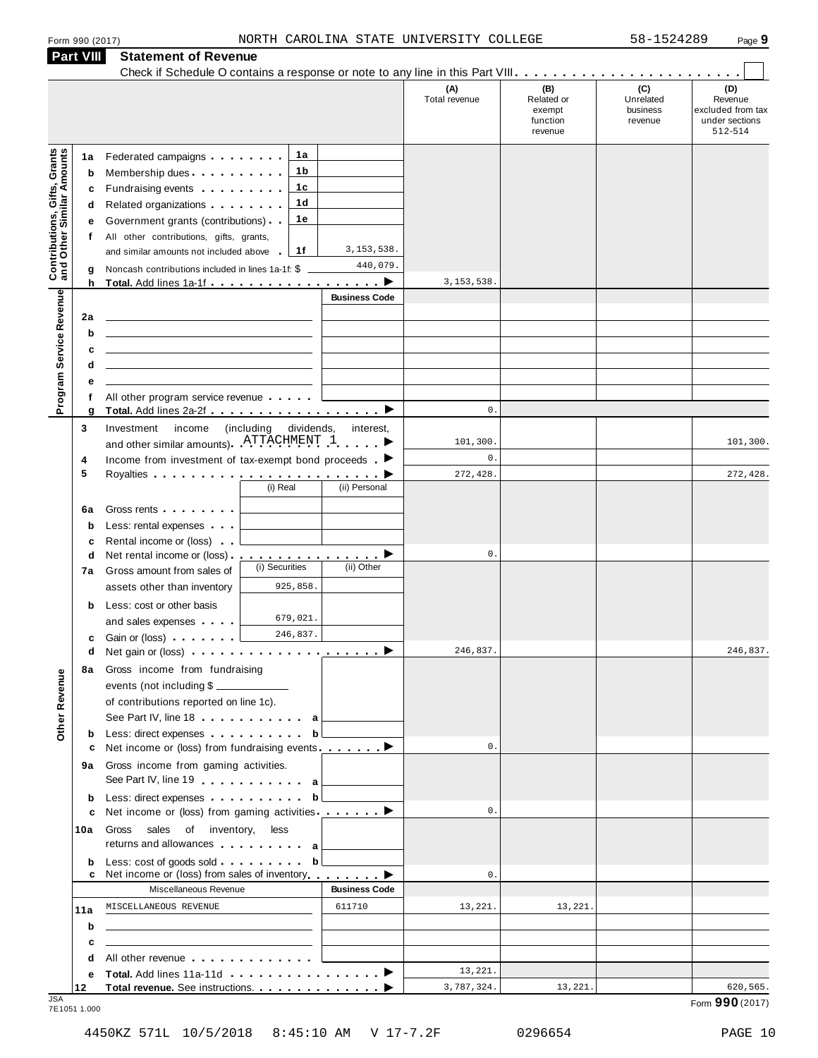Form 990 (2017) NORTH CAROLINA STATE UNIVERSITY COLLEGE 58-1524289 Page **9**

## Part VIII Statement of Revenue

Check if Schedule O contains a response or note to any line in this Part VIII . . . . . . . . . . . . . . . . . . . . . . . . ☐

| | | | | (A) Total revenue | (B) Related or exempt function revenue | (C) Unrelated business revenue | (D) Revenue excluded from tax under sections 512-514 |
|---|---|---|---|---|---|---|---|
| **Contributions, Gifts, Grants and Other Similar Amounts** | 1a Federated campaigns | 1a | | | | | |
| | b Membership dues | 1b | | | | | |
| | c Fundraising events | 1c | | | | | |
| | d Related organizations | 1d | | | | | |
| | e Government grants (contributions) | 1e | | | | | |
| | f All other contributions, gifts, grants, and similar amounts not included above | 1f | 3,153,538. | | | | |
| | g Noncash contributions included in lines 1a-1f: $ | | 440,079. | | | | |
| | h **Total.** Add lines 1a-1f ▶ | | | 3,153,538. | | | |
| **Program Service Revenue** | | | Business Code | | | | |
| | 2a | | | | | | |
| | b | | | | | | |
| | c | | | | | | |
| | d | | | | | | |
| | e | | | | | | |
| | f All other program service revenue | | | | | | |
| | g **Total.** Add lines 2a-2f ▶ | | | 0. | | | |
| | 3 Investment income (including dividends, interest, and other similar amounts) ATTACHMENT 1 ▶ | | | 101,300. | | | 101,300. |
| | 4 Income from investment of tax-exempt bond proceeds ▶ | | | 0. | | | |
| | 5 Royalties ▶ | | | 272,428. | | | 272,428. |
| | | (i) Real | (ii) Personal | | | | |
| | 6a Gross rents | | | | | | |
| | b Less: rental expenses | | | | | | |
| | c Rental income or (loss) | | | | | | |
| | d Net rental income or (loss) ▶ | | | 0. | | | |
| | 7a Gross amount from sales of assets other than inventory | (i) Securities 925,858. | (ii) Other | | | | |
| | b Less: cost or other basis and sales expenses | 679,021. | | | | | |
| | c Gain or (loss) | 246,837. | | | | | |
| | d Net gain or (loss) ▶ | | | 246,837. | | | 246,837. |
| **Other Revenue** | 8a Gross income from fundraising events (not including $ ____ of contributions reported on line 1c). See Part IV, line 18 | a | | | | | |
| | b Less: direct expenses | b | | | | | |
| | c Net income or (loss) from fundraising events ▶ | | | 0. | | | |
| | 9a Gross income from gaming activities. See Part IV, line 19 | a | | | | | |
| | b Less: direct expenses | b | | | | | |
| | c Net income or (loss) from gaming activities ▶ | | | 0. | | | |
| | 10a Gross sales of inventory, less returns and allowances | a | | | | | |
| | b Less: cost of goods sold | b | | | | | |
| | c Net income or (loss) from sales of inventory ▶ | | | 0. | | | |
| | Miscellaneous Revenue | | Business Code | | | | |
| | 11a MISCELLANEOUS REVENUE | | 611710 | 13,221. | 13,221. | | |
| | b | | | | | | |
| | c | | | | | | |
| | d All other revenue | | | | | | |
| | e **Total.** Add lines 11a-11d ▶ | | | 13,221. | | | |
| | 12 **Total revenue.** See instructions. ▶ | | | 3,787,324. | 13,221. | | 620,565. |

JSA
7E1051 1.000

Form **990** (2017)

4450KZ 571L 10/5/2018 8:45:10 AM V 17-7.2F 0296654 PAGE 10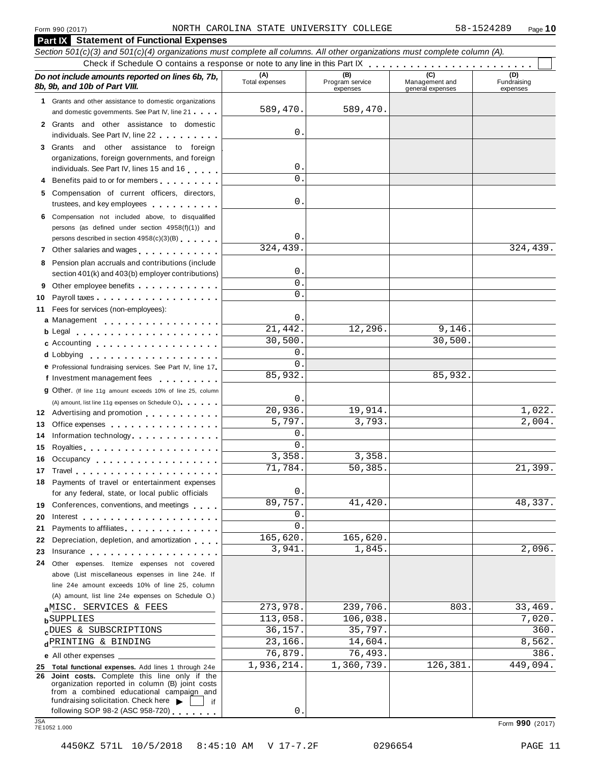Form 990 (2017) NORTH CAROLINA STATE UNIVERSITY COLLEGE 58-1524289 Page 10

**Part IX Statement of Functional Expenses**

*Section 501(c)(3) and 501(c)(4) organizations must complete all columns. All other organizations must complete column (A).*

Check if Schedule O contains a response or note to any line in this Part IX . . . . . . . . . . . . . . . . . . . . . . . . ☐

| *Do not include amounts reported on lines 6b, 7b, 8b, 9b, and 10b of Part VIII.* | (A) Total expenses | (B) Program service expenses | (C) Management and general expenses | (D) Fundraising expenses |
|---|---|---|---|---|
| **1** Grants and other assistance to domestic organizations and domestic governments. See Part IV, line 21 | 589,470. | 589,470. | | |
| **2** Grants and other assistance to domestic individuals. See Part IV, line 22 | 0. | | | |
| **3** Grants and other assistance to foreign organizations, foreign governments, and foreign individuals. See Part IV, lines 15 and 16 | 0. | | | |
| **4** Benefits paid to or for members | 0. | | | |
| **5** Compensation of current officers, directors, trustees, and key employees | 0. | | | |
| **6** Compensation not included above, to disqualified persons (as defined under section 4958(f)(1)) and persons described in section 4958(c)(3)(B) | 0. | | | |
| **7** Other salaries and wages | 324,439. | | | 324,439. |
| **8** Pension plan accruals and contributions (include section 401(k) and 403(b) employer contributions) | 0. | | | |
| **9** Other employee benefits | 0. | | | |
| **10** Payroll taxes | 0. | | | |
| **11** Fees for services (non-employees): | | | | |
| **a** Management | 0. | | | |
| **b** Legal | 21,442. | 12,296. | 9,146. | |
| **c** Accounting | 30,500. | | 30,500. | |
| **d** Lobbying | 0. | | | |
| **e** Professional fundraising services. See Part IV, line 17 | 0. | | | |
| **f** Investment management fees | 85,932. | | 85,932. | |
| **g** Other. (If line 11g amount exceeds 10% of line 25, column (A) amount, list line 11g expenses on Schedule O.) | 0. | | | |
| **12** Advertising and promotion | 20,936. | 19,914. | | 1,022. |
| **13** Office expenses | 5,797. | 3,793. | | 2,004. |
| **14** Information technology | 0. | | | |
| **15** Royalties | 0. | | | |
| **16** Occupancy | 3,358. | 3,358. | | |
| **17** Travel | 71,784. | 50,385. | | 21,399. |
| **18** Payments of travel or entertainment expenses for any federal, state, or local public officials | 0. | | | |
| **19** Conferences, conventions, and meetings | 89,757. | 41,420. | | 48,337. |
| **20** Interest | 0. | | | |
| **21** Payments to affiliates | 0. | | | |
| **22** Depreciation, depletion, and amortization | 165,620. | 165,620. | | |
| **23** Insurance | 3,941. | 1,845. | | 2,096. |
| **24** Other expenses. Itemize expenses not covered above (List miscellaneous expenses in line 24e. If line 24e amount exceeds 10% of line 25, column (A) amount, list line 24e expenses on Schedule O.) | | | | |
| **a** MISC. SERVICES & FEES | 273,978. | 239,706. | 803. | 33,469. |
| **b** SUPPLIES | 113,058. | 106,038. | | 7,020. |
| **c** DUES & SUBSCRIPTIONS | 36,157. | 35,797. | | 360. |
| **d** PRINTING & BINDING | 23,166. | 14,604. | | 8,562. |
| **e** All other expenses | 76,879. | 76,493. | | 386. |
| **25 Total functional expenses.** Add lines 1 through 24e | 1,936,214. | 1,360,739. | 126,381. | 449,094. |
| **26 Joint costs.** Complete this line only if the organization reported in column (B) joint costs from a combined educational campaign and fundraising solicitation. Check here ▶ ☐ if following SOP 98-2 (ASC 958-720) | 0. | | | |

JSA 7E1052 1.000 Form **990** (2017)

4450KZ 571L 10/5/2018 8:45:10 AM V 17-7.2F 0296654 PAGE 11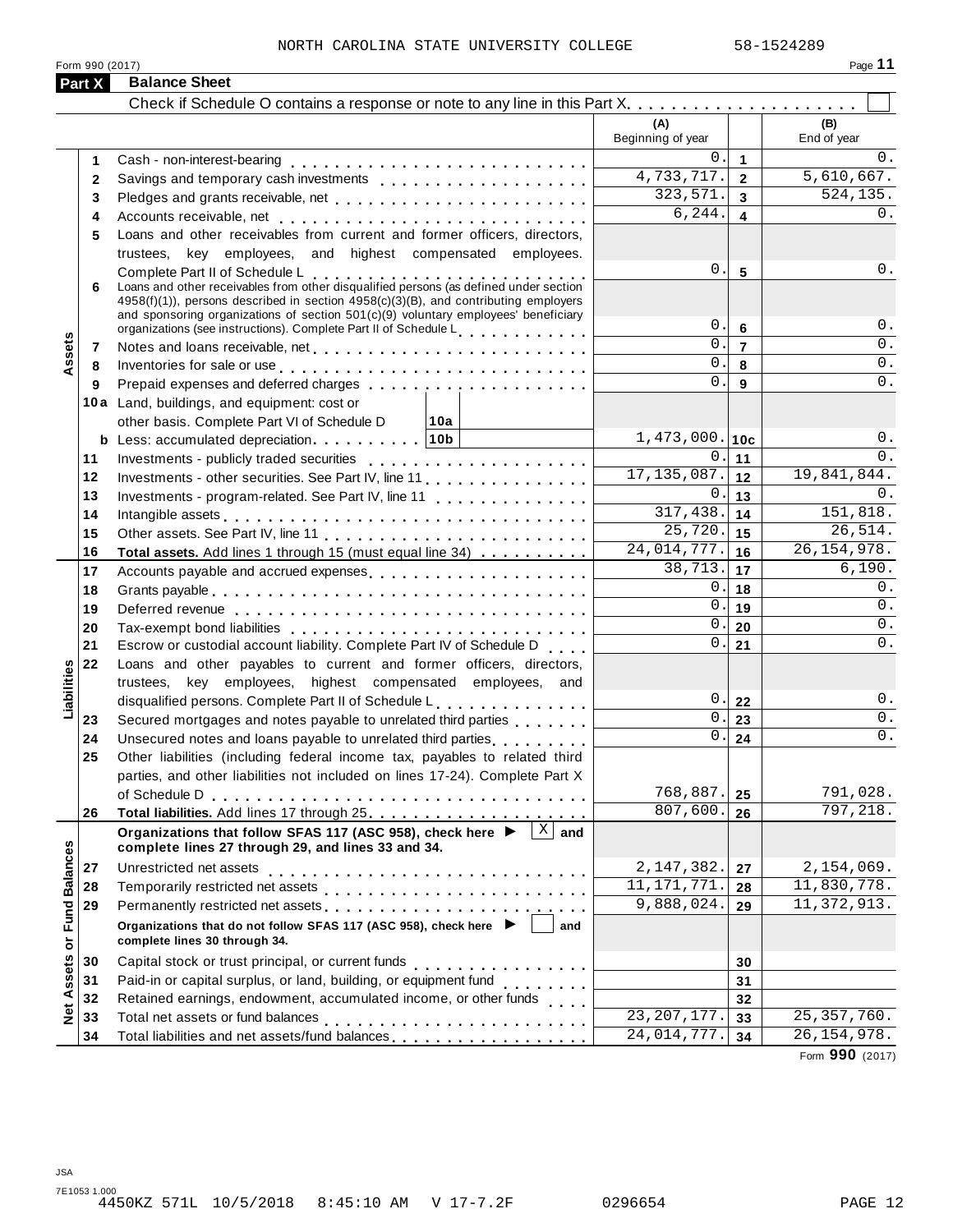NORTH CAROLINA STATE UNIVERSITY COLLEGE 58-1524289

Form 990 (2017)

## Part X Balance Sheet

Check if Schedule O contains a response or note to any line in this Part X. . . . . . . . . . . . . . . . . . . . ☐

| | | | (A) Beginning of year | | (B) End of year |
|---|---|---|---|---|---|
| Assets | 1 | Cash - non-interest-bearing | 0. | 1 | 0. |
| | 2 | Savings and temporary cash investments | 4,733,717. | 2 | 5,610,667. |
| | 3 | Pledges and grants receivable, net | 323,571. | 3 | 524,135. |
| | 4 | Accounts receivable, net | 6,244. | 4 | 0. |
| | 5 | Loans and other receivables from current and former officers, directors, trustees, key employees, and highest compensated employees. Complete Part II of Schedule L | 0. | 5 | 0. |
| | 6 | Loans and other receivables from other disqualified persons (as defined under section 4958(f)(1)), persons described in section 4958(c)(3)(B), and contributing employers and sponsoring organizations of section 501(c)(9) voluntary employees' beneficiary organizations (see instructions). Complete Part II of Schedule L | 0. | 6 | 0. |
| | 7 | Notes and loans receivable, net | 0. | 7 | 0. |
| | 8 | Inventories for sale or use | 0. | 8 | 0. |
| | 9 | Prepaid expenses and deferred charges | 0. | 9 | 0. |
| | 10a | Land, buildings, and equipment: cost or other basis. Complete Part VI of Schedule D — 10a | | | |
| | b | Less: accumulated depreciation — 10b | 1,473,000. | 10c | 0. |
| | 11 | Investments - publicly traded securities | 0. | 11 | 0. |
| | 12 | Investments - other securities. See Part IV, line 11 | 17,135,087. | 12 | 19,841,844. |
| | 13 | Investments - program-related. See Part IV, line 11 | 0. | 13 | 0. |
| | 14 | Intangible assets | 317,438. | 14 | 151,818. |
| | 15 | Other assets. See Part IV, line 11 | 25,720. | 15 | 26,514. |
| | 16 | **Total assets.** Add lines 1 through 15 (must equal line 34) | 24,014,777. | 16 | 26,154,978. |
| Liabilities | 17 | Accounts payable and accrued expenses | 38,713. | 17 | 6,190. |
| | 18 | Grants payable | 0. | 18 | 0. |
| | 19 | Deferred revenue | 0. | 19 | 0. |
| | 20 | Tax-exempt bond liabilities | 0. | 20 | 0. |
| | 21 | Escrow or custodial account liability. Complete Part IV of Schedule D | 0. | 21 | 0. |
| | 22 | Loans and other payables to current and former officers, directors, trustees, key employees, highest compensated employees, and disqualified persons. Complete Part II of Schedule L | 0. | 22 | 0. |
| | 23 | Secured mortgages and notes payable to unrelated third parties | 0. | 23 | 0. |
| | 24 | Unsecured notes and loans payable to unrelated third parties | 0. | 24 | 0. |
| | 25 | Other liabilities (including federal income tax, payables to related third parties, and other liabilities not included on lines 17-24). Complete Part X of Schedule D | 768,887. | 25 | 791,028. |
| | 26 | **Total liabilities.** Add lines 17 through 25 | 807,600. | 26 | 797,218. |
| Net Assets or Fund Balances | | **Organizations that follow SFAS 117 (ASC 958), check here ▶ [X] and complete lines 27 through 29, and lines 33 and 34.** | | | |
| | 27 | Unrestricted net assets | 2,147,382. | 27 | 2,154,069. |
| | 28 | Temporarily restricted net assets | 11,171,771. | 28 | 11,830,778. |
| | 29 | Permanently restricted net assets | 9,888,024. | 29 | 11,372,913. |
| | | **Organizations that do not follow SFAS 117 (ASC 958), check here ▶ [ ] and complete lines 30 through 34.** | | | |
| | 30 | Capital stock or trust principal, or current funds | | 30 | |
| | 31 | Paid-in or capital surplus, or land, building, or equipment fund | | 31 | |
| | 32 | Retained earnings, endowment, accumulated income, or other funds | | 32 | |
| | 33 | Total net assets or fund balances | 23,207,177. | 33 | 25,357,760. |
| | 34 | Total liabilities and net assets/fund balances | 24,014,777. | 34 | 26,154,978. |

Form **990** (2017)

JSA
7E1053 1.000
4450KZ 571L 10/5/2018 8:45:10 AM V 17-7.2F 0296654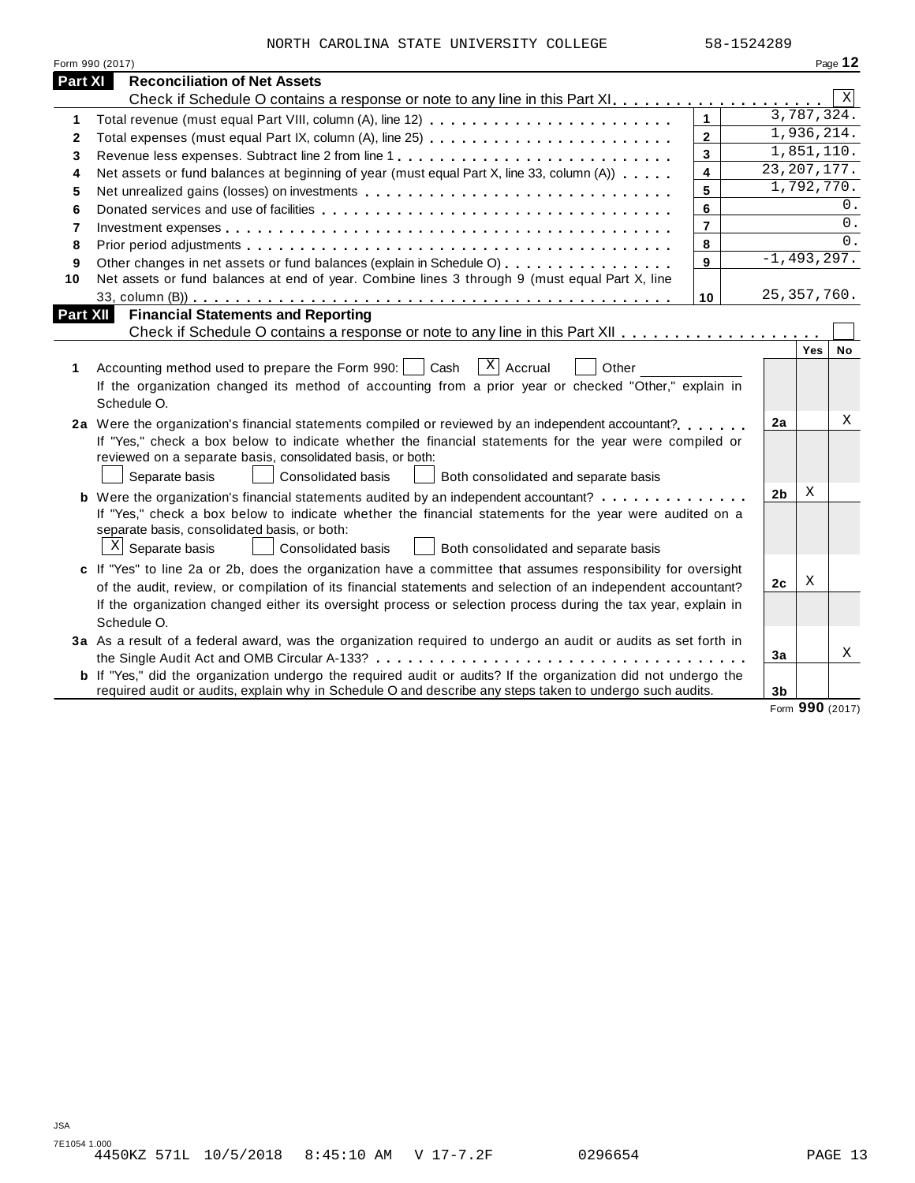NORTH CAROLINA STATE UNIVERSITY COLLEGE 58-1524289

Form 990 (2017) Page **12**

## Part XI Reconciliation of Net Assets

Check if Schedule O contains a response or note to any line in this Part XI . . . . . . . . . . . . . . . . . . . . [X]

| | | | |
|---|---|---|---|
| 1 | Total revenue (must equal Part VIII, column (A), line 12) | 1 | 3,787,324. |
| 2 | Total expenses (must equal Part IX, column (A), line 25) | 2 | 1,936,214. |
| 3 | Revenue less expenses. Subtract line 2 from line 1 | 3 | 1,851,110. |
| 4 | Net assets or fund balances at beginning of year (must equal Part X, line 33, column (A)) | 4 | 23,207,177. |
| 5 | Net unrealized gains (losses) on investments | 5 | 1,792,770. |
| 6 | Donated services and use of facilities | 6 | 0. |
| 7 | Investment expenses | 7 | 0. |
| 8 | Prior period adjustments | 8 | 0. |
| 9 | Other changes in net assets or fund balances (explain in Schedule O) | 9 | -1,493,297. |
| 10 | Net assets or fund balances at end of year. Combine lines 3 through 9 (must equal Part X, line 33, column (B)) | 10 | 25,357,760. |

## Part XII Financial Statements and Reporting

Check if Schedule O contains a response or note to any line in this Part XII . . . . . . . . . . . . . . . . . . [ ]

| | | | Yes | No |
|---|---|---|---|---|
| 1 | Accounting method used to prepare the Form 990: [ ] Cash [X] Accrual [ ] Other<br>If the organization changed its method of accounting from a prior year or checked "Other," explain in Schedule O. | | | |
| 2a | Were the organization's financial statements compiled or reviewed by an independent accountant?<br>If "Yes," check a box below to indicate whether the financial statements for the year were compiled or reviewed on a separate basis, consolidated basis, or both:<br>[ ] Separate basis [ ] Consolidated basis [ ] Both consolidated and separate basis | 2a | | X |
| b | Were the organization's financial statements audited by an independent accountant?<br>If "Yes," check a box below to indicate whether the financial statements for the year were audited on a separate basis, consolidated basis, or both:<br>[X] Separate basis [ ] Consolidated basis [ ] Both consolidated and separate basis | 2b | X | |
| c | If "Yes" to line 2a or 2b, does the organization have a committee that assumes responsibility for oversight of the audit, review, or compilation of its financial statements and selection of an independent accountant?<br>If the organization changed either its oversight process or selection process during the tax year, explain in Schedule O. | 2c | X | |
| 3a | As a result of a federal award, was the organization required to undergo an audit or audits as set forth in the Single Audit Act and OMB Circular A-133? | 3a | | X |
| b | If "Yes," did the organization undergo the required audit or audits? If the organization did not undergo the required audit or audits, explain why in Schedule O and describe any steps taken to undergo such audits. | 3b | | |

Form **990** (2017)

JSA
7E1054 1.000
4450KZ 571L 10/5/2018 8:45:10 AM V 17-7.2F 0296654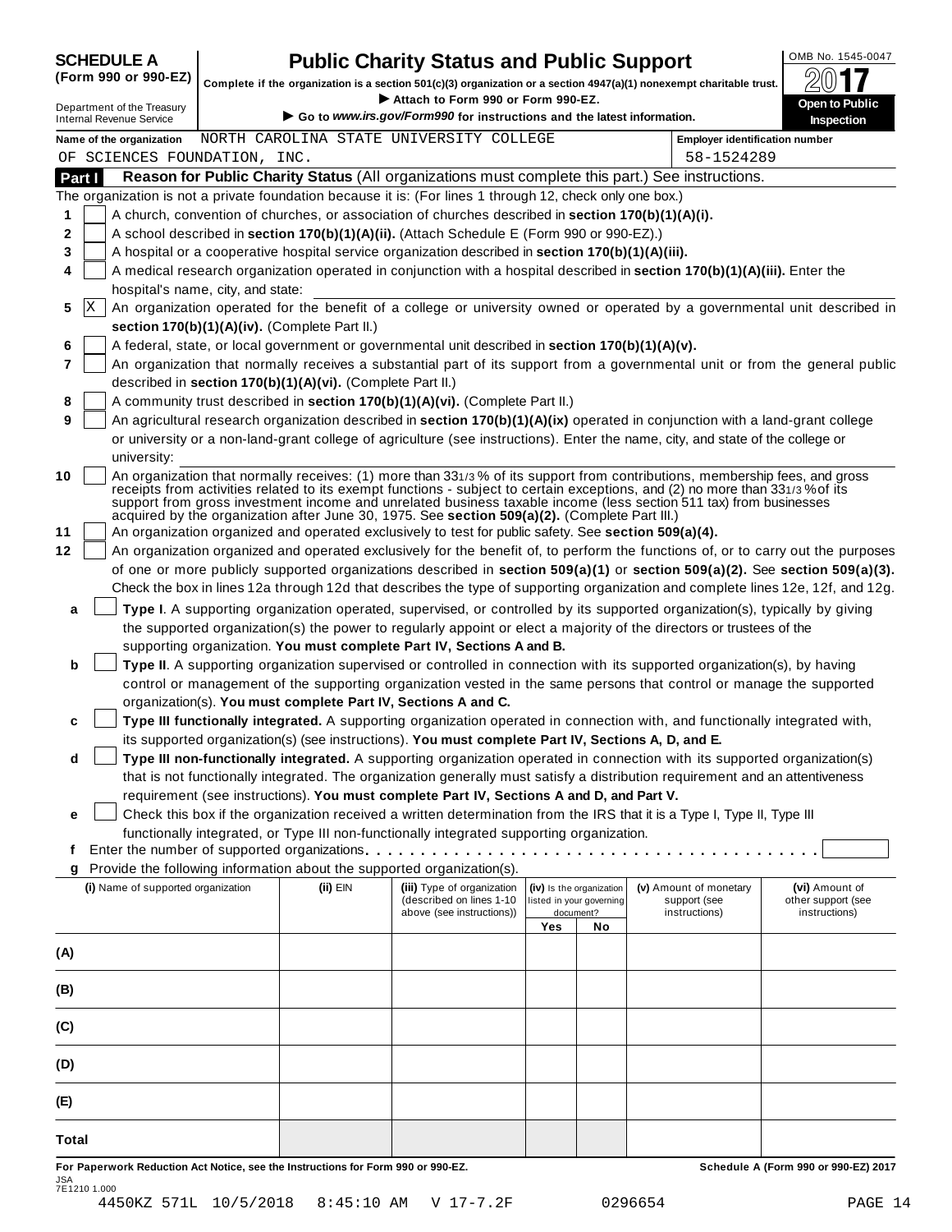**SCHEDULE A (Form 990 or 990-EZ)**

Department of the Treasury
Internal Revenue Service

# Public Charity Status and Public Support

**Complete if the organization is a section 501(c)(3) organization or a section 4947(a)(1) nonexempt charitable trust.**

▶ **Attach to Form 990 or Form 990-EZ.**

▶ **Go to *www.irs.gov/Form990* for instructions and the latest information.**

OMB No. 1545-0047

**2017**

**Open to Public Inspection**

**Name of the organization** NORTH CAROLINA STATE UNIVERSITY COLLEGE OF SCIENCES FOUNDATION, INC.

**Employer identification number** 58-1524289

## Part I — Reason for Public Charity Status (All organizations must complete this part.) See instructions.

The organization is not a private foundation because it is: (For lines 1 through 12, check only one box.)

1. [ ] A church, convention of churches, or association of churches described in **section 170(b)(1)(A)(i).**
2. [ ] A school described in **section 170(b)(1)(A)(ii).** (Attach Schedule E (Form 990 or 990-EZ).)
3. [ ] A hospital or a cooperative hospital service organization described in **section 170(b)(1)(A)(iii).**
4. [ ] A medical research organization operated in conjunction with a hospital described in **section 170(b)(1)(A)(iii).** Enter the hospital's name, city, and state:
5. [X] An organization operated for the benefit of a college or university owned or operated by a governmental unit described in **section 170(b)(1)(A)(iv).** (Complete Part II.)
6. [ ] A federal, state, or local government or governmental unit described in **section 170(b)(1)(A)(v).**
7. [ ] An organization that normally receives a substantial part of its support from a governmental unit or from the general public described in **section 170(b)(1)(A)(vi).** (Complete Part II.)
8. [ ] A community trust described in **section 170(b)(1)(A)(vi).** (Complete Part II.)
9. [ ] An agricultural research organization described in **section 170(b)(1)(A)(ix)** operated in conjunction with a land-grant college or university or a non-land-grant college of agriculture (see instructions). Enter the name, city, and state of the college or university:
10. [ ] An organization that normally receives: (1) more than 33 1/3 % of its support from contributions, membership fees, and gross receipts from activities related to its exempt functions - subject to certain exceptions, and (2) no more than 33 1/3 % of its support from gross investment income and unrelated business taxable income (less section 511 tax) from businesses acquired by the organization after June 30, 1975. See **section 509(a)(2).** (Complete Part III.)
11. [ ] An organization organized and operated exclusively to test for public safety. See **section 509(a)(4).**
12. [ ] An organization organized and operated exclusively for the benefit of, to perform the functions of, or to carry out the purposes of one or more publicly supported organizations described in **section 509(a)(1)** or **section 509(a)(2).** See **section 509(a)(3).** Check the box in lines 12a through 12d that describes the type of supporting organization and complete lines 12e, 12f, and 12g.
   - **a** [ ] **Type I.** A supporting organization operated, supervised, or controlled by its supported organization(s), typically by giving the supported organization(s) the power to regularly appoint or elect a majority of the directors or trustees of the supporting organization. **You must complete Part IV, Sections A and B.**
   - **b** [ ] **Type II.** A supporting organization supervised or controlled in connection with its supported organization(s), by having control or management of the supporting organization vested in the same persons that control or manage the supported organization(s). **You must complete Part IV, Sections A and C.**
   - **c** [ ] **Type III functionally integrated.** A supporting organization operated in connection with, and functionally integrated with, its supported organization(s) (see instructions). **You must complete Part IV, Sections A, D, and E.**
   - **d** [ ] **Type III non-functionally integrated.** A supporting organization operated in connection with its supported organization(s) that is not functionally integrated. The organization generally must satisfy a distribution requirement and an attentiveness requirement (see instructions). **You must complete Part IV, Sections A and D, and Part V.**
   - **e** [ ] Check this box if the organization received a written determination from the IRS that it is a Type I, Type II, Type III functionally integrated, or Type III non-functionally integrated supporting organization.
   - **f** Enter the number of supported organizations
   - **g** Provide the following information about the supported organization(s).

| (i) Name of supported organization | (ii) EIN | (iii) Type of organization (described on lines 1-10 above (see instructions)) | (iv) Is the organization listed in your governing document? Yes | No | (v) Amount of monetary support (see instructions) | (vi) Amount of other support (see instructions) |
|---|---|---|---|---|---|---|
| (A) | | | | | | |
| (B) | | | | | | |
| (C) | | | | | | |
| (D) | | | | | | |
| (E) | | | | | | |
| Total | | | | | | |

**For Paperwork Reduction Act Notice, see the Instructions for Form 990 or 990-EZ.** **Schedule A (Form 990 or 990-EZ) 2017**

JSA
7E1210 1.000
4450KZ 571L 10/5/2018 8:45:10 AM V 17-7.2F 0296654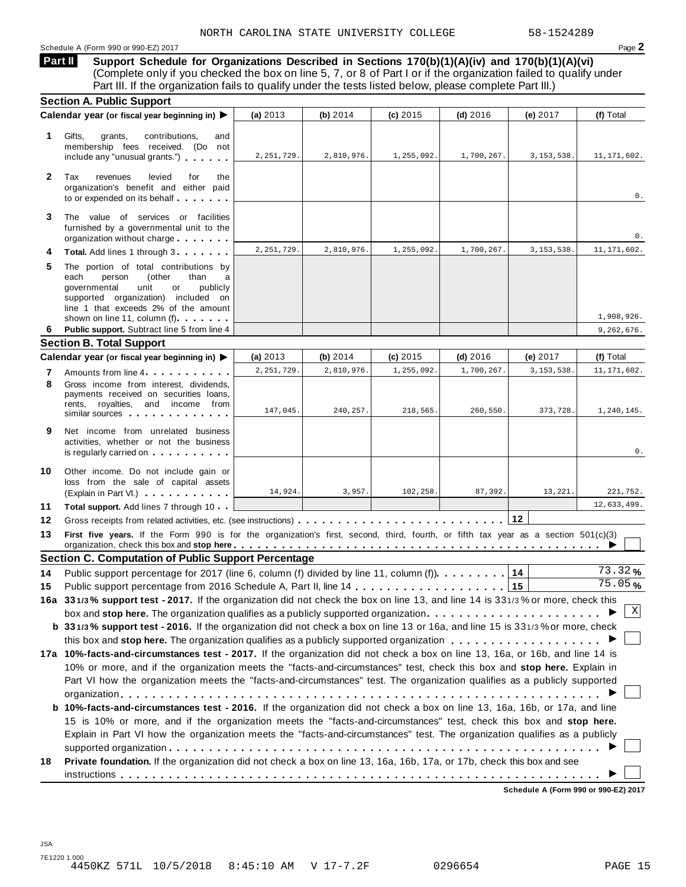NORTH CAROLINA STATE UNIVERSITY COLLEGE 58-1524289

Schedule A (Form 990 or 990-EZ) 2017

## Part II Support Schedule for Organizations Described in Sections 170(b)(1)(A)(iv) and 170(b)(1)(A)(vi)

(Complete only if you checked the box on line 5, 7, or 8 of Part I or if the organization failed to qualify under Part III. If the organization fails to qualify under the tests listed below, please complete Part III.)

### Section A. Public Support

| Calendar year (or fiscal year beginning in) ▶ | (a) 2013 | (b) 2014 | (c) 2015 | (d) 2016 | (e) 2017 | (f) Total |
|---|---|---|---|---|---|---|
| **1** Gifts, grants, contributions, and membership fees received. (Do not include any "unusual grants.") | 2,251,729. | 2,810,976. | 1,255,092. | 1,700,267. | 3,153,538. | 11,171,602. |
| **2** Tax revenues levied for the organization's benefit and either paid to or expended on its behalf | | | | | | 0. |
| **3** The value of services or facilities furnished by a governmental unit to the organization without charge | | | | | | 0. |
| **4 Total.** Add lines 1 through 3 | 2,251,729. | 2,810,976. | 1,255,092. | 1,700,267. | 3,153,538. | 11,171,602. |
| **5** The portion of total contributions by each person (other than a governmental unit or publicly supported organization) included on line 1 that exceeds 2% of the amount shown on line 11, column (f) | | | | | | 1,908,926. |
| **6 Public support.** Subtract line 5 from line 4 | | | | | | 9,262,676. |

### Section B. Total Support

| Calendar year (or fiscal year beginning in) ▶ | (a) 2013 | (b) 2014 | (c) 2015 | (d) 2016 | (e) 2017 | (f) Total |
|---|---|---|---|---|---|---|
| **7** Amounts from line 4 | 2,251,729. | 2,810,976. | 1,255,092. | 1,700,267. | 3,153,538. | 11,171,602. |
| **8** Gross income from interest, dividends, payments received on securities loans, rents, royalties, and income from similar sources | 147,045. | 240,257. | 218,565. | 260,550. | 373,728. | 1,240,145. |
| **9** Net income from unrelated business activities, whether or not the business is regularly carried on | | | | | | 0. |
| **10** Other income. Do not include gain or loss from the sale of capital assets (Explain in Part VI.) | 14,924. | 3,957. | 102,258. | 87,392. | 13,221. | 221,752. |
| **11 Total support.** Add lines 7 through 10 | | | | | | 12,633,499. |

**12** Gross receipts from related activities, etc. (see instructions) . . . **12**

**13 First five years.** If the Form 990 is for the organization's first, second, third, fourth, or fifth tax year as a section 501(c)(3) organization, check this box and **stop here** ▶ ☐

### Section C. Computation of Public Support Percentage

**14** Public support percentage for 2017 (line 6, column (f) divided by line 11, column (f)) . . . **14** 73.32 %

**15** Public support percentage from 2016 Schedule A, Part II, line 14 . . . **15** 75.05 %

**16a 33 1/3 % support test - 2017.** If the organization did not check the box on line 13, and line 14 is 33 1/3 % or more, check this box and **stop here.** The organization qualifies as a publicly supported organization ▶ ☒

**b 33 1/3 % support test - 2016.** If the organization did not check a box on line 13 or 16a, and line 15 is 33 1/3 % or more, check this box and **stop here.** The organization qualifies as a publicly supported organization ▶ ☐

**17a 10%-facts-and-circumstances test - 2017.** If the organization did not check a box on line 13, 16a, or 16b, and line 14 is 10% or more, and if the organization meets the "facts-and-circumstances" test, check this box and **stop here.** Explain in Part VI how the organization meets the "facts-and-circumstances" test. The organization qualifies as a publicly supported organization ▶ ☐

**b 10%-facts-and-circumstances test - 2016.** If the organization did not check a box on line 13, 16a, 16b, or 17a, and line 15 is 10% or more, and if the organization meets the "facts-and-circumstances" test, check this box and **stop here.** Explain in Part VI how the organization meets the "facts-and-circumstances" test. The organization qualifies as a publicly supported organization ▶ ☐

**18 Private foundation.** If the organization did not check a box on line 13, 16a, 16b, 17a, or 17b, check this box and see instructions ▶ ☐

**Schedule A (Form 990 or 990-EZ) 2017**

JSA
7E1220 1.000
4450KZ 571L 10/5/2018 8:45:10 AM V 17-7.2F 0296654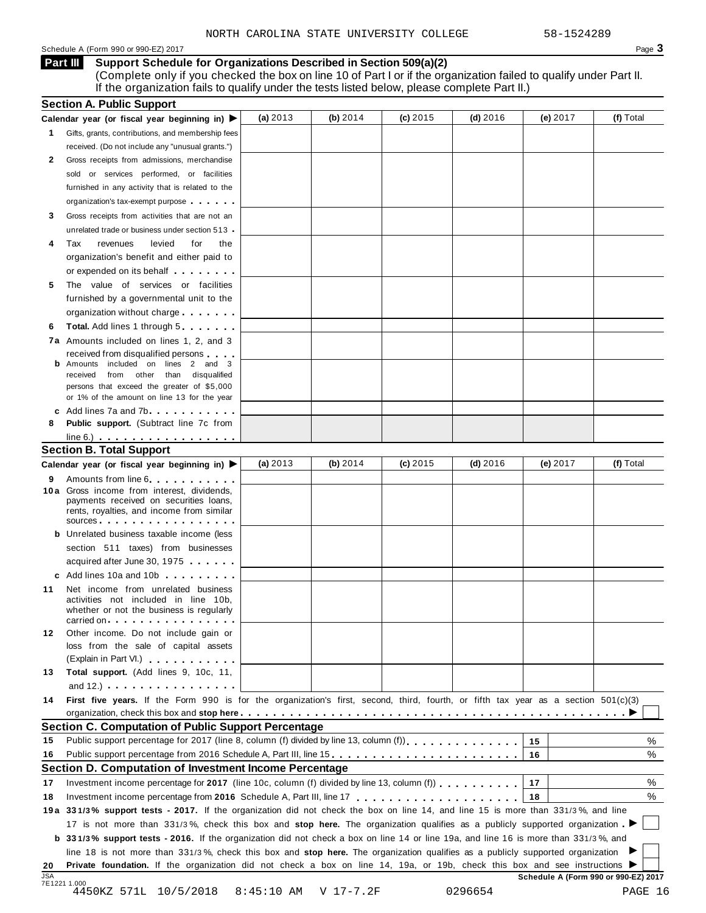NORTH CAROLINA STATE UNIVERSITY COLLEGE 58-1524289

Schedule A (Form 990 or 990-EZ) 2017 Page **3**

## Part III Support Schedule for Organizations Described in Section 509(a)(2)

(Complete only if you checked the box on line 10 of Part I or if the organization failed to qualify under Part II. If the organization fails to qualify under the tests listed below, please complete Part II.)

### Section A. Public Support

| Calendar year (or fiscal year beginning in) ▶ | (a) 2013 | (b) 2014 | (c) 2015 | (d) 2016 | (e) 2017 | (f) Total |
|---|---|---|---|---|---|---|
| **1** Gifts, grants, contributions, and membership fees received. (Do not include any "unusual grants.") | | | | | | |
| **2** Gross receipts from admissions, merchandise sold or services performed, or facilities furnished in any activity that is related to the organization's tax-exempt purpose | | | | | | |
| **3** Gross receipts from activities that are not an unrelated trade or business under section 513 | | | | | | |
| **4** Tax revenues levied for the organization's benefit and either paid to or expended on its behalf | | | | | | |
| **5** The value of services or facilities furnished by a governmental unit to the organization without charge | | | | | | |
| **6** **Total.** Add lines 1 through 5 | | | | | | |
| **7a** Amounts included on lines 1, 2, and 3 received from disqualified persons | | | | | | |
| **b** Amounts included on lines 2 and 3 received from other than disqualified persons that exceed the greater of $5,000 or 1% of the amount on line 13 for the year | | | | | | |
| **c** Add lines 7a and 7b | | | | | | |
| **8** **Public support.** (Subtract line 7c from line 6.) | | | | | | |

### Section B. Total Support

| Calendar year (or fiscal year beginning in) ▶ | (a) 2013 | (b) 2014 | (c) 2015 | (d) 2016 | (e) 2017 | (f) Total |
|---|---|---|---|---|---|---|
| **9** Amounts from line 6 | | | | | | |
| **10a** Gross income from interest, dividends, payments received on securities loans, rents, royalties, and income from similar sources | | | | | | |
| **b** Unrelated business taxable income (less section 511 taxes) from businesses acquired after June 30, 1975 | | | | | | |
| **c** Add lines 10a and 10b | | | | | | |
| **11** Net income from unrelated business activities not included in line 10b, whether or not the business is regularly carried on | | | | | | |
| **12** Other income. Do not include gain or loss from the sale of capital assets (Explain in Part VI.) | | | | | | |
| **13** **Total support.** (Add lines 9, 10c, 11, and 12.) | | | | | | |

**14** **First five years.** If the Form 990 is for the organization's first, second, third, fourth, or fifth tax year as a section 501(c)(3) organization, check this box and **stop here** ▶ ☐

### Section C. Computation of Public Support Percentage

| | | | |
|---|---|---|---|
| **15** | Public support percentage for 2017 (line 8, column (f) divided by line 13, column (f)) | **15** | % |
| **16** | Public support percentage from 2016 Schedule A, Part III, line 15 | **16** | % |

### Section D. Computation of Investment Income Percentage

| | | | |
|---|---|---|---|
| **17** | Investment income percentage for **2017** (line 10c, column (f) divided by line 13, column (f)) | **17** | % |
| **18** | Investment income percentage from **2016** Schedule A, Part III, line 17 | **18** | % |

**19a** **33 1/3% support tests - 2017.** If the organization did not check the box on line 14, and line 15 is more than 33 1/3%, and line 17 is not more than 33 1/3%, check this box and **stop here.** The organization qualifies as a publicly supported organization ▶ ☐

**b** **33 1/3% support tests - 2016.** If the organization did not check a box on line 14 or line 19a, and line 16 is more than 33 1/3%, and line 18 is not more than 33 1/3%, check this box and **stop here.** The organization qualifies as a publicly supported organization ▶ ☐

**20** **Private foundation.** If the organization did not check a box on line 14, 19a, or 19b, check this box and see instructions ▶ ☐

JSA 7E1221 1.000 **Schedule A (Form 990 or 990-EZ) 2017**

4450KZ 571L 10/5/2018 8:45:10 AM V 17-7.2F 0296654 PAGE 16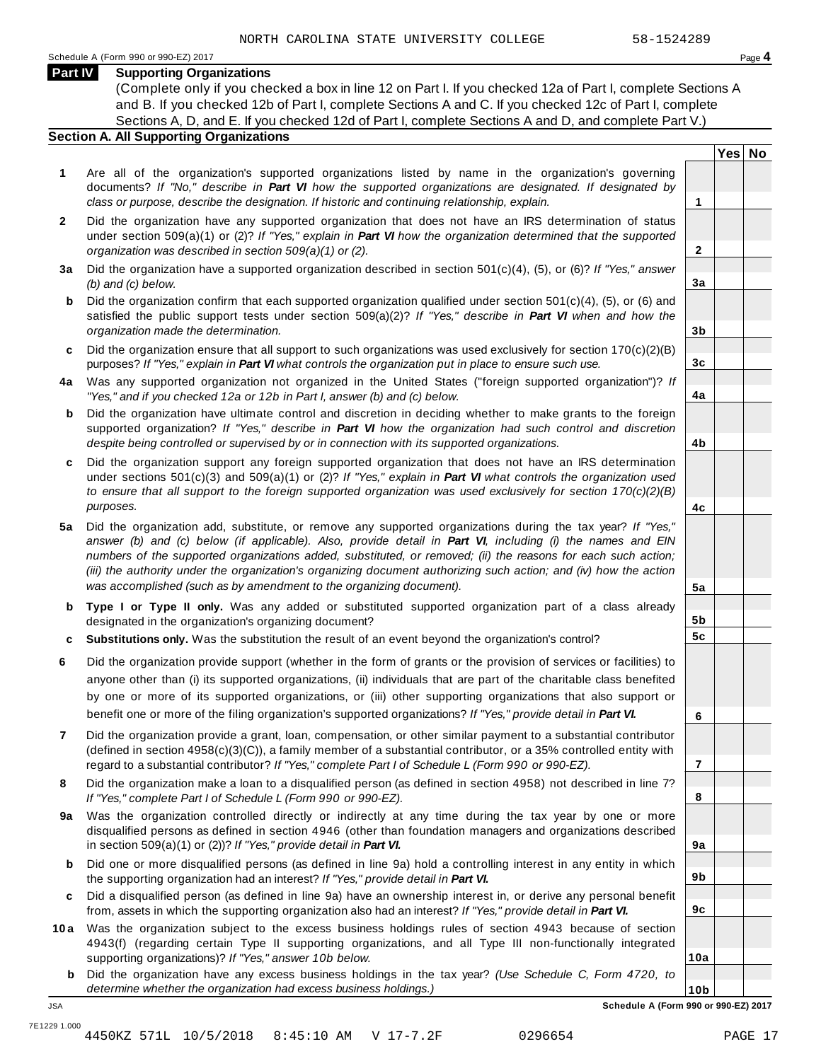NORTH CAROLINA STATE UNIVERSITY COLLEGE 58-1524289

Schedule A (Form 990 or 990-EZ) 2017 Page **4**

## Part IV Supporting Organizations

(Complete only if you checked a box in line 12 on Part I. If you checked 12a of Part I, complete Sections A and B. If you checked 12b of Part I, complete Sections A and C. If you checked 12c of Part I, complete Sections A, D, and E. If you checked 12d of Part I, complete Sections A and D, and complete Part V.)

### Section A. All Supporting Organizations

| | | | Yes | No |
|---|---|---|---|---|
| **1** | Are all of the organization's supported organizations listed by name in the organization's governing documents? *If "No," describe in **Part VI** how the supported organizations are designated. If designated by class or purpose, describe the designation. If historic and continuing relationship, explain.* | **1** | | |
| **2** | Did the organization have any supported organization that does not have an IRS determination of status under section 509(a)(1) or (2)? *If "Yes," explain in **Part VI** how the organization determined that the supported organization was described in section 509(a)(1) or (2).* | **2** | | |
| **3a** | Did the organization have a supported organization described in section 501(c)(4), (5), or (6)? *If "Yes," answer (b) and (c) below.* | **3a** | | |
| **b** | Did the organization confirm that each supported organization qualified under section 501(c)(4), (5), or (6) and satisfied the public support tests under section 509(a)(2)? *If "Yes," describe in **Part VI** when and how the organization made the determination.* | **3b** | | |
| **c** | Did the organization ensure that all support to such organizations was used exclusively for section 170(c)(2)(B) purposes? *If "Yes," explain in **Part VI** what controls the organization put in place to ensure such use.* | **3c** | | |
| **4a** | Was any supported organization not organized in the United States ("foreign supported organization")? *If "Yes," and if you checked 12a or 12b in Part I, answer (b) and (c) below.* | **4a** | | |
| **b** | Did the organization have ultimate control and discretion in deciding whether to make grants to the foreign supported organization? *If "Yes," describe in **Part VI** how the organization had such control and discretion despite being controlled or supervised by or in connection with its supported organizations.* | **4b** | | |
| **c** | Did the organization support any foreign supported organization that does not have an IRS determination under sections 501(c)(3) and 509(a)(1) or (2)? *If "Yes," explain in **Part VI** what controls the organization used to ensure that all support to the foreign supported organization was used exclusively for section 170(c)(2)(B) purposes.* | **4c** | | |
| **5a** | Did the organization add, substitute, or remove any supported organizations during the tax year? *If "Yes," answer (b) and (c) below (if applicable). Also, provide detail in **Part VI**, including (i) the names and EIN numbers of the supported organizations added, substituted, or removed; (ii) the reasons for each such action; (iii) the authority under the organization's organizing document authorizing such action; and (iv) how the action was accomplished (such as by amendment to the organizing document).* | **5a** | | |
| **b** | **Type I or Type II only.** Was any added or substituted supported organization part of a class already designated in the organization's organizing document? | **5b** | | |
| **c** | **Substitutions only.** Was the substitution the result of an event beyond the organization's control? | **5c** | | |
| **6** | Did the organization provide support (whether in the form of grants or the provision of services or facilities) to anyone other than (i) its supported organizations, (ii) individuals that are part of the charitable class benefited by one or more of its supported organizations, or (iii) other supporting organizations that also support or benefit one or more of the filing organization's supported organizations? *If "Yes," provide detail in **Part VI.*** | **6** | | |
| **7** | Did the organization provide a grant, loan, compensation, or other similar payment to a substantial contributor (defined in section 4958(c)(3)(C)), a family member of a substantial contributor, or a 35% controlled entity with regard to a substantial contributor? *If "Yes," complete Part I of Schedule L (Form 990 or 990-EZ).* | **7** | | |
| **8** | Did the organization make a loan to a disqualified person (as defined in section 4958) not described in line 7? *If "Yes," complete Part I of Schedule L (Form 990 or 990-EZ).* | **8** | | |
| **9a** | Was the organization controlled directly or indirectly at any time during the tax year by one or more disqualified persons as defined in section 4946 (other than foundation managers and organizations described in section 509(a)(1) or (2))? *If "Yes," provide detail in **Part VI.*** | **9a** | | |
| **b** | Did one or more disqualified persons (as defined in line 9a) hold a controlling interest in any entity in which the supporting organization had an interest? *If "Yes," provide detail in **Part VI.*** | **9b** | | |
| **c** | Did a disqualified person (as defined in line 9a) have an ownership interest in, or derive any personal benefit from, assets in which the supporting organization also had an interest? *If "Yes," provide detail in **Part VI.*** | **9c** | | |
| **10a** | Was the organization subject to the excess business holdings rules of section 4943 because of section 4943(f) (regarding certain Type II supporting organizations, and all Type III non-functionally integrated supporting organizations)? *If "Yes," answer 10b below.* | **10a** | | |
| **b** | Did the organization have any excess business holdings in the tax year? *(Use Schedule C, Form 4720, to determine whether the organization had excess business holdings.)* | **10b** | | |

JSA

7E1229 1.000

**Schedule A (Form 990 or 990-EZ) 2017**

4450KZ 571L 10/5/2018 8:45:10 AM V 17-7.2F 0296654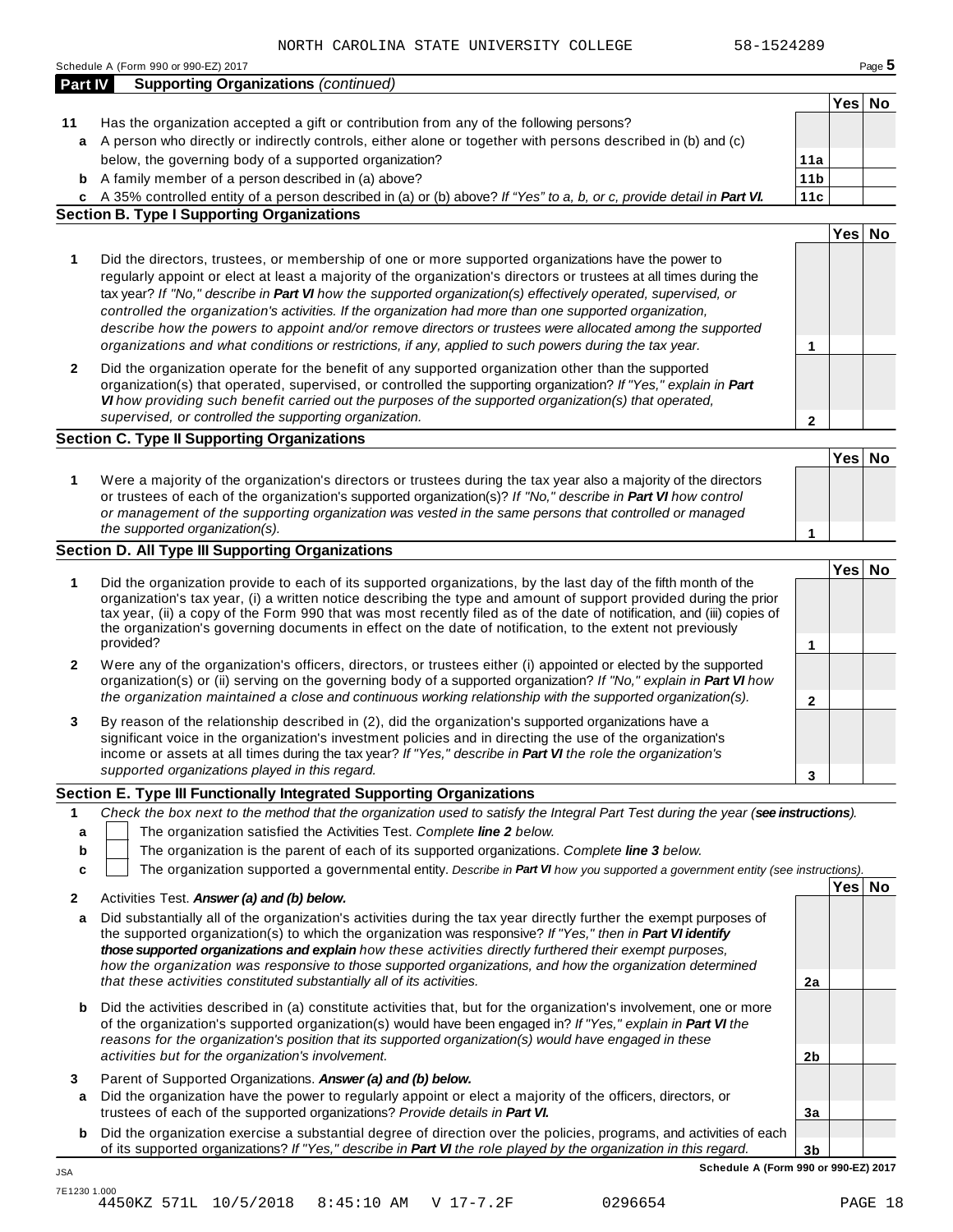NORTH CAROLINA STATE UNIVERSITY COLLEGE 58-1524289

Schedule A (Form 990 or 990-EZ) 2017

## Part IV Supporting Organizations *(continued)*

| | | | Yes | No |
|---|---|---|---|---|
| **11** | Has the organization accepted a gift or contribution from any of the following persons? | | | |
| **a** | A person who directly or indirectly controls, either alone or together with persons described in (b) and (c) below, the governing body of a supported organization? | **11a** | | |
| **b** | A family member of a person described in (a) above? | **11b** | | |
| **c** | A 35% controlled entity of a person described in (a) or (b) above? *If "Yes" to a, b, or c, provide detail in* ***Part VI.*** | **11c** | | |

### Section B. Type I Supporting Organizations

| | | | Yes | No |
|---|---|---|---|---|
| **1** | Did the directors, trustees, or membership of one or more supported organizations have the power to regularly appoint or elect at least a majority of the organization's directors or trustees at all times during the tax year? *If "No," describe in* ***Part VI*** *how the supported organization(s) effectively operated, supervised, or controlled the organization's activities. If the organization had more than one supported organization, describe how the powers to appoint and/or remove directors or trustees were allocated among the supported organizations and what conditions or restrictions, if any, applied to such powers during the tax year.* | **1** | | |
| **2** | Did the organization operate for the benefit of any supported organization other than the supported organization(s) that operated, supervised, or controlled the supporting organization? *If "Yes," explain in* ***Part VI*** *how providing such benefit carried out the purposes of the supported organization(s) that operated, supervised, or controlled the supporting organization.* | **2** | | |

### Section C. Type II Supporting Organizations

| | | | Yes | No |
|---|---|---|---|---|
| **1** | Were a majority of the organization's directors or trustees during the tax year also a majority of the directors or trustees of each of the organization's supported organization(s)? *If "No," describe in* ***Part VI*** *how control or management of the supporting organization was vested in the same persons that controlled or managed the supported organization(s).* | **1** | | |

### Section D. All Type III Supporting Organizations

| | | | Yes | No |
|---|---|---|---|---|
| **1** | Did the organization provide to each of its supported organizations, by the last day of the fifth month of the organization's tax year, (i) a written notice describing the type and amount of support provided during the prior tax year, (ii) a copy of the Form 990 that was most recently filed as of the date of notification, and (iii) copies of the organization's governing documents in effect on the date of notification, to the extent not previously provided? | **1** | | |
| **2** | Were any of the organization's officers, directors, or trustees either (i) appointed or elected by the supported organization(s) or (ii) serving on the governing body of a supported organization? *If "No," explain in* ***Part VI*** *how the organization maintained a close and continuous working relationship with the supported organization(s).* | **2** | | |
| **3** | By reason of the relationship described in (2), did the organization's supported organizations have a significant voice in the organization's investment policies and in directing the use of the organization's income or assets at all times during the tax year? *If "Yes," describe in* ***Part VI*** *the role the organization's supported organizations played in this regard.* | **3** | | |

### Section E. Type III Functionally Integrated Supporting Organizations

**1** *Check the box next to the method that the organization used to satisfy the Integral Part Test during the year (****see instructions****).*

- **a** ☐ The organization satisfied the Activities Test. *Complete* ***line 2*** *below.*
- **b** ☐ The organization is the parent of each of its supported organizations. *Complete* ***line 3*** *below.*
- **c** ☐ The organization supported a governmental entity. *Describe in* ***Part VI*** *how you supported a government entity (see instructions).*

| | | | Yes | No |
|---|---|---|---|---|
| **2** | Activities Test. ***Answer (a) and (b) below.*** | | | |
| **a** | Did substantially all of the organization's activities during the tax year directly further the exempt purposes of the supported organization(s) to which the organization was responsive? *If "Yes," then in* ***Part VI identify those supported organizations and explain*** *how these activities directly furthered their exempt purposes, how the organization was responsive to those supported organizations, and how the organization determined that these activities constituted substantially all of its activities.* | **2a** | | |
| **b** | Did the activities described in (a) constitute activities that, but for the organization's involvement, one or more of the organization's supported organization(s) would have been engaged in? *If "Yes," explain in* ***Part VI*** *the reasons for the organization's position that its supported organization(s) would have engaged in these activities but for the organization's involvement.* | **2b** | | |
| **3** | Parent of Supported Organizations. ***Answer (a) and (b) below.*** | | | |
| **a** | Did the organization have the power to regularly appoint or elect a majority of the officers, directors, or trustees of each of the supported organizations? *Provide details in* ***Part VI.*** | **3a** | | |
| **b** | Did the organization exercise a substantial degree of direction over the policies, programs, and activities of each of its supported organizations? *If "Yes," describe in* ***Part VI*** *the role played by the organization in this regard.* | **3b** | | |

**Schedule A (Form 990 or 990-EZ) 2017**

JSA
7E1230 1.000
4450KZ 571L 10/5/2018 8:45:10 AM V 17-7.2F 0296654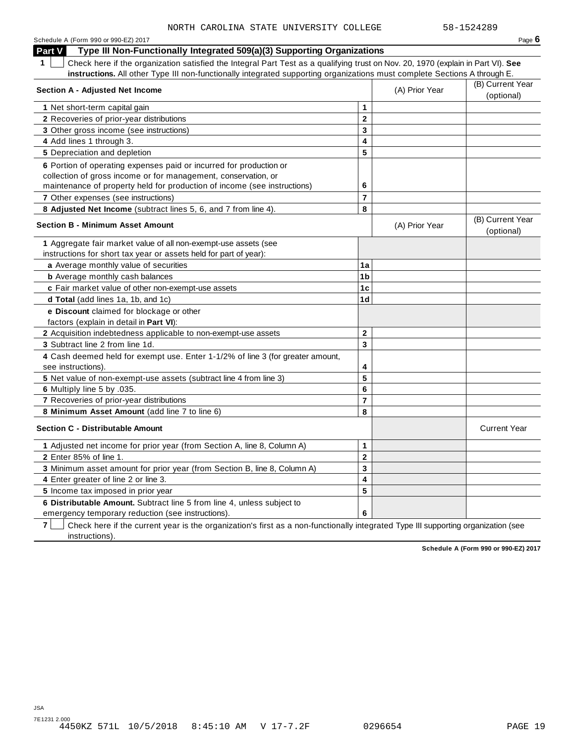NORTH CAROLINA STATE UNIVERSITY COLLEGE 58-1524289

Schedule A (Form 990 or 990-EZ) 2017

## Part V Type III Non-Functionally Integrated 509(a)(3) Supporting Organizations

**1** ☐ Check here if the organization satisfied the Integral Part Test as a qualifying trust on Nov. 20, 1970 (explain in Part VI). **See instructions.** All other Type III non-functionally integrated supporting organizations must complete Sections A through E.

| Section A - Adjusted Net Income | | (A) Prior Year | (B) Current Year (optional) |
|---|---|---|---|
| **1** Net short-term capital gain | 1 | | |
| **2** Recoveries of prior-year distributions | 2 | | |
| **3** Other gross income (see instructions) | 3 | | |
| **4** Add lines 1 through 3. | 4 | | |
| **5** Depreciation and depletion | 5 | | |
| **6** Portion of operating expenses paid or incurred for production or collection of gross income or for management, conservation, or maintenance of property held for production of income (see instructions) | 6 | | |
| **7** Other expenses (see instructions) | 7 | | |
| **8 Adjusted Net Income** (subtract lines 5, 6, and 7 from line 4). | 8 | | |

| Section B - Minimum Asset Amount | | (A) Prior Year | (B) Current Year (optional) |
|---|---|---|---|
| **1** Aggregate fair market value of all non-exempt-use assets (see instructions for short tax year or assets held for part of year): | | | |
| **a** Average monthly value of securities | 1a | | |
| **b** Average monthly cash balances | 1b | | |
| **c** Fair market value of other non-exempt-use assets | 1c | | |
| **d Total** (add lines 1a, 1b, and 1c) | 1d | | |
| **e Discount** claimed for blockage or other factors (explain in detail in **Part VI**): | | | |
| **2** Acquisition indebtedness applicable to non-exempt-use assets | 2 | | |
| **3** Subtract line 2 from line 1d. | 3 | | |
| **4** Cash deemed held for exempt use. Enter 1-1/2% of line 3 (for greater amount, see instructions). | 4 | | |
| **5** Net value of non-exempt-use assets (subtract line 4 from line 3) | 5 | | |
| **6** Multiply line 5 by .035. | 6 | | |
| **7** Recoveries of prior-year distributions | 7 | | |
| **8 Minimum Asset Amount** (add line 7 to line 6) | 8 | | |

| Section C - Distributable Amount | | | Current Year |
|---|---|---|---|
| **1** Adjusted net income for prior year (from Section A, line 8, Column A) | 1 | | |
| **2** Enter 85% of line 1. | 2 | | |
| **3** Minimum asset amount for prior year (from Section B, line 8, Column A) | 3 | | |
| **4** Enter greater of line 2 or line 3. | 4 | | |
| **5** Income tax imposed in prior year | 5 | | |
| **6 Distributable Amount.** Subtract line 5 from line 4, unless subject to emergency temporary reduction (see instructions). | 6 | | |

**7** ☐ Check here if the current year is the organization's first as a non-functionally integrated Type III supporting organization (see instructions).

**Schedule A (Form 990 or 990-EZ) 2017**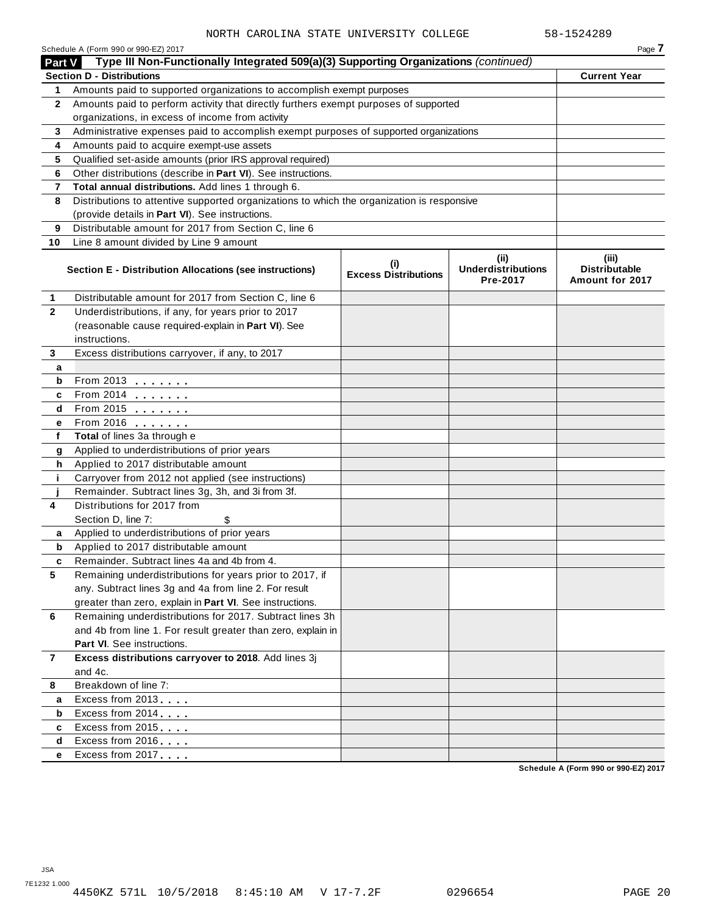NORTH CAROLINA STATE UNIVERSITY COLLEGE 58-1524289

Schedule A (Form 990 or 990-EZ) 2017 Page **7**

## Part V Type III Non-Functionally Integrated 509(a)(3) Supporting Organizations *(continued)*

| **Section D - Distributions** | | **Current Year** |
|---|---|---|
| 1 | Amounts paid to supported organizations to accomplish exempt purposes | |
| 2 | Amounts paid to perform activity that directly furthers exempt purposes of supported organizations, in excess of income from activity | |
| 3 | Administrative expenses paid to accomplish exempt purposes of supported organizations | |
| 4 | Amounts paid to acquire exempt-use assets | |
| 5 | Qualified set-aside amounts (prior IRS approval required) | |
| 6 | Other distributions (describe in **Part VI**). See instructions. | |
| 7 | **Total annual distributions.** Add lines 1 through 6. | |
| 8 | Distributions to attentive supported organizations to which the organization is responsive (provide details in **Part VI**). See instructions. | |
| 9 | Distributable amount for 2017 from Section C, line 6 | |
| 10 | Line 8 amount divided by Line 9 amount | |

| | **Section E - Distribution Allocations (see instructions)** | **(i) Excess Distributions** | **(ii) Underdistributions Pre-2017** | **(iii) Distributable Amount for 2017** |
|---|---|---|---|---|
| 1 | Distributable amount for 2017 from Section C, line 6 | | | |
| 2 | Underdistributions, if any, for years prior to 2017 (reasonable cause required-explain in **Part VI**). See instructions. | | | |
| 3 | Excess distributions carryover, if any, to 2017 | | | |
| a | | | | |
| b | From 2013 . . . . . . . | | | |
| c | From 2014 . . . . . . . | | | |
| d | From 2015 . . . . . . . | | | |
| e | From 2016 . . . . . . . | | | |
| f | **Total** of lines 3a through e | | | |
| g | Applied to underdistributions of prior years | | | |
| h | Applied to 2017 distributable amount | | | |
| i | Carryover from 2012 not applied (see instructions) | | | |
| j | Remainder. Subtract lines 3g, 3h, and 3i from 3f. | | | |
| 4 | Distributions for 2017 from Section D, line 7: $ | | | |
| a | Applied to underdistributions of prior years | | | |
| b | Applied to 2017 distributable amount | | | |
| c | Remainder. Subtract lines 4a and 4b from 4. | | | |
| 5 | Remaining underdistributions for years prior to 2017, if any. Subtract lines 3g and 4a from line 2. For result greater than zero, explain in **Part VI**. See instructions. | | | |
| 6 | Remaining underdistributions for 2017. Subtract lines 3h and 4b from line 1. For result greater than zero, explain in **Part VI**. See instructions. | | | |
| 7 | **Excess distributions carryover to 2018**. Add lines 3j and 4c. | | | |
| 8 | Breakdown of line 7: | | | |
| a | Excess from 2013 . . . . | | | |
| b | Excess from 2014 . . . . | | | |
| c | Excess from 2015 . . . . | | | |
| d | Excess from 2016 . . . . | | | |
| e | Excess from 2017 . . . . | | | |

**Schedule A (Form 990 or 990-EZ) 2017**

JSA
7E1232 1.000
4450KZ 571L 10/5/2018 8:45:10 AM V 17-7.2F 0296654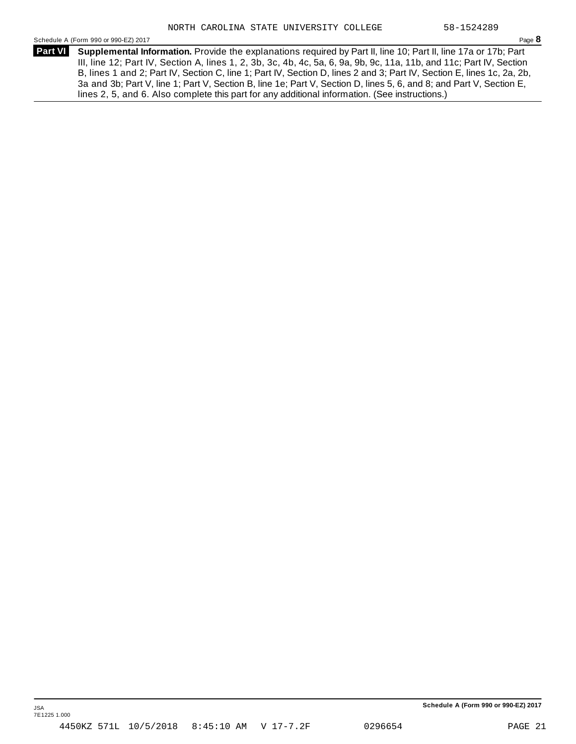NORTH CAROLINA STATE UNIVERSITY COLLEGE 58-1524289

**Part VI** **Supplemental Information.** Provide the explanations required by Part II, line 10; Part II, line 17a or 17b; Part III, line 12; Part IV, Section A, lines 1, 2, 3b, 3c, 4b, 4c, 5a, 6, 9a, 9b, 9c, 11a, 11b, and 11c; Part IV, Section B, lines 1 and 2; Part IV, Section C, line 1; Part IV, Section D, lines 2 and 3; Part IV, Section E, lines 1c, 2a, 2b, 3a and 3b; Part V, line 1; Part V, Section B, line 1e; Part V, Section D, lines 5, 6, and 8; and Part V, Section E, lines 2, 5, and 6. Also complete this part for any additional information. (See instructions.)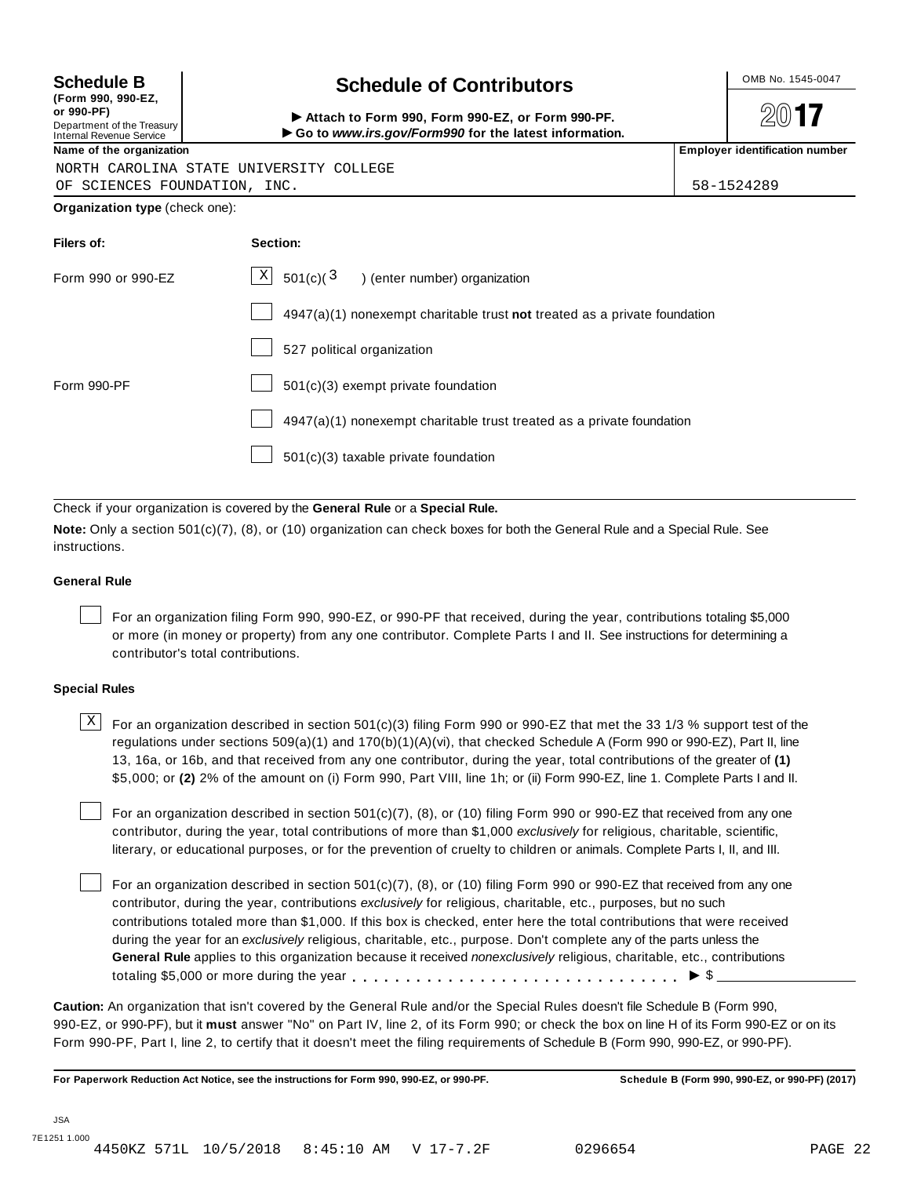**Schedule B**
**(Form 990, 990-EZ, or 990-PF)**
Department of the Treasury
Internal Revenue Service

# Schedule of Contributors

► **Attach to Form 990, Form 990-EZ, or Form 990-PF.**
► **Go to *www.irs.gov/Form990* for the latest information.**

OMB No. 1545-0047

**2017**

**Name of the organization**

NORTH CAROLINA STATE UNIVERSITY COLLEGE
OF SCIENCES FOUNDATION, INC.

**Employer identification number**

58-1524289

**Organization type** (check one):

| **Filers of:** | **Section:** |
|---|---|
| Form 990 or 990-EZ | [X] 501(c)( 3 ) (enter number) organization |
| | [ ] 4947(a)(1) nonexempt charitable trust **not** treated as a private foundation |
| | [ ] 527 political organization |
| Form 990-PF | [ ] 501(c)(3) exempt private foundation |
| | [ ] 4947(a)(1) nonexempt charitable trust treated as a private foundation |
| | [ ] 501(c)(3) taxable private foundation |

Check if your organization is covered by the **General Rule** or a **Special Rule.**

**Note:** Only a section 501(c)(7), (8), or (10) organization can check boxes for both the General Rule and a Special Rule. See instructions.

### General Rule

[ ] For an organization filing Form 990, 990-EZ, or 990-PF that received, during the year, contributions totaling $5,000 or more (in money or property) from any one contributor. Complete Parts I and II. See instructions for determining a contributor's total contributions.

### Special Rules

[X] For an organization described in section 501(c)(3) filing Form 990 or 990-EZ that met the 33 1/3 % support test of the regulations under sections 509(a)(1) and 170(b)(1)(A)(vi), that checked Schedule A (Form 990 or 990-EZ), Part II, line 13, 16a, or 16b, and that received from any one contributor, during the year, total contributions of the greater of **(1)** $5,000; or **(2)** 2% of the amount on (i) Form 990, Part VIII, line 1h; or (ii) Form 990-EZ, line 1. Complete Parts I and II.

[ ] For an organization described in section 501(c)(7), (8), or (10) filing Form 990 or 990-EZ that received from any one contributor, during the year, total contributions of more than $1,000 *exclusively* for religious, charitable, scientific, literary, or educational purposes, or for the prevention of cruelty to children or animals. Complete Parts I, II, and III.

[ ] For an organization described in section 501(c)(7), (8), or (10) filing Form 990 or 990-EZ that received from any one contributor, during the year, contributions *exclusively* for religious, charitable, etc., purposes, but no such contributions totaled more than $1,000. If this box is checked, enter here the total contributions that were received during the year for an *exclusively* religious, charitable, etc., purpose. Don't complete any of the parts unless the **General Rule** applies to this organization because it received *nonexclusively* religious, charitable, etc., contributions totaling $5,000 or more during the year . . . . . . . . . . . . . . . . . . . . . . . . . . . . . ► $ ______________

**Caution:** An organization that isn't covered by the General Rule and/or the Special Rules doesn't file Schedule B (Form 990, 990-EZ, or 990-PF), but it **must** answer "No" on Part IV, line 2, of its Form 990; or check the box on line H of its Form 990-EZ or on its Form 990-PF, Part I, line 2, to certify that it doesn't meet the filing requirements of Schedule B (Form 990, 990-EZ, or 990-PF).

**For Paperwork Reduction Act Notice, see the instructions for Form 990, 990-EZ, or 990-PF.** **Schedule B (Form 990, 990-EZ, or 990-PF) (2017)**

JSA
7E1251 1.000
4450KZ 571L 10/5/2018 8:45:10 AM V 17-7.2F 0296654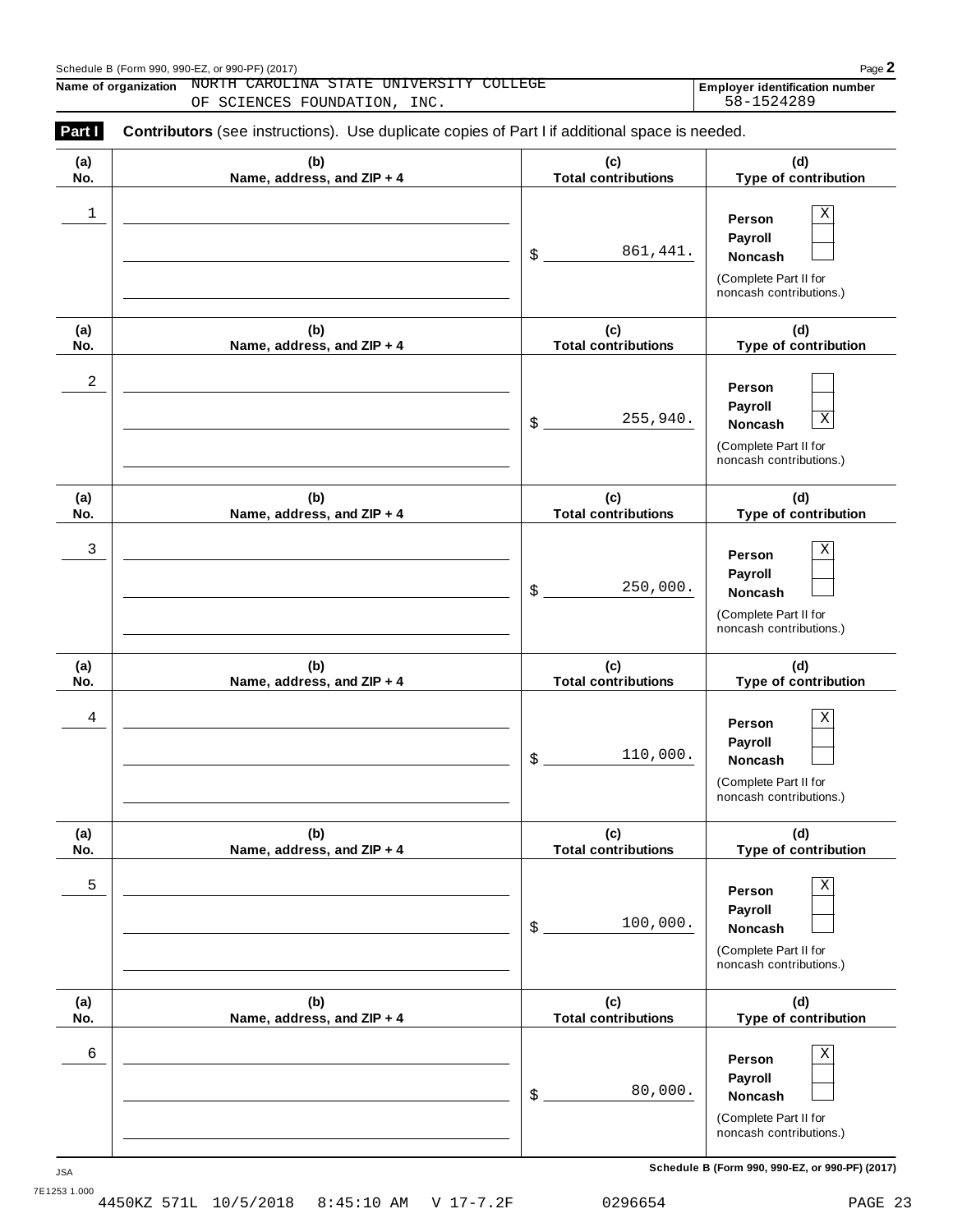Schedule B (Form 990, 990-EZ, or 990-PF) (2017)

**Name of organization** NORTH CAROLINA STATE UNIVERSITY COLLEGE OF SCIENCES FOUNDATION, INC.

**Employer identification number** 58-1524289

**Part I** **Contributors** (see instructions). Use duplicate copies of Part I if additional space is needed.

| (a) No. | (b) Name, address, and ZIP + 4 | (c) Total contributions | (d) Type of contribution |
|---|---|---|---|
| 1 | | $ 861,441. | Person [X] Payroll [ ] Noncash [ ] (Complete Part II for noncash contributions.) |
| 2 | | $ 255,940. | Person [ ] Payroll [ ] Noncash [X] (Complete Part II for noncash contributions.) |
| 3 | | $ 250,000. | Person [X] Payroll [ ] Noncash [ ] (Complete Part II for noncash contributions.) |
| 4 | | $ 110,000. | Person [X] Payroll [ ] Noncash [ ] (Complete Part II for noncash contributions.) |
| 5 | | $ 100,000. | Person [X] Payroll [ ] Noncash [ ] (Complete Part II for noncash contributions.) |
| 6 | | $ 80,000. | Person [X] Payroll [ ] Noncash [ ] (Complete Part II for noncash contributions.) |

JSA 7E1253 1.000

**Schedule B (Form 990, 990-EZ, or 990-PF) (2017)**

4450KZ 571L 10/5/2018 8:45:10 AM V 17-7.2F 0296654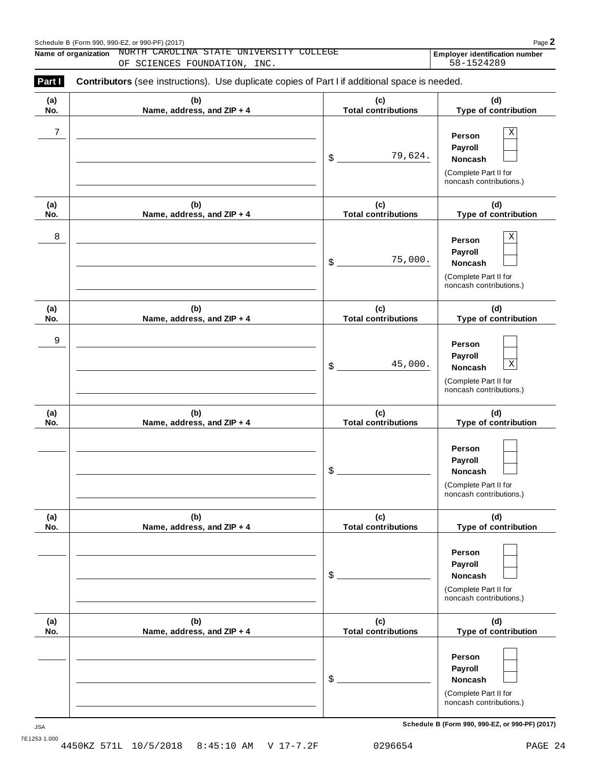Schedule B (Form 990, 990-EZ, or 990-PF) (2017)

**Name of organization** NORTH CAROLINA STATE UNIVERSITY COLLEGE OF SCIENCES FOUNDATION, INC.

**Employer identification number** 58-1524289

**Part I** **Contributors** (see instructions). Use duplicate copies of Part I if additional space is needed.

| (a) No. | (b) Name, address, and ZIP + 4 | (c) Total contributions | (d) Type of contribution |
|---|---|---|---|
| 7 | | $ 79,624. | Person [X] Payroll [ ] Noncash [ ] (Complete Part II for noncash contributions.) |
| 8 | | $ 75,000. | Person [X] Payroll [ ] Noncash [ ] (Complete Part II for noncash contributions.) |
| 9 | | $ 45,000. | Person [ ] Payroll [ ] Noncash [X] (Complete Part II for noncash contributions.) |
| | | $ | Person [ ] Payroll [ ] Noncash [ ] (Complete Part II for noncash contributions.) |
| | | $ | Person [ ] Payroll [ ] Noncash [ ] (Complete Part II for noncash contributions.) |
| | | $ | Person [ ] Payroll [ ] Noncash [ ] (Complete Part II for noncash contributions.) |

**Schedule B (Form 990, 990-EZ, or 990-PF) (2017)**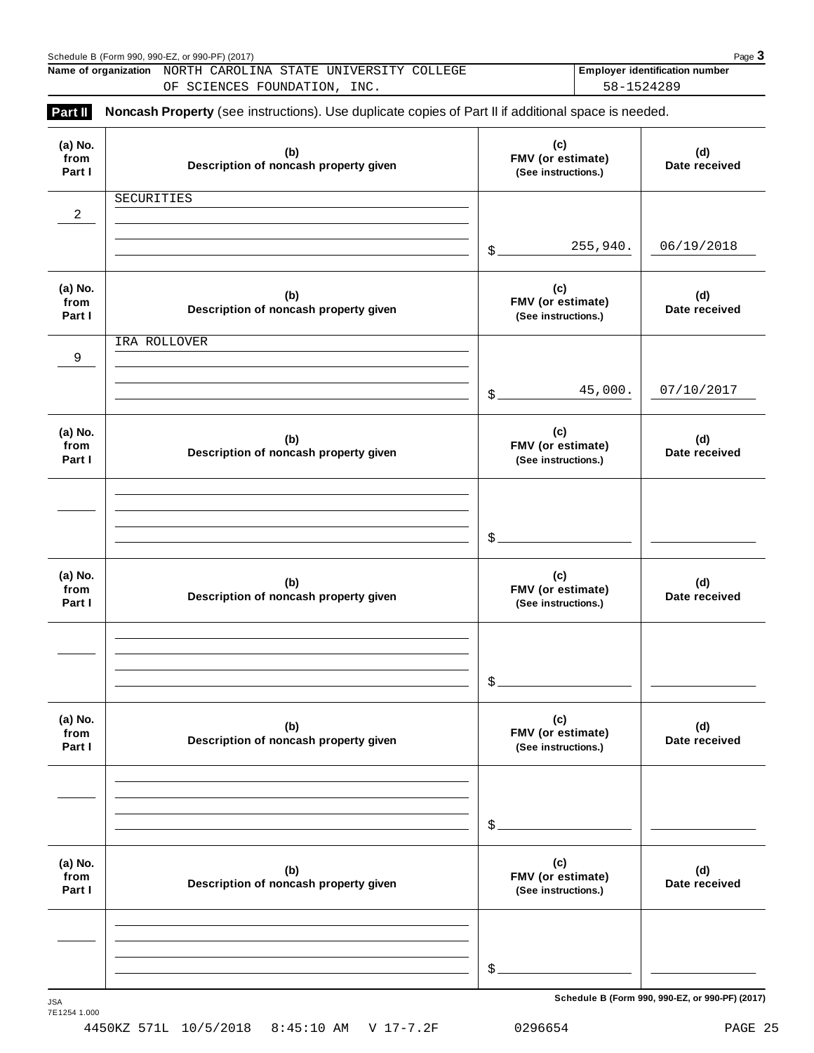Schedule B (Form 990, 990-EZ, or 990-PF) (2017)

**Name of organization** NORTH CAROLINA STATE UNIVERSITY COLLEGE OF SCIENCES FOUNDATION, INC.

**Employer identification number** 58-1524289

## Part II Noncash Property (see instructions). Use duplicate copies of Part II if additional space is needed.

| (a) No. from Part I | (b) Description of noncash property given | (c) FMV (or estimate) (See instructions.) | (d) Date received |
|---|---|---|---|
| 2 | SECURITIES | $ 255,940. | 06/19/2018 |
| 9 | IRA ROLLOVER | $ 45,000. | 07/10/2017 |
| | | $ | |
| | | $ | |
| | | $ | |
| | | $ | |

JSA
7E1254 1.000

4450KZ 571L 10/5/2018 8:45:10 AM V 17-7.2F 0296654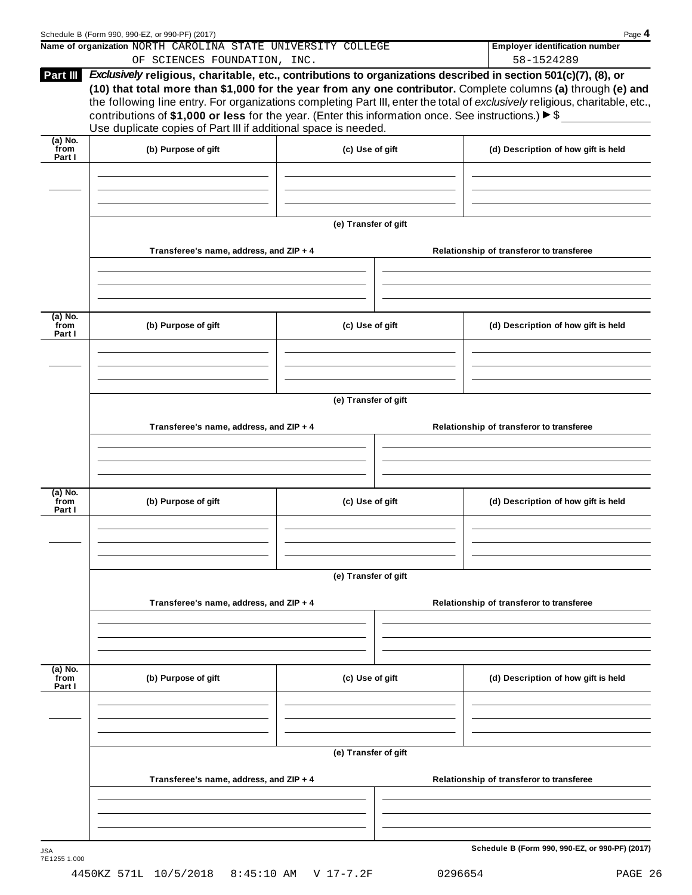Name of organization NORTH CAROLINA STATE UNIVERSITY COLLEGE OF SCIENCES FOUNDATION, INC.

Employer identification number 58-1524289

**Part III** ***Exclusively*** **religious, charitable, etc., contributions to organizations described in section 501(c)(7), (8), or (10) that total more than $1,000 for the year from any one contributor.** Complete columns **(a)** through **(e)** and the following line entry. For organizations completing Part III, enter the total of *exclusively* religious, charitable, etc., contributions of **$1,000 or less** for the year. (Enter this information once. See instructions.) ▶ $ ____________

Use duplicate copies of Part III if additional space is needed.

| (a) No. from Part I | (b) Purpose of gift | (c) Use of gift | (d) Description of how gift is held |
|---|---|---|---|
| | | | |

**(e) Transfer of gift**

| Transferee's name, address, and ZIP + 4 | Relationship of transferor to transferee |
|---|---|
| | |

| (a) No. from Part I | (b) Purpose of gift | (c) Use of gift | (d) Description of how gift is held |
|---|---|---|---|
| | | | |

**(e) Transfer of gift**

| Transferee's name, address, and ZIP + 4 | Relationship of transferor to transferee |
|---|---|
| | |

| (a) No. from Part I | (b) Purpose of gift | (c) Use of gift | (d) Description of how gift is held |
|---|---|---|---|
| | | | |

**(e) Transfer of gift**

| Transferee's name, address, and ZIP + 4 | Relationship of transferor to transferee |
|---|---|
| | |

| (a) No. from Part I | (b) Purpose of gift | (c) Use of gift | (d) Description of how gift is held |
|---|---|---|---|
| | | | |

**(e) Transfer of gift**

| Transferee's name, address, and ZIP + 4 | Relationship of transferor to transferee |
|---|---|
| | |

Schedule B (Form 990, 990-EZ, or 990-PF) (2017)

JSA 7E1255 1.000

4450KZ 571L 10/5/2018 8:45:10 AM V 17-7.2F 0296654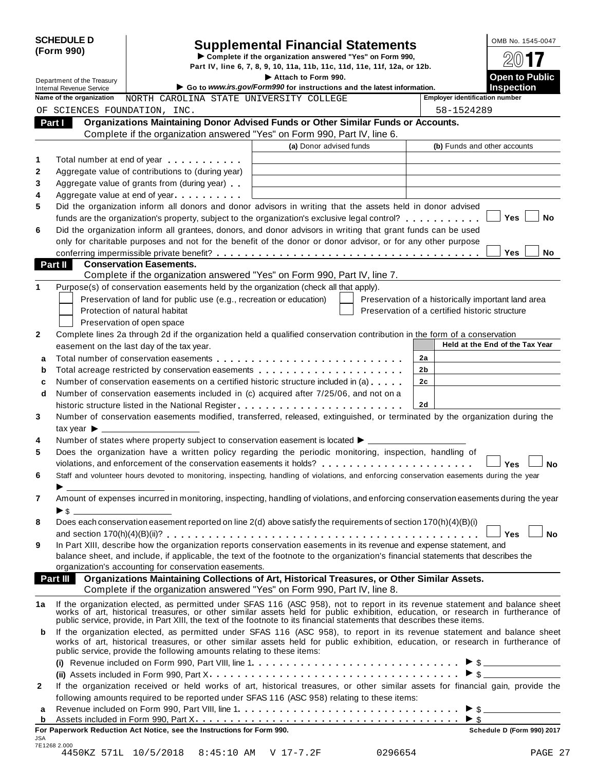**SCHEDULE D (Form 990)**

# Supplemental Financial Statements

▶ Complete if the organization answered "Yes" on Form 990, Part IV, line 6, 7, 8, 9, 10, 11a, 11b, 11c, 11d, 11e, 11f, 12a, or 12b.

▶ Attach to Form 990.

▶ Go to *www.irs.gov/Form990* for instructions and the latest information.

OMB No. 1545-0047

2017

**Open to Public Inspection**

Department of the Treasury
Internal Revenue Service

**Name of the organization** NORTH CAROLINA STATE UNIVERSITY COLLEGE OF SCIENCES FOUNDATION, INC.

**Employer identification number** 58-1524289

## Part I Organizations Maintaining Donor Advised Funds or Other Similar Funds or Accounts.

Complete if the organization answered "Yes" on Form 990, Part IV, line 6.

| | | (a) Donor advised funds | (b) Funds and other accounts |
|---|---|---|---|
| 1 | Total number at end of year | | |
| 2 | Aggregate value of contributions to (during year) | | |
| 3 | Aggregate value of grants from (during year) | | |
| 4 | Aggregate value at end of year | | |

5 Did the organization inform all donors and donor advisors in writing that the assets held in donor advised funds are the organization's property, subject to the organization's exclusive legal control? ☐ Yes ☐ No

6 Did the organization inform all grantees, donors, and donor advisors in writing that grant funds can be used only for charitable purposes and not for the benefit of the donor or donor advisor, or for any other purpose conferring impermissible private benefit? ☐ Yes ☐ No

## Part II Conservation Easements.

Complete if the organization answered "Yes" on Form 990, Part IV, line 7.

1 Purpose(s) of conservation easements held by the organization (check all that apply).

- ☐ Preservation of land for public use (e.g., recreation or education)
- ☐ Protection of natural habitat
- ☐ Preservation of open space
- ☐ Preservation of a historically important land area
- ☐ Preservation of a certified historic structure

2 Complete lines 2a through 2d if the organization held a qualified conservation contribution in the form of a conservation easement on the last day of the tax year.

| | | | Held at the End of the Tax Year |
|---|---|---|---|
| a | Total number of conservation easements | 2a | |
| b | Total acreage restricted by conservation easements | 2b | |
| c | Number of conservation easements on a certified historic structure included in (a) | 2c | |
| d | Number of conservation easements included in (c) acquired after 7/25/06, and not on a historic structure listed in the National Register | 2d | |

3 Number of conservation easements modified, transferred, released, extinguished, or terminated by the organization during the tax year ▶ ____________

4 Number of states where property subject to conservation easement is located ▶ ____________

5 Does the organization have a written policy regarding the periodic monitoring, inspection, handling of violations, and enforcement of the conservation easements it holds? ☐ Yes ☐ No

6 Staff and volunteer hours devoted to monitoring, inspecting, handling of violations, and enforcing conservation easements during the year ▶ ____________

7 Amount of expenses incurred in monitoring, inspecting, handling of violations, and enforcing conservation easements during the year ▶ $ ____________

8 Does each conservation easement reported on line 2(d) above satisfy the requirements of section 170(h)(4)(B)(i) and section 170(h)(4)(B)(ii)? ☐ Yes ☐ No

9 In Part XIII, describe how the organization reports conservation easements in its revenue and expense statement, and balance sheet, and include, if applicable, the text of the footnote to the organization's financial statements that describes the organization's accounting for conservation easements.

## Part III Organizations Maintaining Collections of Art, Historical Treasures, or Other Similar Assets.

Complete if the organization answered "Yes" on Form 990, Part IV, line 8.

1a If the organization elected, as permitted under SFAS 116 (ASC 958), not to report in its revenue statement and balance sheet works of art, historical treasures, or other similar assets held for public exhibition, education, or research in furtherance of public service, provide, in Part XIII, the text of the footnote to its financial statements that describes these items.

b If the organization elected, as permitted under SFAS 116 (ASC 958), to report in its revenue statement and balance sheet works of art, historical treasures, or other similar assets held for public exhibition, education, or research in furtherance of public service, provide the following amounts relating to these items:

(i) Revenue included on Form 990, Part VIII, line 1 ▶ $ ____________

(ii) Assets included in Form 990, Part X ▶ $ ____________

2 If the organization received or held works of art, historical treasures, or other similar assets for financial gain, provide the following amounts required to be reported under SFAS 116 (ASC 958) relating to these items:

a Revenue included on Form 990, Part VIII, line 1 ▶ $ ____________

b Assets included in Form 990, Part X ▶ $ ____________

**For Paperwork Reduction Act Notice, see the Instructions for Form 990.** **Schedule D (Form 990) 2017**

JSA 7E1268 2.000
4450KZ 571L 10/5/2018 8:45:10 AM V 17-7.2F 0296654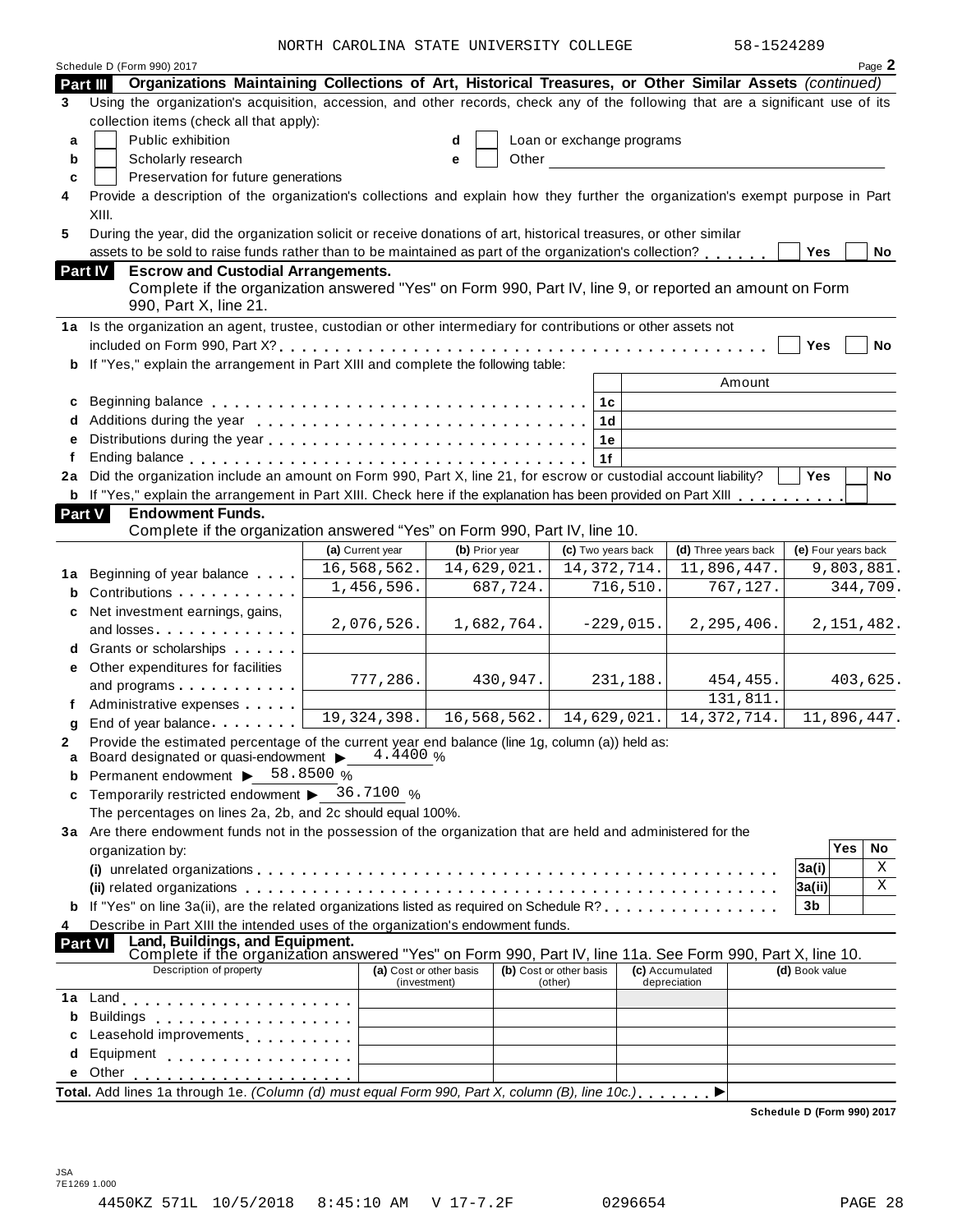NORTH CAROLINA STATE UNIVERSITY COLLEGE 58-1524289

Schedule D (Form 990) 2017

## Part III Organizations Maintaining Collections of Art, Historical Treasures, or Other Similar Assets *(continued)*

**3** Using the organization's acquisition, accession, and other records, check any of the following that are a significant use of its collection items (check all that apply):

- **a** ☐ Public exhibition
- **b** ☐ Scholarly research
- **c** ☐ Preservation for future generations
- **d** ☐ Loan or exchange programs
- **e** ☐ Other ____________

**4** Provide a description of the organization's collections and explain how they further the organization's exempt purpose in Part XIII.

**5** During the year, did the organization solicit or receive donations of art, historical treasures, or other similar assets to be sold to raise funds rather than to be maintained as part of the organization's collection? ☐ Yes ☐ No

## Part IV Escrow and Custodial Arrangements.

Complete if the organization answered "Yes" on Form 990, Part IV, line 9, or reported an amount on Form 990, Part X, line 21.

**1a** Is the organization an agent, trustee, custodian or other intermediary for contributions or other assets not included on Form 990, Part X? ☐ Yes ☐ No

**b** If "Yes," explain the arrangement in Part XIII and complete the following table:

| | | | Amount |
|---|---|---|---|
| **c** | Beginning balance | 1c | |
| **d** | Additions during the year | 1d | |
| **e** | Distributions during the year | 1e | |
| **f** | Ending balance | 1f | |

**2a** Did the organization include an amount on Form 990, Part X, line 21, for escrow or custodial account liability? ☐ Yes ☐ No

**b** If "Yes," explain the arrangement in Part XIII. Check here if the explanation has been provided on Part XIII ☐

## Part V Endowment Funds.

Complete if the organization answered "Yes" on Form 990, Part IV, line 10.

| | | (a) Current year | (b) Prior year | (c) Two years back | (d) Three years back | (e) Four years back |
|---|---|---|---|---|---|---|
| **1a** | Beginning of year balance | 16,568,562. | 14,629,021. | 14,372,714. | 11,896,447. | 9,803,881. |
| **b** | Contributions | 1,456,596. | 687,724. | 716,510. | 767,127. | 344,709. |
| **c** | Net investment earnings, gains, and losses | 2,076,526. | 1,682,764. | -229,015. | 2,295,406. | 2,151,482. |
| **d** | Grants or scholarships | | | | | |
| **e** | Other expenditures for facilities and programs | 777,286. | 430,947. | 231,188. | 454,455. | 403,625. |
| **f** | Administrative expenses | | | | 131,811. | |
| **g** | End of year balance | 19,324,398. | 16,568,562. | 14,629,021. | 14,372,714. | 11,896,447. |

**2** Provide the estimated percentage of the current year end balance (line 1g, column (a)) held as:

- **a** Board designated or quasi-endowment ▶ 4.4400 %
- **b** Permanent endowment ▶ 58.8500 %
- **c** Temporarily restricted endowment ▶ 36.7100 %

The percentages on lines 2a, 2b, and 2c should equal 100%.

**3a** Are there endowment funds not in the possession of the organization that are held and administered for the organization by:

| | | | Yes | No |
|---|---|---|---|---|
| | **(i)** unrelated organizations | 3a(i) | | X |
| | **(ii)** related organizations | 3a(ii) | | X |
| **b** | If "Yes" on line 3a(ii), are the related organizations listed as required on Schedule R? | 3b | | |

**4** Describe in Part XIII the intended uses of the organization's endowment funds.

## Part VI Land, Buildings, and Equipment.

Complete if the organization answered "Yes" on Form 990, Part IV, line 11a. See Form 990, Part X, line 10.

| Description of property | (a) Cost or other basis (investment) | (b) Cost or other basis (other) | (c) Accumulated depreciation | (d) Book value |
|---|---|---|---|---|
| **1a** Land | | | | |
| **b** Buildings | | | | |
| **c** Leasehold improvements | | | | |
| **d** Equipment | | | | |
| **e** Other | | | | |

**Total.** Add lines 1a through 1e. *(Column (d) must equal Form 990, Part X, column (B), line 10c.)* ▶

Schedule D (Form 990) 2017

JSA
7E1269 1.000
4450KZ 571L 10/5/2018 8:45:10 AM V 17-7.2F 0296654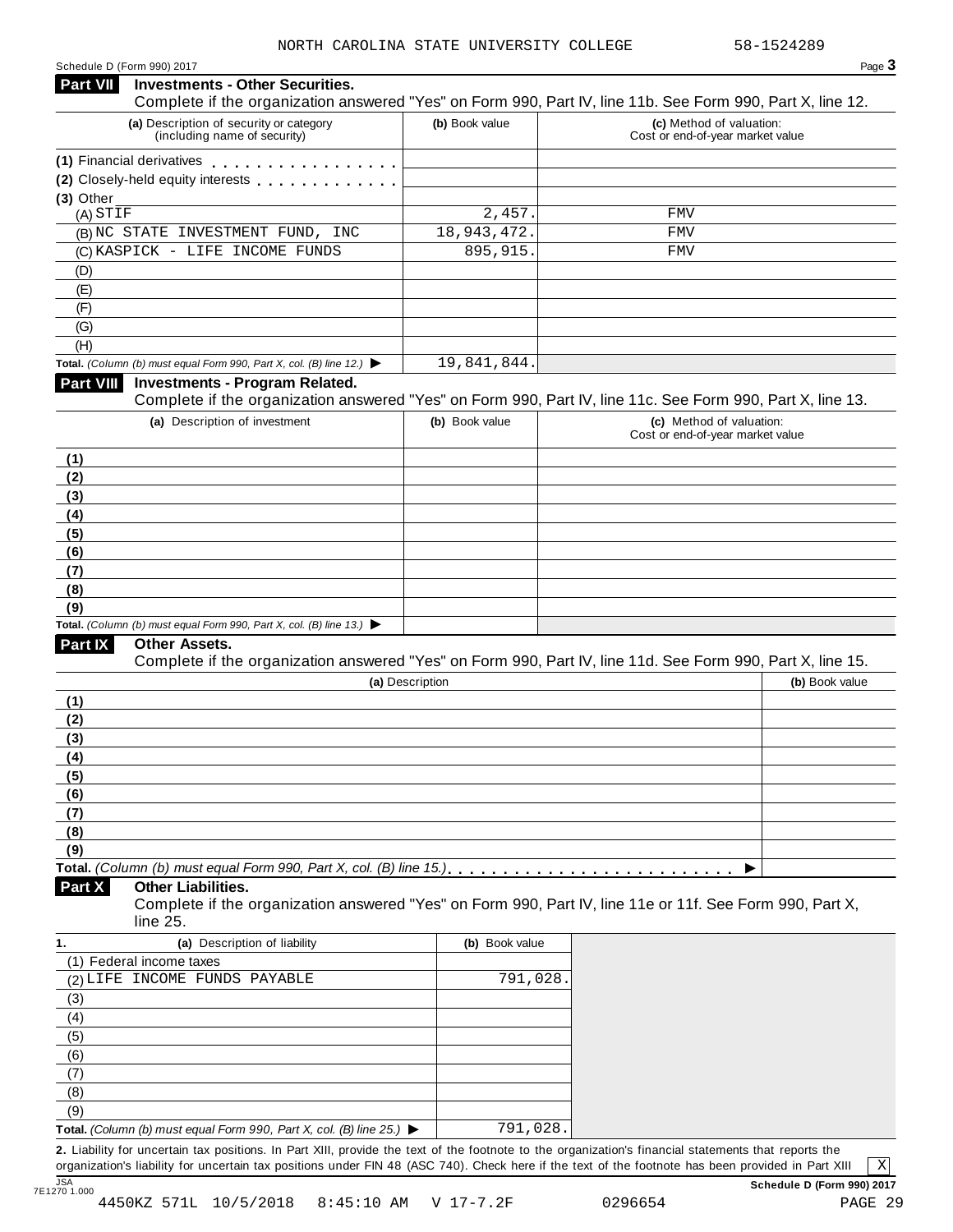NORTH CAROLINA STATE UNIVERSITY COLLEGE 58-1524289

Schedule D (Form 990) 2017

## Part VII Investments - Other Securities.

Complete if the organization answered "Yes" on Form 990, Part IV, line 11b. See Form 990, Part X, line 12.

| (a) Description of security or category (including name of security) | (b) Book value | (c) Method of valuation: Cost or end-of-year market value |
|---|---|---|
| (1) Financial derivatives | | |
| (2) Closely-held equity interests | | |
| (3) Other | | |
| (A) STIF | 2,457. | FMV |
| (B) NC STATE INVESTMENT FUND, INC | 18,943,472. | FMV |
| (C) KASPICK - LIFE INCOME FUNDS | 895,915. | FMV |
| (D) | | |
| (E) | | |
| (F) | | |
| (G) | | |
| (H) | | |
| **Total.** *(Column (b) must equal Form 990, Part X, col. (B) line 12.)* ▶ | 19,841,844. | |

## Part VIII Investments - Program Related.

Complete if the organization answered "Yes" on Form 990, Part IV, line 11c. See Form 990, Part X, line 13.

| (a) Description of investment | (b) Book value | (c) Method of valuation: Cost or end-of-year market value |
|---|---|---|
| (1) | | |
| (2) | | |
| (3) | | |
| (4) | | |
| (5) | | |
| (6) | | |
| (7) | | |
| (8) | | |
| (9) | | |
| **Total.** *(Column (b) must equal Form 990, Part X, col. (B) line 13.)* ▶ | | |

## Part IX Other Assets.

Complete if the organization answered "Yes" on Form 990, Part IV, line 11d. See Form 990, Part X, line 15.

| (a) Description | (b) Book value |
|---|---|
| (1) | |
| (2) | |
| (3) | |
| (4) | |
| (5) | |
| (6) | |
| (7) | |
| (8) | |
| (9) | |
| **Total.** *(Column (b) must equal Form 990, Part X, col. (B) line 15.)* ▶ | |

## Part X Other Liabilities.

Complete if the organization answered "Yes" on Form 990, Part IV, line 11e or 11f. See Form 990, Part X, line 25.

| 1. (a) Description of liability | (b) Book value |
|---|---|
| (1) Federal income taxes | |
| (2) LIFE INCOME FUNDS PAYABLE | 791,028. |
| (3) | |
| (4) | |
| (5) | |
| (6) | |
| (7) | |
| (8) | |
| (9) | |
| **Total.** *(Column (b) must equal Form 990, Part X, col. (B) line 25.)* ▶ | 791,028. |

**2.** Liability for uncertain tax positions. In Part XIII, provide the text of the footnote to the organization's financial statements that reports the organization's liability for uncertain tax positions under FIN 48 (ASC 740). Check here if the text of the footnote has been provided in Part XIII [X]

JSA 7E1270 1.000

**Schedule D (Form 990) 2017**

4450KZ 571L 10/5/2018 8:45:10 AM V 17-7.2F 0296654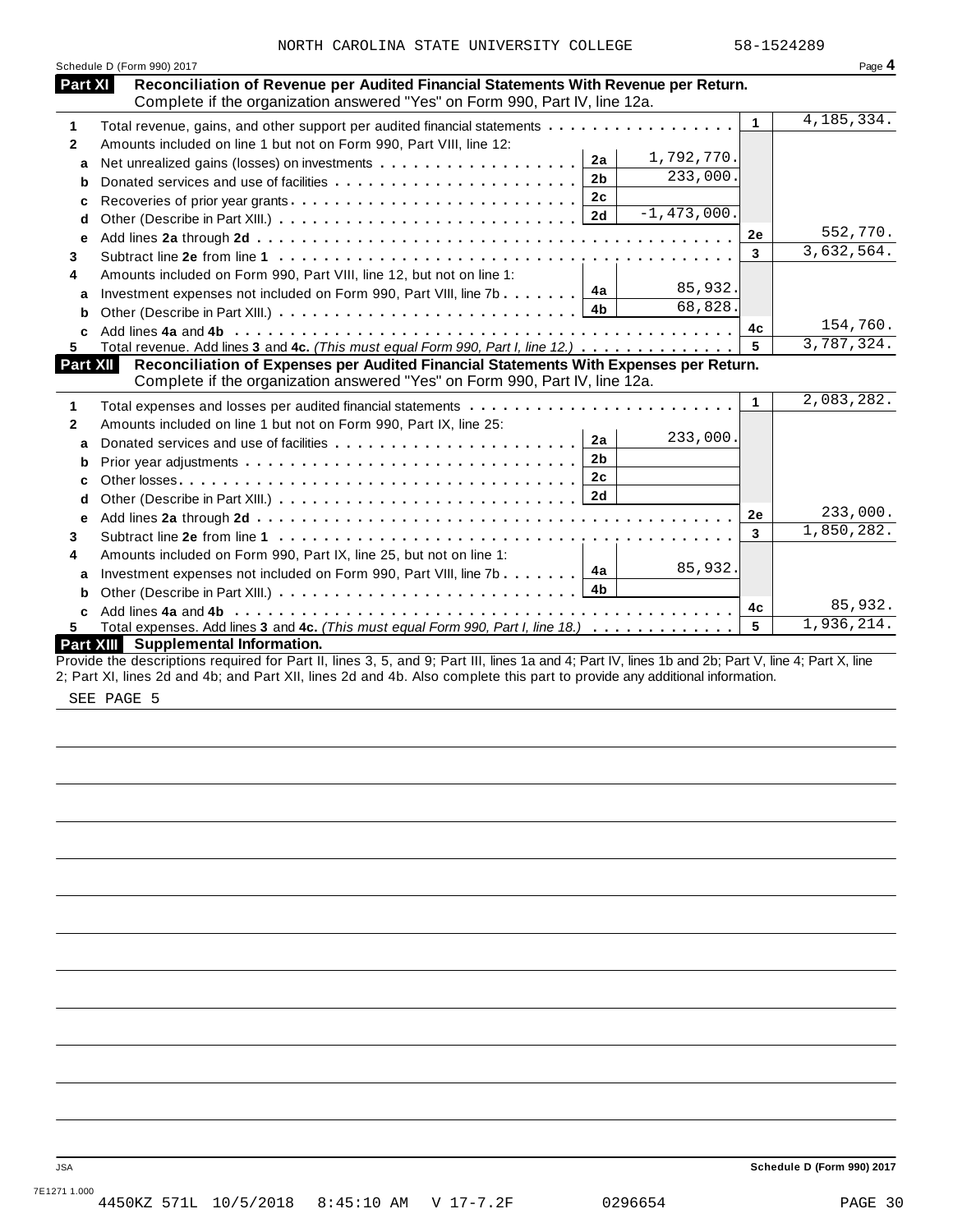NORTH CAROLINA STATE UNIVERSITY COLLEGE 58-1524289

Schedule D (Form 990) 2017

## Part XI Reconciliation of Revenue per Audited Financial Statements With Revenue per Return.

Complete if the organization answered "Yes" on Form 990, Part IV, line 12a.

| | | | | | |
|---|---|---|---|---|---|
| **1** | Total revenue, gains, and other support per audited financial statements | | | 1 | 4,185,334. |
| **2** | Amounts included on line 1 but not on Form 990, Part VIII, line 12: | | | | |
| **a** | Net unrealized gains (losses) on investments | 2a | 1,792,770. | | |
| **b** | Donated services and use of facilities | 2b | 233,000. | | |
| **c** | Recoveries of prior year grants | 2c | | | |
| **d** | Other (Describe in Part XIII.) | 2d | -1,473,000. | | |
| **e** | Add lines **2a** through **2d** | | | 2e | 552,770. |
| **3** | Subtract line **2e** from line **1** | | | 3 | 3,632,564. |
| **4** | Amounts included on Form 990, Part VIII, line 12, but not on line 1: | | | | |
| **a** | Investment expenses not included on Form 990, Part VIII, line 7b | 4a | 85,932. | | |
| **b** | Other (Describe in Part XIII.) | 4b | 68,828. | | |
| **c** | Add lines **4a** and **4b** | | | 4c | 154,760. |
| **5** | Total revenue. Add lines **3** and **4c.** *(This must equal Form 990, Part I, line 12.)* | | | 5 | 3,787,324. |

## Part XII Reconciliation of Expenses per Audited Financial Statements With Expenses per Return.

Complete if the organization answered "Yes" on Form 990, Part IV, line 12a.

| | | | | | |
|---|---|---|---|---|---|
| **1** | Total expenses and losses per audited financial statements | | | 1 | 2,083,282. |
| **2** | Amounts included on line 1 but not on Form 990, Part IX, line 25: | | | | |
| **a** | Donated services and use of facilities | 2a | 233,000. | | |
| **b** | Prior year adjustments | 2b | | | |
| **c** | Other losses | 2c | | | |
| **d** | Other (Describe in Part XIII.) | 2d | | | |
| **e** | Add lines **2a** through **2d** | | | 2e | 233,000. |
| **3** | Subtract line **2e** from line **1** | | | 3 | 1,850,282. |
| **4** | Amounts included on Form 990, Part IX, line 25, but not on line 1: | | | | |
| **a** | Investment expenses not included on Form 990, Part VIII, line 7b | 4a | 85,932. | | |
| **b** | Other (Describe in Part XIII.) | 4b | | | |
| **c** | Add lines **4a** and **4b** | | | 4c | 85,932. |
| **5** | Total expenses. Add lines **3** and **4c.** *(This must equal Form 990, Part I, line 18.)* | | | 5 | 1,936,214. |

## Part XIII Supplemental Information.

Provide the descriptions required for Part II, lines 3, 5, and 9; Part III, lines 1a and 4; Part IV, lines 1b and 2b; Part V, line 4; Part X, line 2; Part XI, lines 2d and 4b; and Part XII, lines 2d and 4b. Also complete this part to provide any additional information.

SEE PAGE 5

JSA

Schedule D (Form 990) 2017

7E1271 1.000
4450KZ 571L 10/5/2018 8:45:10 AM V 17-7.2F 0296654 PAGE 30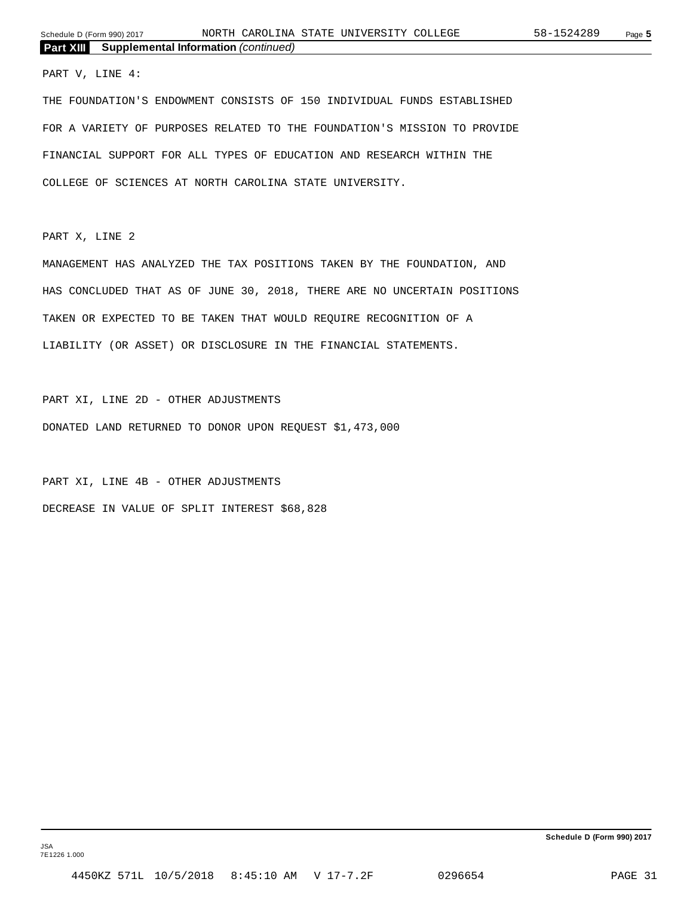**Part XIII** **Supplemental Information** *(continued)*

PART V, LINE 4:

THE FOUNDATION'S ENDOWMENT CONSISTS OF 150 INDIVIDUAL FUNDS ESTABLISHED FOR A VARIETY OF PURPOSES RELATED TO THE FOUNDATION'S MISSION TO PROVIDE FINANCIAL SUPPORT FOR ALL TYPES OF EDUCATION AND RESEARCH WITHIN THE COLLEGE OF SCIENCES AT NORTH CAROLINA STATE UNIVERSITY.

PART X, LINE 2

MANAGEMENT HAS ANALYZED THE TAX POSITIONS TAKEN BY THE FOUNDATION, AND HAS CONCLUDED THAT AS OF JUNE 30, 2018, THERE ARE NO UNCERTAIN POSITIONS TAKEN OR EXPECTED TO BE TAKEN THAT WOULD REQUIRE RECOGNITION OF A LIABILITY (OR ASSET) OR DISCLOSURE IN THE FINANCIAL STATEMENTS.

PART XI, LINE 2D - OTHER ADJUSTMENTS

DONATED LAND RETURNED TO DONOR UPON REQUEST $1,473,000

PART XI, LINE 4B - OTHER ADJUSTMENTS

DECREASE IN VALUE OF SPLIT INTEREST $68,828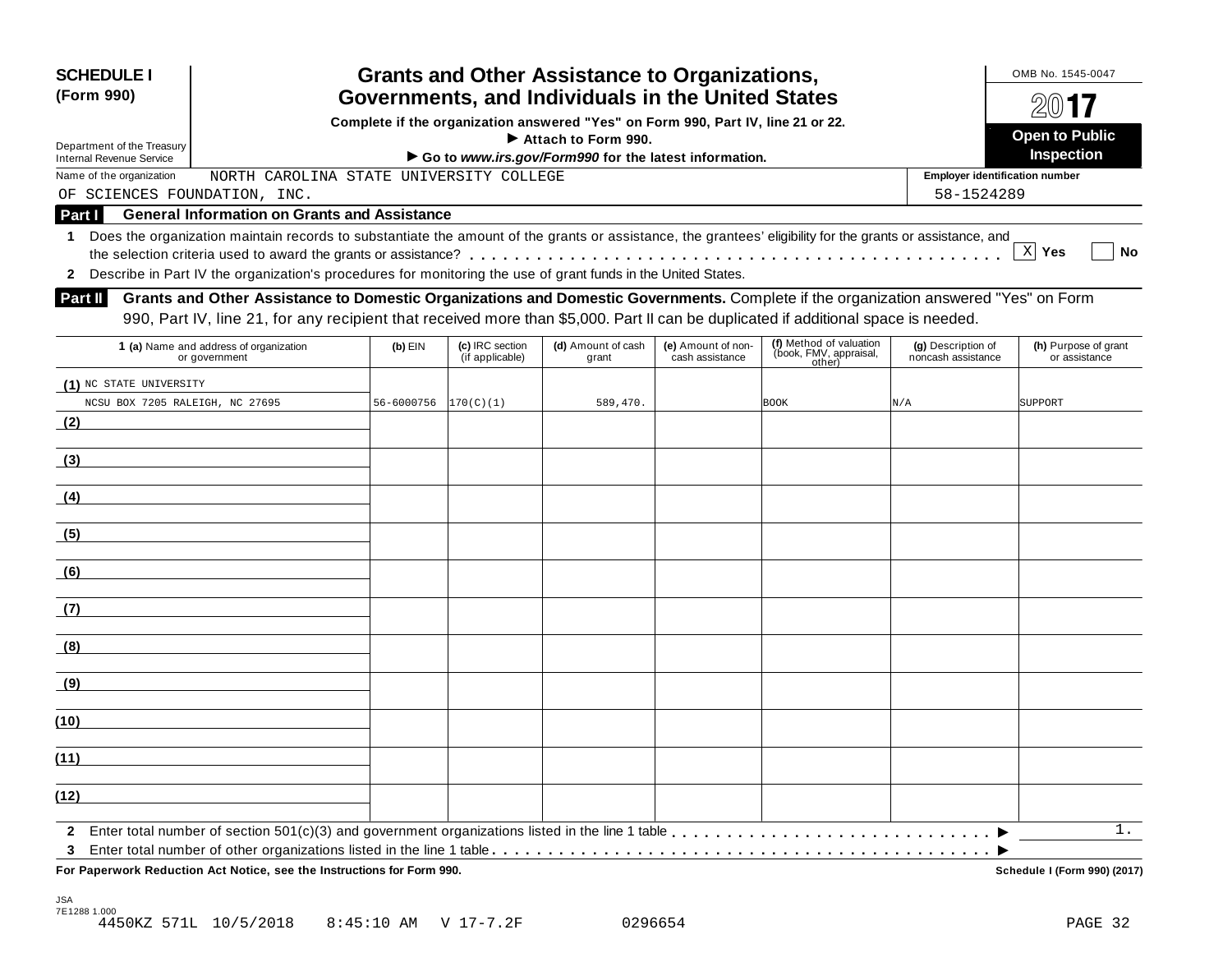**SCHEDULE I (Form 990)**

Department of the Treasury
Internal Revenue Service

# Grants and Other Assistance to Organizations, Governments, and Individuals in the United States

**Complete if the organization answered "Yes" on Form 990, Part IV, line 21 or 22.**
**► Attach to Form 990.**
**► Go to *www.irs.gov/Form990* for the latest information.**

OMB No. 1545-0047

**2017**

**Open to Public Inspection**

Name of the organization: NORTH CAROLINA STATE UNIVERSITY COLLEGE OF SCIENCES FOUNDATION, INC.

**Employer identification number** 58-1524289

## Part I General Information on Grants and Assistance

**1** Does the organization maintain records to substantiate the amount of the grants or assistance, the grantees' eligibility for the grants or assistance, and the selection criteria used to award the grants or assistance? [X] **Yes** [ ] **No**

**2** Describe in Part IV the organization's procedures for monitoring the use of grant funds in the United States.

## Part II Grants and Other Assistance to Domestic Organizations and Domestic Governments.

Complete if the organization answered "Yes" on Form 990, Part IV, line 21, for any recipient that received more than $5,000. Part II can be duplicated if additional space is needed.

| 1 (a) Name and address of organization or government | (b) EIN | (c) IRC section (if applicable) | (d) Amount of cash grant | (e) Amount of non-cash assistance | (f) Method of valuation (book, FMV, appraisal, other) | (g) Description of noncash assistance | (h) Purpose of grant or assistance |
|---|---|---|---|---|---|---|---|
| (1) NC STATE UNIVERSITY NCSU BOX 7205 RALEIGH, NC 27695 | 56-6000756 | 170(C)(1) | 589,470. | | BOOK | N/A | SUPPORT |
| (2) | | | | | | | |
| (3) | | | | | | | |
| (4) | | | | | | | |
| (5) | | | | | | | |
| (6) | | | | | | | |
| (7) | | | | | | | |
| (8) | | | | | | | |
| (9) | | | | | | | |
| (10) | | | | | | | |
| (11) | | | | | | | |
| (12) | | | | | | | |

**2** Enter total number of section 501(c)(3) and government organizations listed in the line 1 table ► 1.

**3** Enter total number of other organizations listed in the line 1 table ►

**For Paperwork Reduction Act Notice, see the Instructions for Form 990.** **Schedule I (Form 990) (2017)**

JSA
7E1288 1.000
4450KZ 571L 10/5/2018 8:45:10 AM V 17-7.2F 0296654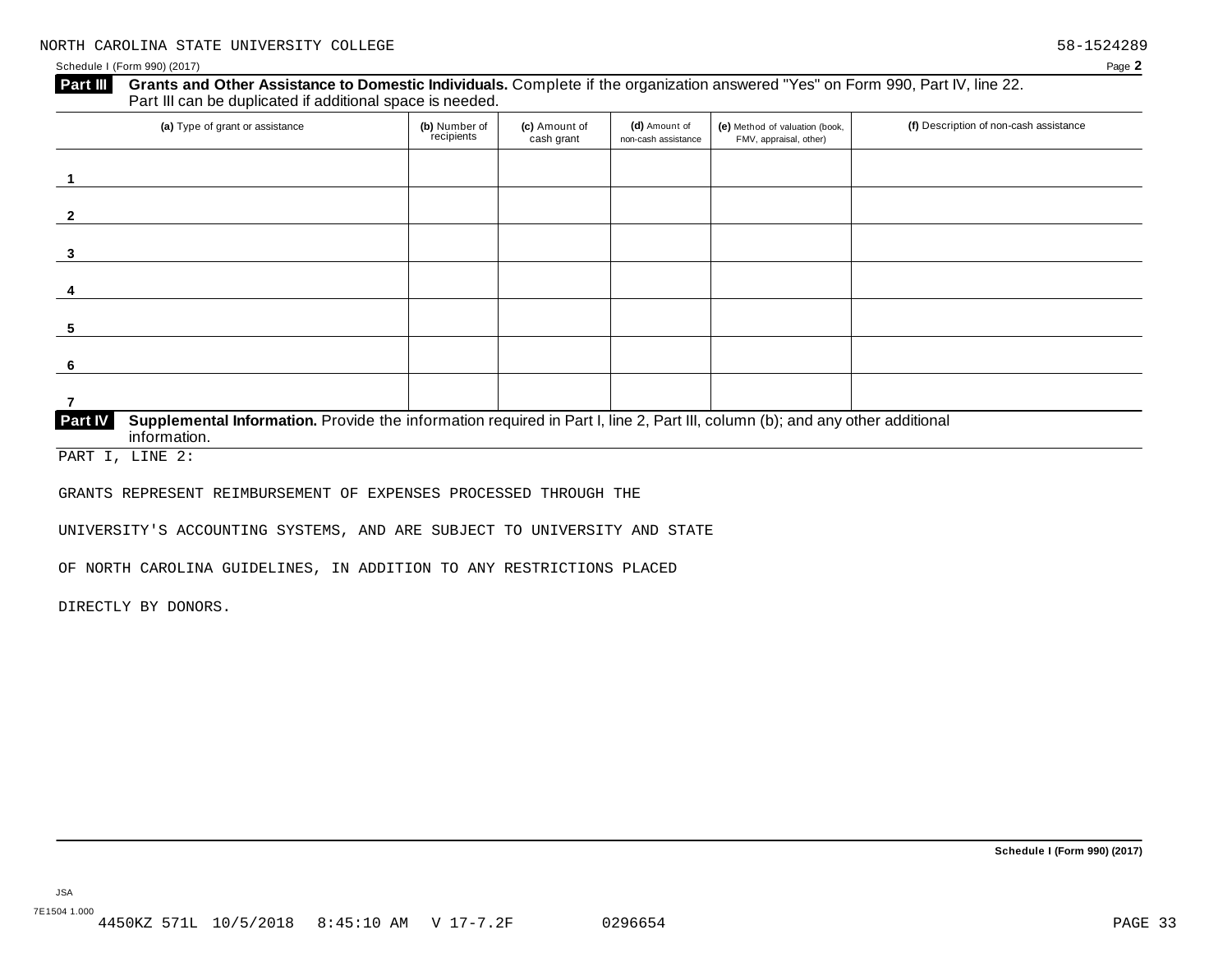NORTH CAROLINA STATE UNIVERSITY COLLEGE 58-1524289

Schedule I (Form 990) (2017)

**Part III** **Grants and Other Assistance to Domestic Individuals.** Complete if the organization answered "Yes" on Form 990, Part IV, line 22. Part III can be duplicated if additional space is needed.

| (a) Type of grant or assistance | (b) Number of recipients | (c) Amount of cash grant | (d) Amount of non-cash assistance | (e) Method of valuation (book, FMV, appraisal, other) | (f) Description of non-cash assistance |
|---|---|---|---|---|---|
| 1 | | | | | |
| 2 | | | | | |
| 3 | | | | | |
| 4 | | | | | |
| 5 | | | | | |
| 6 | | | | | |
| 7 | | | | | |

**Part IV** **Supplemental Information.** Provide the information required in Part I, line 2, Part III, column (b); and any other additional information.

PART I, LINE 2:

GRANTS REPRESENT REIMBURSEMENT OF EXPENSES PROCESSED THROUGH THE UNIVERSITY'S ACCOUNTING SYSTEMS, AND ARE SUBJECT TO UNIVERSITY AND STATE OF NORTH CAROLINA GUIDELINES, IN ADDITION TO ANY RESTRICTIONS PLACED DIRECTLY BY DONORS.

Schedule I (Form 990) (2017)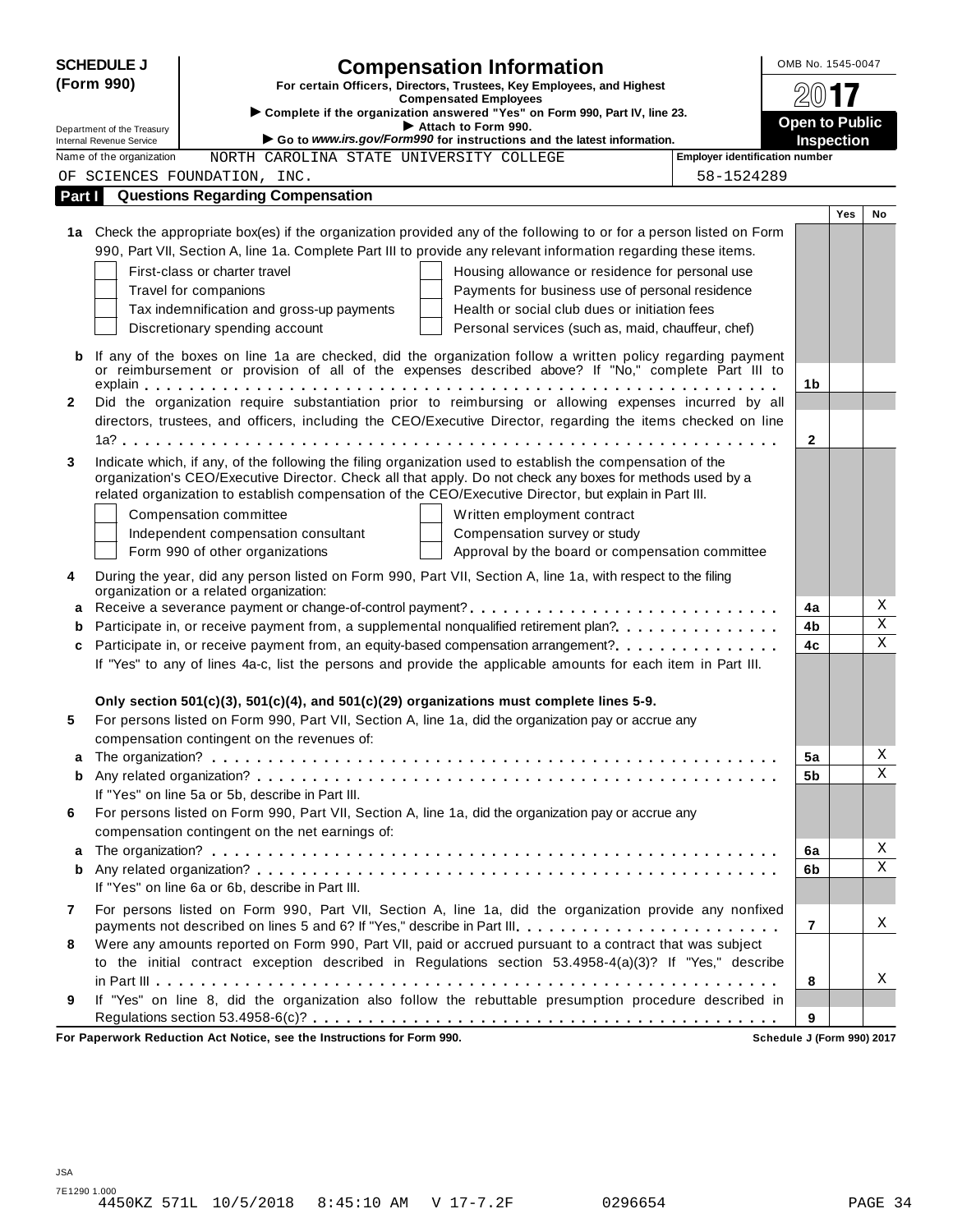**SCHEDULE J (Form 990)**

Department of the Treasury
Internal Revenue Service

# Compensation Information

**For certain Officers, Directors, Trustees, Key Employees, and Highest Compensated Employees**

► Complete if the organization answered "Yes" on Form 990, Part IV, line 23.
► Attach to Form 990.
► Go to *www.irs.gov/Form990* for instructions and the latest information.

OMB No. 1545-0047

**2017**

**Open to Public Inspection**

Name of the organization: NORTH CAROLINA STATE UNIVERSITY COLLEGE OF SCIENCES FOUNDATION, INC.

Employer identification number: 58-1524289

## Part I Questions Regarding Compensation

| | | | Yes | No |
|---|---|---|---|---|
| **1a** | Check the appropriate box(es) if the organization provided any of the following to or for a person listed on Form 990, Part VII, Section A, line 1a. Complete Part III to provide any relevant information regarding these items.<br>☐ First-class or charter travel ☐ Housing allowance or residence for personal use<br>☐ Travel for companions ☐ Payments for business use of personal residence<br>☐ Tax indemnification and gross-up payments ☐ Health or social club dues or initiation fees<br>☐ Discretionary spending account ☐ Personal services (such as, maid, chauffeur, chef) | | | |
| **b** | If any of the boxes on line 1a are checked, did the organization follow a written policy regarding payment or reimbursement or provision of all of the expenses described above? If "No," complete Part III to explain | 1b | | |
| **2** | Did the organization require substantiation prior to reimbursing or allowing expenses incurred by all directors, trustees, and officers, including the CEO/Executive Director, regarding the items checked on line 1a? | 2 | | |
| **3** | Indicate which, if any, of the following the filing organization used to establish the compensation of the organization's CEO/Executive Director. Check all that apply. Do not check any boxes for methods used by a related organization to establish compensation of the CEO/Executive Director, but explain in Part III.<br>☐ Compensation committee ☐ Written employment contract<br>☐ Independent compensation consultant ☐ Compensation survey or study<br>☐ Form 990 of other organizations ☐ Approval by the board or compensation committee | | | |
| **4** | During the year, did any person listed on Form 990, Part VII, Section A, line 1a, with respect to the filing organization or a related organization: | | | |
| **a** | Receive a severance payment or change-of-control payment? | 4a | | X |
| **b** | Participate in, or receive payment from, a supplemental nonqualified retirement plan? | 4b | | X |
| **c** | Participate in, or receive payment from, an equity-based compensation arrangement? | 4c | | X |
| | If "Yes" to any of lines 4a-c, list the persons and provide the applicable amounts for each item in Part III. | | | |
| | **Only section 501(c)(3), 501(c)(4), and 501(c)(29) organizations must complete lines 5-9.** | | | |
| **5** | For persons listed on Form 990, Part VII, Section A, line 1a, did the organization pay or accrue any compensation contingent on the revenues of: | | | |
| **a** | The organization? | 5a | | X |
| **b** | Any related organization? | 5b | | X |
| | If "Yes" on line 5a or 5b, describe in Part III. | | | |
| **6** | For persons listed on Form 990, Part VII, Section A, line 1a, did the organization pay or accrue any compensation contingent on the net earnings of: | | | |
| **a** | The organization? | 6a | | X |
| **b** | Any related organization? | 6b | | X |
| | If "Yes" on line 6a or 6b, describe in Part III. | | | |
| **7** | For persons listed on Form 990, Part VII, Section A, line 1a, did the organization provide any nonfixed payments not described on lines 5 and 6? If "Yes," describe in Part III | 7 | | X |
| **8** | Were any amounts reported on Form 990, Part VII, paid or accrued pursuant to a contract that was subject to the initial contract exception described in Regulations section 53.4958-4(a)(3)? If "Yes," describe in Part III | 8 | | X |
| **9** | If "Yes" on line 8, did the organization also follow the rebuttable presumption procedure described in Regulations section 53.4958-6(c)? | 9 | | |

**For Paperwork Reduction Act Notice, see the Instructions for Form 990.** **Schedule J (Form 990) 2017**

JSA
7E1290 1.000
4450KZ 571L 10/5/2018 8:45:10 AM V 17-7.2F 0296654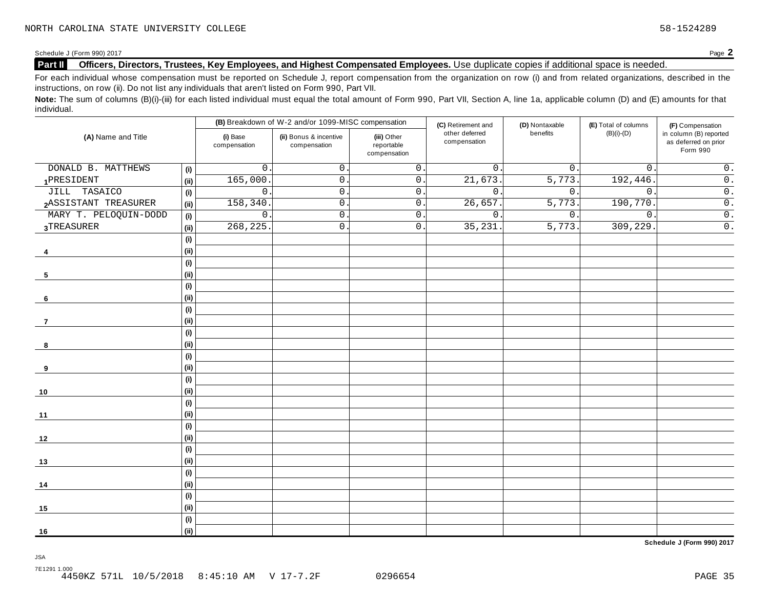Schedule J (Form 990) 2017

**Part II** **Officers, Directors, Trustees, Key Employees, and Highest Compensated Employees.** Use duplicate copies if additional space is needed.

For each individual whose compensation must be reported on Schedule J, report compensation from the organization on row (i) and from related organizations, described in the instructions, on row (ii). Do not list any individuals that aren't listed on Form 990, Part VII.

**Note:** The sum of columns (B)(i)-(iii) for each listed individual must equal the total amount of Form 990, Part VII, Section A, line 1a, applicable column (D) and (E) amounts for that individual.

| (A) Name and Title | | (B) Breakdown of W-2 and/or 1099-MISC compensation | | | (C) Retirement and other deferred compensation | (D) Nontaxable benefits | (E) Total of columns (B)(i)-(D) | (F) Compensation in column (B) reported as deferred on prior Form 990 |
|---|---|---|---|---|---|---|---|---|
| | | (i) Base compensation | (ii) Bonus & incentive compensation | (iii) Other reportable compensation | | | | |
| 1 DONALD B. MATTHEWS | (i) | 0. | 0. | 0. | 0. | 0. | 0. | 0. |
| PRESIDENT | (ii) | 165,000. | 0. | 0. | 21,673. | 5,773. | 192,446. | 0. |
| 2 JILL TASAICO | (i) | 0. | 0. | 0. | 0. | 0. | 0. | 0. |
| ASSISTANT TREASURER | (ii) | 158,340. | 0. | 0. | 26,657. | 5,773. | 190,770. | 0. |
| 3 MARY T. PELOQUIN-DODD | (i) | 0. | 0. | 0. | 0. | 0. | 0. | 0. |
| TREASURER | (ii) | 268,225. | 0. | 0. | 35,231. | 5,773. | 309,229. | 0. |
| 4 | (i) | | | | | | | |
| | (ii) | | | | | | | |
| 5 | (i) | | | | | | | |
| | (ii) | | | | | | | |
| 6 | (i) | | | | | | | |
| | (ii) | | | | | | | |
| 7 | (i) | | | | | | | |
| | (ii) | | | | | | | |
| 8 | (i) | | | | | | | |
| | (ii) | | | | | | | |
| 9 | (i) | | | | | | | |
| | (ii) | | | | | | | |
| 10 | (i) | | | | | | | |
| | (ii) | | | | | | | |
| 11 | (i) | | | | | | | |
| | (ii) | | | | | | | |
| 12 | (i) | | | | | | | |
| | (ii) | | | | | | | |
| 13 | (i) | | | | | | | |
| | (ii) | | | | | | | |
| 14 | (i) | | | | | | | |
| | (ii) | | | | | | | |
| 15 | (i) | | | | | | | |
| | (ii) | | | | | | | |
| 16 | (i) | | | | | | | |
| | (ii) | | | | | | | |

Schedule J (Form 990) 2017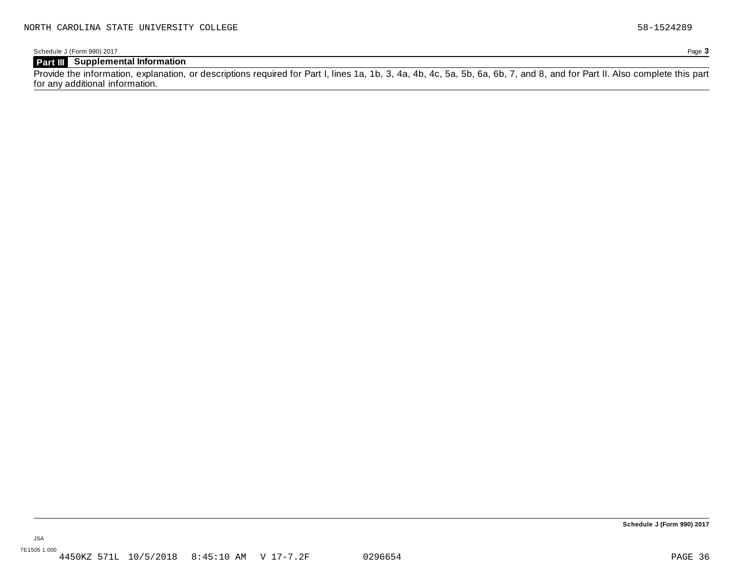NORTH CAROLINA STATE UNIVERSITY COLLEGE 58-1524289

Schedule J (Form 990) 2017

## Part III Supplemental Information

Provide the information, explanation, or descriptions required for Part I, lines 1a, 1b, 3, 4a, 4b, 4c, 5a, 5b, 6a, 6b, 7, and 8, and for Part II. Also complete this part for any additional information.

**Schedule J (Form 990) 2017**

JSA
7E1505 1.000
4450KZ 571L 10/5/2018 8:45:10 AM V 17-7.2F 0296654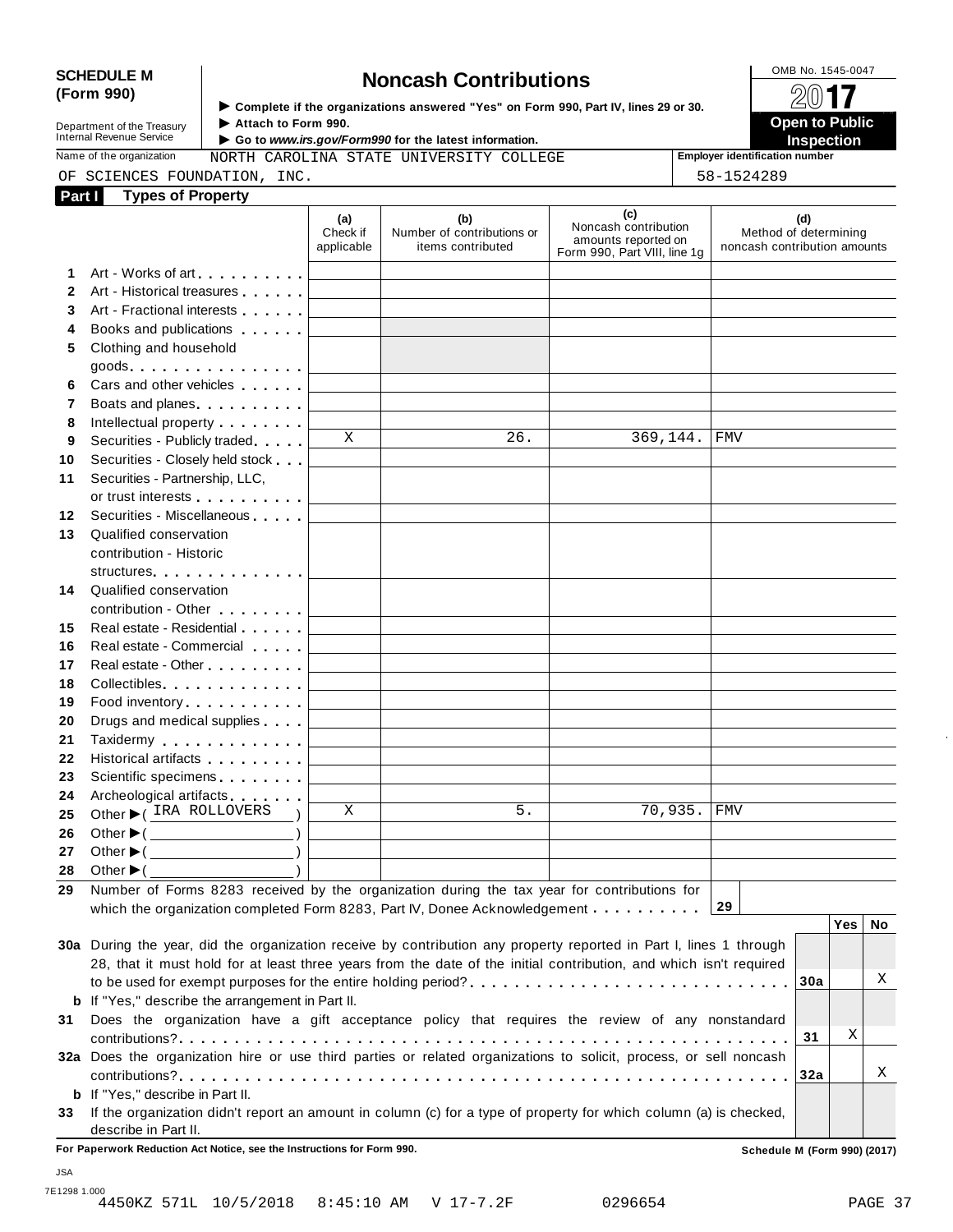**SCHEDULE M (Form 990)**

Department of the Treasury
Internal Revenue Service

# Noncash Contributions

▶ Complete if the organizations answered "Yes" on Form 990, Part IV, lines 29 or 30.
▶ Attach to Form 990.
▶ Go to *www.irs.gov/Form990* for the latest information.

OMB No. 1545-0047

**2017**

**Open to Public Inspection**

Name of the organization: NORTH CAROLINA STATE UNIVERSITY COLLEGE OF SCIENCES FOUNDATION, INC.

Employer identification number: 58-1524289

## Part I Types of Property

| | | (a) Check if applicable | (b) Number of contributions or items contributed | (c) Noncash contribution amounts reported on Form 990, Part VIII, line 1g | (d) Method of determining noncash contribution amounts |
|---|---|---|---|---|---|
| 1 | Art - Works of art | | | | |
| 2 | Art - Historical treasures | | | | |
| 3 | Art - Fractional interests | | | | |
| 4 | Books and publications | | | | |
| 5 | Clothing and household goods | | | | |
| 6 | Cars and other vehicles | | | | |
| 7 | Boats and planes | | | | |
| 8 | Intellectual property | | | | |
| 9 | Securities - Publicly traded | X | 26. | 369,144. | FMV |
| 10 | Securities - Closely held stock | | | | |
| 11 | Securities - Partnership, LLC, or trust interests | | | | |
| 12 | Securities - Miscellaneous | | | | |
| 13 | Qualified conservation contribution - Historic structures | | | | |
| 14 | Qualified conservation contribution - Other | | | | |
| 15 | Real estate - Residential | | | | |
| 16 | Real estate - Commercial | | | | |
| 17 | Real estate - Other | | | | |
| 18 | Collectibles | | | | |
| 19 | Food inventory | | | | |
| 20 | Drugs and medical supplies | | | | |
| 21 | Taxidermy | | | | |
| 22 | Historical artifacts | | | | |
| 23 | Scientific specimens | | | | |
| 24 | Archeological artifacts | | | | |
| 25 | Other ▶ ( IRA ROLLOVERS ) | X | 5. | 70,935. | FMV |
| 26 | Other ▶ ( ) | | | | |
| 27 | Other ▶ ( ) | | | | |
| 28 | Other ▶ ( ) | | | | |

**29** Number of Forms 8283 received by the organization during the tax year for contributions for which the organization completed Form 8283, Part IV, Donee Acknowledgement . . . . . . . . . . **29**

| | | | Yes | No |
|---|---|---|---|---|
| 30a | During the year, did the organization receive by contribution any property reported in Part I, lines 1 through 28, that it must hold for at least three years from the date of the initial contribution, and which isn't required to be used for exempt purposes for the entire holding period? | 30a | | X |
| b | If "Yes," describe the arrangement in Part II. | | | |
| 31 | Does the organization have a gift acceptance policy that requires the review of any nonstandard contributions? | 31 | X | |
| 32a | Does the organization hire or use third parties or related organizations to solicit, process, or sell noncash contributions? | 32a | | X |
| b | If "Yes," describe in Part II. | | | |
| 33 | If the organization didn't report an amount in column (c) for a type of property for which column (a) is checked, describe in Part II. | | | |

**For Paperwork Reduction Act Notice, see the Instructions for Form 990.** **Schedule M (Form 990) (2017)**

JSA
7E1298 1.000
4450KZ 571L 10/5/2018 8:45:10 AM V 17-7.2F 0296654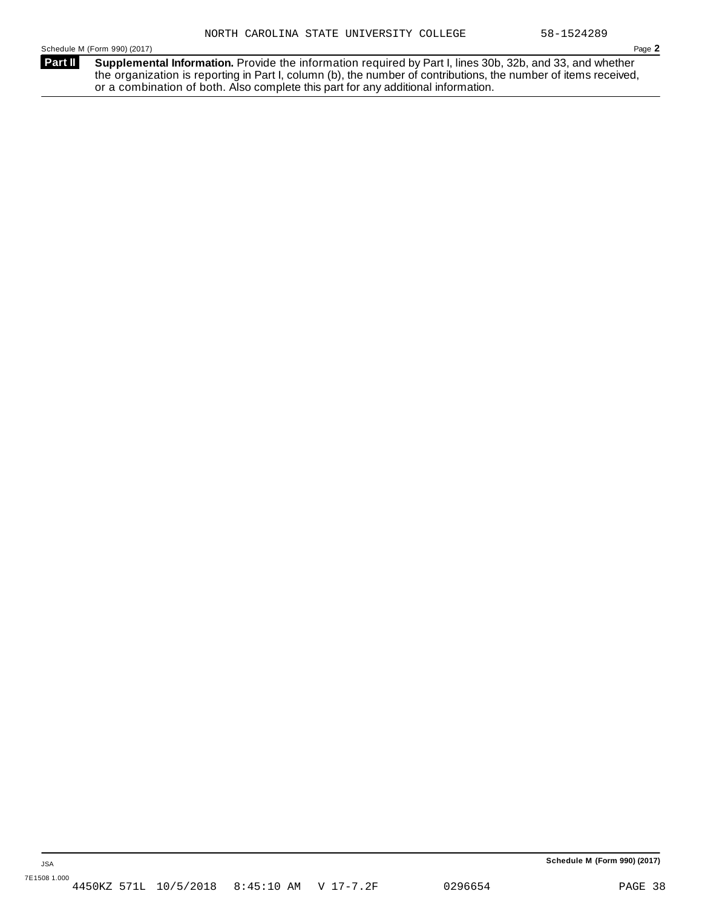NORTH CAROLINA STATE UNIVERSITY COLLEGE 58-1524289

Schedule M (Form 990) (2017)

**Part II** **Supplemental Information.** Provide the information required by Part I, lines 30b, 32b, and 33, and whether the organization is reporting in Part I, column (b), the number of contributions, the number of items received, or a combination of both. Also complete this part for any additional information.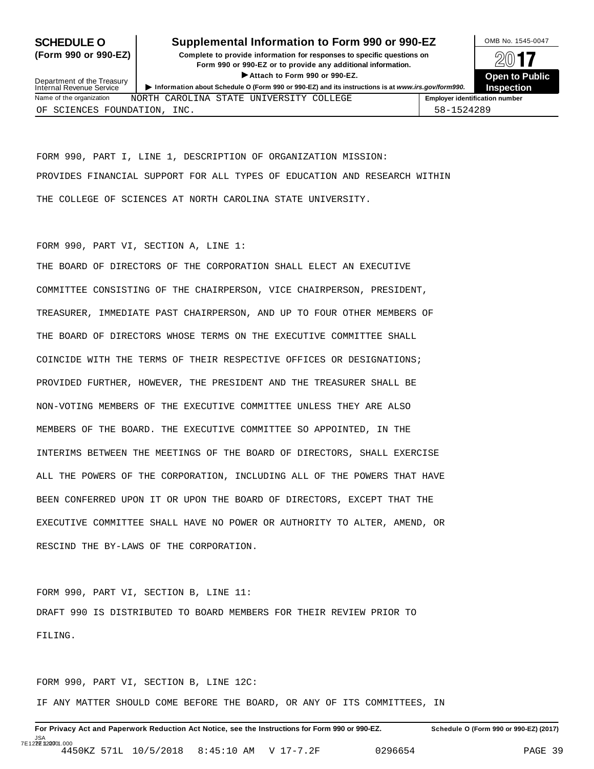**SCHEDULE O (Form 990 or 990-EZ)**

**Supplemental Information to Form 990 or 990-EZ**

**Complete to provide information for responses to specific questions on Form 990 or 990-EZ or to provide any additional information.**

▶ **Attach to Form 990 or 990-EZ.**

▶ **Information about Schedule O (Form 990 or 990-EZ) and its instructions is at www.irs.gov/form990.**

Department of the Treasury
Internal Revenue Service

OMB No. 1545-0047

**2017**

**Open to Public Inspection**

| Name of the organization | Employer identification number |
|---|---|
| NORTH CAROLINA STATE UNIVERSITY COLLEGE OF SCIENCES FOUNDATION, INC. | 58-1524289 |

FORM 990, PART I, LINE 1, DESCRIPTION OF ORGANIZATION MISSION:
PROVIDES FINANCIAL SUPPORT FOR ALL TYPES OF EDUCATION AND RESEARCH WITHIN THE COLLEGE OF SCIENCES AT NORTH CAROLINA STATE UNIVERSITY.

FORM 990, PART VI, SECTION A, LINE 1:
THE BOARD OF DIRECTORS OF THE CORPORATION SHALL ELECT AN EXECUTIVE COMMITTEE CONSISTING OF THE CHAIRPERSON, VICE CHAIRPERSON, PRESIDENT, TREASURER, IMMEDIATE PAST CHAIRPERSON, AND UP TO FOUR OTHER MEMBERS OF THE BOARD OF DIRECTORS WHOSE TERMS ON THE EXECUTIVE COMMITTEE SHALL COINCIDE WITH THE TERMS OF THEIR RESPECTIVE OFFICES OR DESIGNATIONS; PROVIDED FURTHER, HOWEVER, THE PRESIDENT AND THE TREASURER SHALL BE NON-VOTING MEMBERS OF THE EXECUTIVE COMMITTEE UNLESS THEY ARE ALSO MEMBERS OF THE BOARD. THE EXECUTIVE COMMITTEE SO APPOINTED, IN THE INTERIMS BETWEEN THE MEETINGS OF THE BOARD OF DIRECTORS, SHALL EXERCISE ALL THE POWERS OF THE CORPORATION, INCLUDING ALL OF THE POWERS THAT HAVE BEEN CONFERRED UPON IT OR UPON THE BOARD OF DIRECTORS, EXCEPT THAT THE EXECUTIVE COMMITTEE SHALL HAVE NO POWER OR AUTHORITY TO ALTER, AMEND, OR RESCIND THE BY-LAWS OF THE CORPORATION.

FORM 990, PART VI, SECTION B, LINE 11:
DRAFT 990 IS DISTRIBUTED TO BOARD MEMBERS FOR THEIR REVIEW PRIOR TO FILING.

FORM 990, PART VI, SECTION B, LINE 12C:
IF ANY MATTER SHOULD COME BEFORE THE BOARD, OR ANY OF ITS COMMITTEES, IN

For Privacy Act and Paperwork Reduction Act Notice, see the Instructions for Form 990 or 990-EZ. Schedule O (Form 990 or 990-EZ) (2017)

JSA 7E1228 1.000
4450KZ 571L 10/5/2018 8:45:10 AM V 17-7.2F 0296654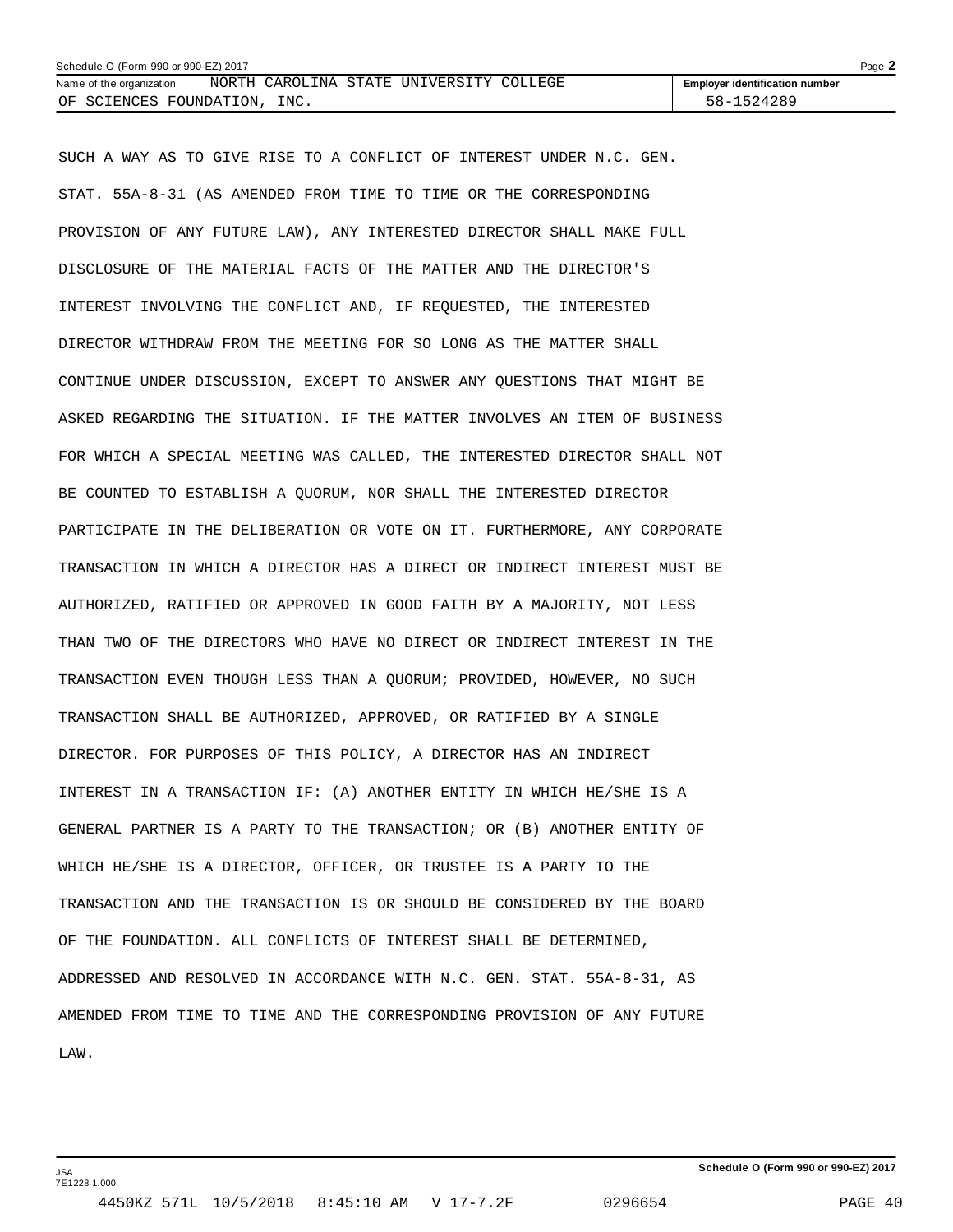Name of the organization NORTH CAROLINA STATE UNIVERSITY COLLEGE OF SCIENCES FOUNDATION, INC.

Employer identification number 58-1524289

SUCH A WAY AS TO GIVE RISE TO A CONFLICT OF INTEREST UNDER N.C. GEN. STAT. 55A-8-31 (AS AMENDED FROM TIME TO TIME OR THE CORRESPONDING PROVISION OF ANY FUTURE LAW), ANY INTERESTED DIRECTOR SHALL MAKE FULL DISCLOSURE OF THE MATERIAL FACTS OF THE MATTER AND THE DIRECTOR'S INTEREST INVOLVING THE CONFLICT AND, IF REQUESTED, THE INTERESTED DIRECTOR WITHDRAW FROM THE MEETING FOR SO LONG AS THE MATTER SHALL CONTINUE UNDER DISCUSSION, EXCEPT TO ANSWER ANY QUESTIONS THAT MIGHT BE ASKED REGARDING THE SITUATION. IF THE MATTER INVOLVES AN ITEM OF BUSINESS FOR WHICH A SPECIAL MEETING WAS CALLED, THE INTERESTED DIRECTOR SHALL NOT BE COUNTED TO ESTABLISH A QUORUM, NOR SHALL THE INTERESTED DIRECTOR PARTICIPATE IN THE DELIBERATION OR VOTE ON IT. FURTHERMORE, ANY CORPORATE TRANSACTION IN WHICH A DIRECTOR HAS A DIRECT OR INDIRECT INTEREST MUST BE AUTHORIZED, RATIFIED OR APPROVED IN GOOD FAITH BY A MAJORITY, NOT LESS THAN TWO OF THE DIRECTORS WHO HAVE NO DIRECT OR INDIRECT INTEREST IN THE TRANSACTION EVEN THOUGH LESS THAN A QUORUM; PROVIDED, HOWEVER, NO SUCH TRANSACTION SHALL BE AUTHORIZED, APPROVED, OR RATIFIED BY A SINGLE DIRECTOR. FOR PURPOSES OF THIS POLICY, A DIRECTOR HAS AN INDIRECT INTEREST IN A TRANSACTION IF: (A) ANOTHER ENTITY IN WHICH HE/SHE IS A GENERAL PARTNER IS A PARTY TO THE TRANSACTION; OR (B) ANOTHER ENTITY OF WHICH HE/SHE IS A DIRECTOR, OFFICER, OR TRUSTEE IS A PARTY TO THE TRANSACTION AND THE TRANSACTION IS OR SHOULD BE CONSIDERED BY THE BOARD OF THE FOUNDATION. ALL CONFLICTS OF INTEREST SHALL BE DETERMINED, ADDRESSED AND RESOLVED IN ACCORDANCE WITH N.C. GEN. STAT. 55A-8-31, AS AMENDED FROM TIME TO TIME AND THE CORRESPONDING PROVISION OF ANY FUTURE LAW.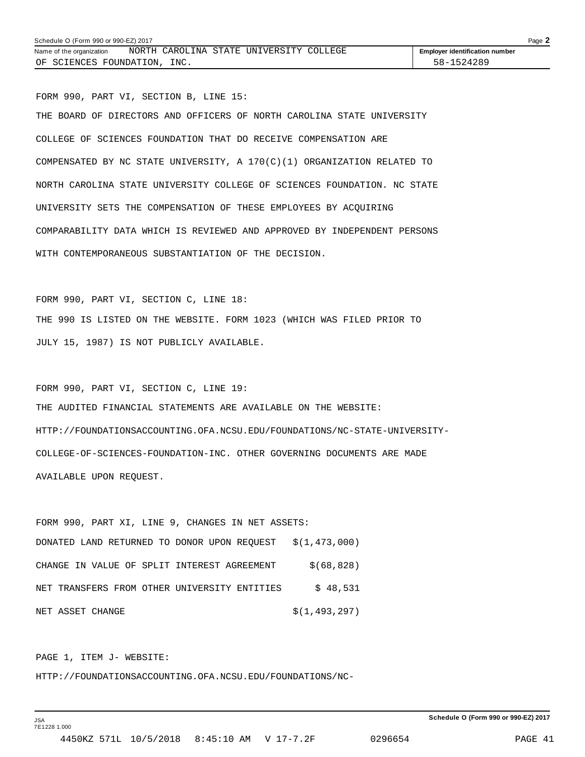Name of the organization NORTH CAROLINA STATE UNIVERSITY COLLEGE OF SCIENCES FOUNDATION, INC.

Employer identification number 58-1524289

FORM 990, PART VI, SECTION B, LINE 15:

THE BOARD OF DIRECTORS AND OFFICERS OF NORTH CAROLINA STATE UNIVERSITY COLLEGE OF SCIENCES FOUNDATION THAT DO RECEIVE COMPENSATION ARE COMPENSATED BY NC STATE UNIVERSITY, A 170(C)(1) ORGANIZATION RELATED TO NORTH CAROLINA STATE UNIVERSITY COLLEGE OF SCIENCES FOUNDATION. NC STATE UNIVERSITY SETS THE COMPENSATION OF THESE EMPLOYEES BY ACQUIRING COMPARABILITY DATA WHICH IS REVIEWED AND APPROVED BY INDEPENDENT PERSONS WITH CONTEMPORANEOUS SUBSTANTIATION OF THE DECISION.

FORM 990, PART VI, SECTION C, LINE 18:

THE 990 IS LISTED ON THE WEBSITE. FORM 1023 (WHICH WAS FILED PRIOR TO JULY 15, 1987) IS NOT PUBLICLY AVAILABLE.

FORM 990, PART VI, SECTION C, LINE 19:

THE AUDITED FINANCIAL STATEMENTS ARE AVAILABLE ON THE WEBSITE: HTTP://FOUNDATIONSACCOUNTING.OFA.NCSU.EDU/FOUNDATIONS/NC-STATE-UNIVERSITY-COLLEGE-OF-SCIENCES-FOUNDATION-INC. OTHER GOVERNING DOCUMENTS ARE MADE AVAILABLE UPON REQUEST.

FORM 990, PART XI, LINE 9, CHANGES IN NET ASSETS:

| | |
|---|---|
| DONATED LAND RETURNED TO DONOR UPON REQUEST | $(1,473,000) |
| CHANGE IN VALUE OF SPLIT INTEREST AGREEMENT | $(68,828) |
| NET TRANSFERS FROM OTHER UNIVERSITY ENTITIES | $ 48,531 |
| NET ASSET CHANGE | $(1,493,297) |

PAGE 1, ITEM J- WEBSITE:

HTTP://FOUNDATIONSACCOUNTING.OFA.NCSU.EDU/FOUNDATIONS/NC-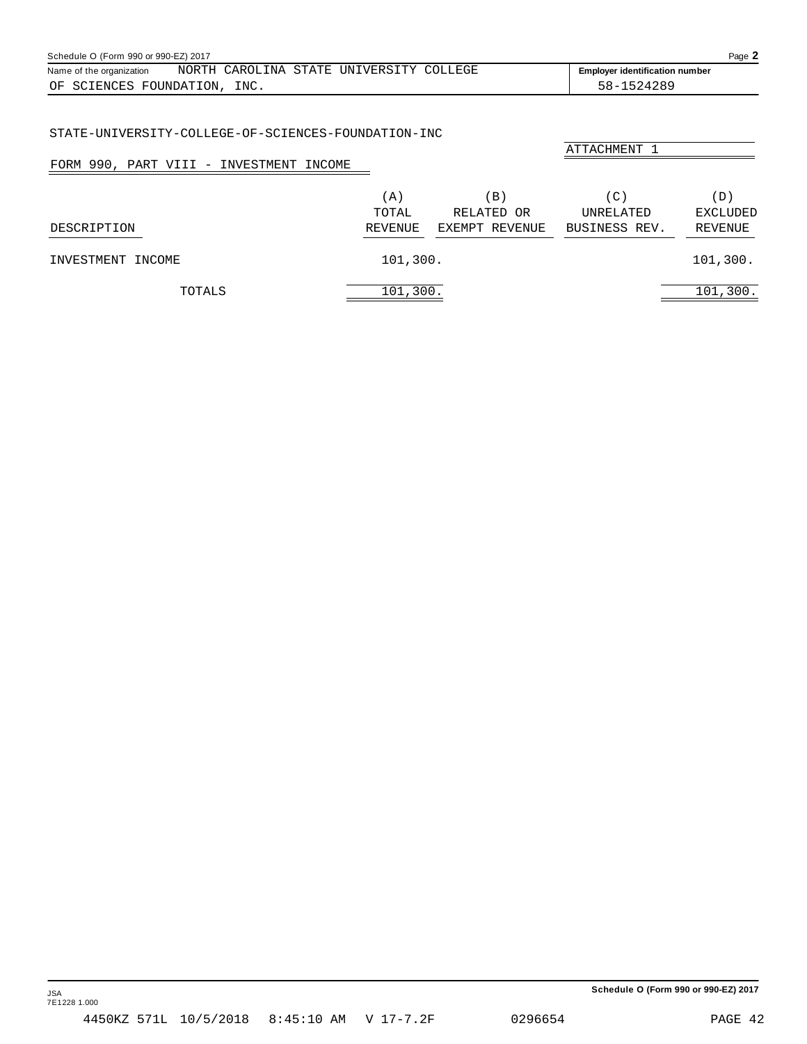Schedule O (Form 990 or 990-EZ) 2017

Name of the organization NORTH CAROLINA STATE UNIVERSITY COLLEGE OF SCIENCES FOUNDATION, INC.

Employer identification number 58-1524289

STATE-UNIVERSITY-COLLEGE-OF-SCIENCES-FOUNDATION-INC

ATTACHMENT 1

FORM 990, PART VIII - INVESTMENT INCOME

| DESCRIPTION | (A) TOTAL REVENUE | (B) RELATED OR EXEMPT REVENUE | (C) UNRELATED BUSINESS REV. | (D) EXCLUDED REVENUE |
|---|---|---|---|---|
| INVESTMENT INCOME | 101,300. | | | 101,300. |
| TOTALS | 101,300. | | | 101,300. |

Schedule O (Form 990 or 990-EZ) 2017

JSA
7E1228 1.000

4450KZ 571L 10/5/2018 8:45:10 AM V 17-7.2F 0296654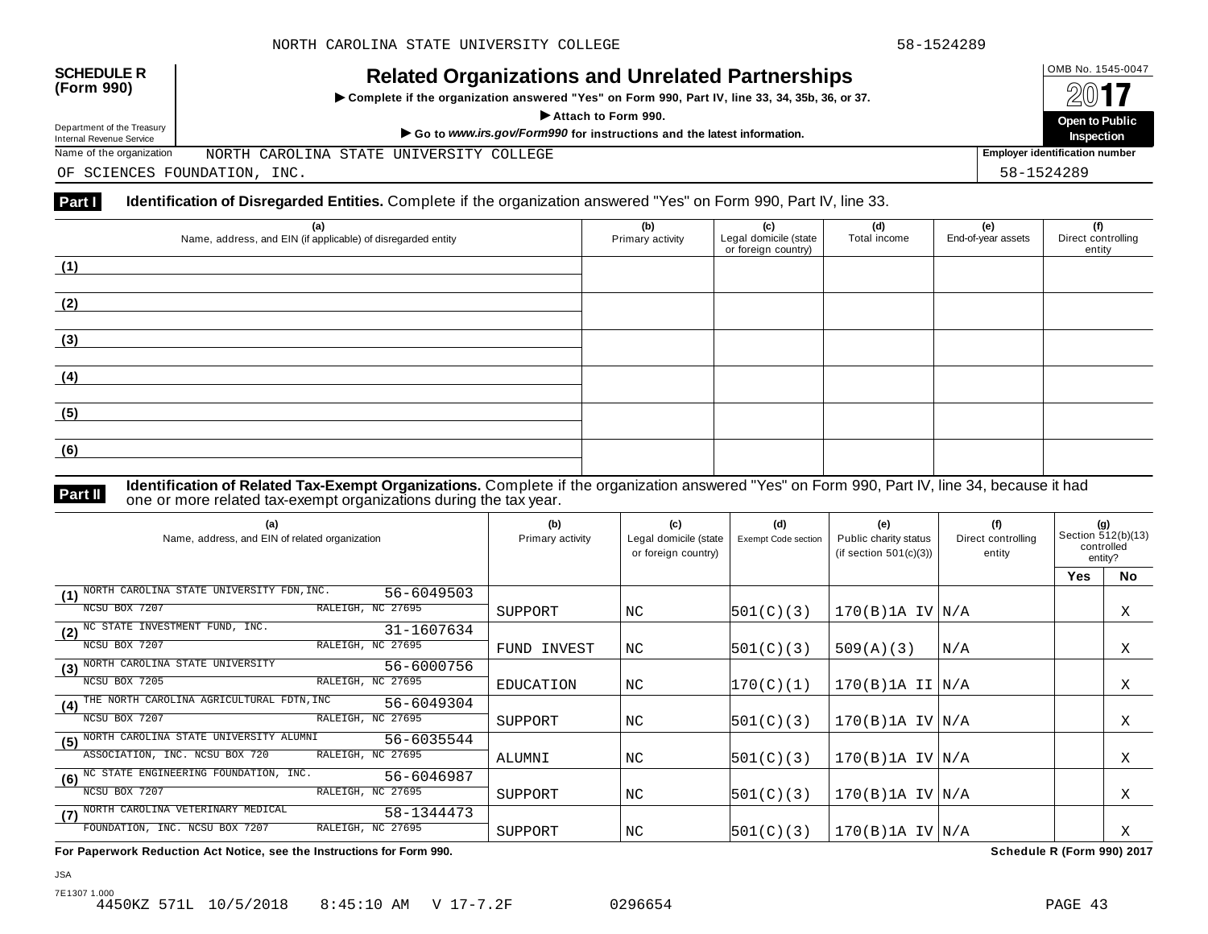NORTH CAROLINA STATE UNIVERSITY COLLEGE 58-1524289

**SCHEDULE R (Form 990)**

Department of the Treasury
Internal Revenue Service

# Related Organizations and Unrelated Partnerships

▶ **Complete if the organization answered "Yes" on Form 990, Part IV, line 33, 34, 35b, 36, or 37.**

▶ **Attach to Form 990.**

▶ **Go to *www.irs.gov/Form990* for instructions and the latest information.**

OMB No. 1545-0047

**2017**

**Open to Public Inspection**

Name of the organization: NORTH CAROLINA STATE UNIVERSITY COLLEGE OF SCIENCES FOUNDATION, INC.

**Employer identification number:** 58-1524289

**Part I** **Identification of Disregarded Entities.** Complete if the organization answered "Yes" on Form 990, Part IV, line 33.

| (a) Name, address, and EIN (if applicable) of disregarded entity | (b) Primary activity | (c) Legal domicile (state or foreign country) | (d) Total income | (e) End-of-year assets | (f) Direct controlling entity |
|---|---|---|---|---|---|
| (1) | | | | | |
| (2) | | | | | |
| (3) | | | | | |
| (4) | | | | | |
| (5) | | | | | |
| (6) | | | | | |

**Part II** **Identification of Related Tax-Exempt Organizations.** Complete if the organization answered "Yes" on Form 990, Part IV, line 34, because it had one or more related tax-exempt organizations during the tax year.

| (a) Name, address, and EIN of related organization | (b) Primary activity | (c) Legal domicile (state or foreign country) | (d) Exempt Code section | (e) Public charity status (if section 501(c)(3)) | (f) Direct controlling entity | (g) Section 512(b)(13) controlled entity? Yes | No |
|---|---|---|---|---|---|---|---|
| (1) NORTH CAROLINA STATE UNIVERSITY FDN,INC. 56-6049503 NCSU BOX 7207 RALEIGH, NC 27695 | SUPPORT | NC | 501(C)(3) | 170(B)1A IV | N/A | | X |
| (2) NC STATE INVESTMENT FUND, INC. 31-1607634 NCSU BOX 7207 RALEIGH, NC 27695 | FUND INVEST | NC | 501(C)(3) | 509(A)(3) | N/A | | X |
| (3) NORTH CAROLINA STATE UNIVERSITY 56-6000756 NCSU BOX 7205 RALEIGH, NC 27695 | EDUCATION | NC | 170(C)(1) | 170(B)1A II | N/A | | X |
| (4) THE NORTH CAROLINA AGRICULTURAL FDTN,INC 56-6049304 NCSU BOX 7207 RALEIGH, NC 27695 | SUPPORT | NC | 501(C)(3) | 170(B)1A IV | N/A | | X |
| (5) NORTH CAROLINA STATE UNIVERSITY ALUMNI ASSOCIATION, INC. NCSU BOX 720 RALEIGH, NC 27695 56-6035544 | ALUMNI | NC | 501(C)(3) | 170(B)1A IV | N/A | | X |
| (6) NC STATE ENGINEERING FOUNDATION, INC. 56-6046987 NCSU BOX 7207 RALEIGH, NC 27695 | SUPPORT | NC | 501(C)(3) | 170(B)1A IV | N/A | | X |
| (7) NORTH CAROLINA VETERINARY MEDICAL FOUNDATION, INC. NCSU BOX 7207 RALEIGH, NC 27695 58-1344473 | SUPPORT | NC | 501(C)(3) | 170(B)1A IV | N/A | | X |

**For Paperwork Reduction Act Notice, see the Instructions for Form 990.** **Schedule R (Form 990) 2017**

JSA
7E1307 1.000
4450KZ 571L 10/5/2018 8:45:10 AM V 17-7.2F 0296654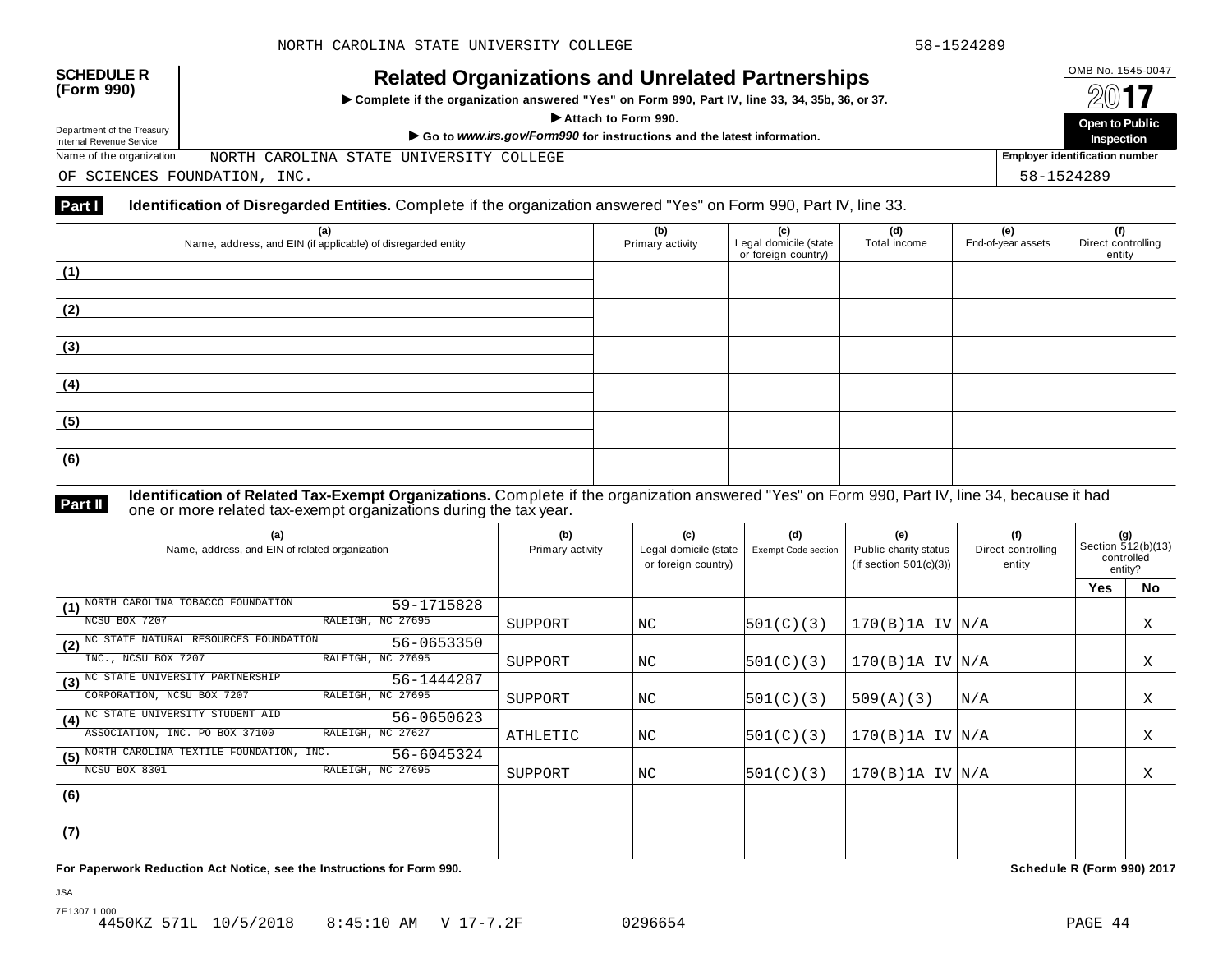NORTH CAROLINA STATE UNIVERSITY COLLEGE 58-1524289

**SCHEDULE R (Form 990)**

Department of the Treasury
Internal Revenue Service

# Related Organizations and Unrelated Partnerships

▶ Complete if the organization answered "Yes" on Form 990, Part IV, line 33, 34, 35b, 36, or 37.

▶ Attach to Form 990.

▶ Go to *www.irs.gov/Form990* for instructions and the latest information.

OMB No. 1545-0047

**2017**

**Open to Public Inspection**

Name of the organization: NORTH CAROLINA STATE UNIVERSITY COLLEGE OF SCIENCES FOUNDATION, INC.

Employer identification number: 58-1524289

**Part I** **Identification of Disregarded Entities.** Complete if the organization answered "Yes" on Form 990, Part IV, line 33.

| (a) Name, address, and EIN (if applicable) of disregarded entity | (b) Primary activity | (c) Legal domicile (state or foreign country) | (d) Total income | (e) End-of-year assets | (f) Direct controlling entity |
|---|---|---|---|---|---|
| (1) | | | | | |
| (2) | | | | | |
| (3) | | | | | |
| (4) | | | | | |
| (5) | | | | | |
| (6) | | | | | |

**Part II** **Identification of Related Tax-Exempt Organizations.** Complete if the organization answered "Yes" on Form 990, Part IV, line 34, because it had one or more related tax-exempt organizations during the tax year.

| (a) Name, address, and EIN of related organization | (b) Primary activity | (c) Legal domicile (state or foreign country) | (d) Exempt Code section | (e) Public charity status (if section 501(c)(3)) | (f) Direct controlling entity | (g) Section 512(b)(13) controlled entity? Yes | No |
|---|---|---|---|---|---|---|---|
| (1) NORTH CAROLINA TOBACCO FOUNDATION 59-1715828 NCSU BOX 7207 RALEIGH, NC 27695 | SUPPORT | NC | 501(C)(3) | 170(B)1A IV | N/A | | X |
| (2) NC STATE NATURAL RESOURCES FOUNDATION 56-0653350 INC., NCSU BOX 7207 RALEIGH, NC 27695 | SUPPORT | NC | 501(C)(3) | 170(B)1A IV | N/A | | X |
| (3) NC STATE UNIVERSITY PARTNERSHIP 56-1444287 CORPORATION, NCSU BOX 7207 RALEIGH, NC 27695 | SUPPORT | NC | 501(C)(3) | 509(A)(3) | N/A | | X |
| (4) NC STATE UNIVERSITY STUDENT AID 56-0650623 ASSOCIATION, INC. PO BOX 37100 RALEIGH, NC 27627 | ATHLETIC | NC | 501(C)(3) | 170(B)1A IV | N/A | | X |
| (5) NORTH CAROLINA TEXTILE FOUNDATION, INC. 56-6045324 NCSU BOX 8301 RALEIGH, NC 27695 | SUPPORT | NC | 501(C)(3) | 170(B)1A IV | N/A | | X |
| (6) | | | | | | | |
| (7) | | | | | | | |

**For Paperwork Reduction Act Notice, see the Instructions for Form 990.** **Schedule R (Form 990) 2017**

JSA
7E1307 1.000
4450KZ 571L 10/5/2018 8:45:10 AM V 17-7.2F 0296654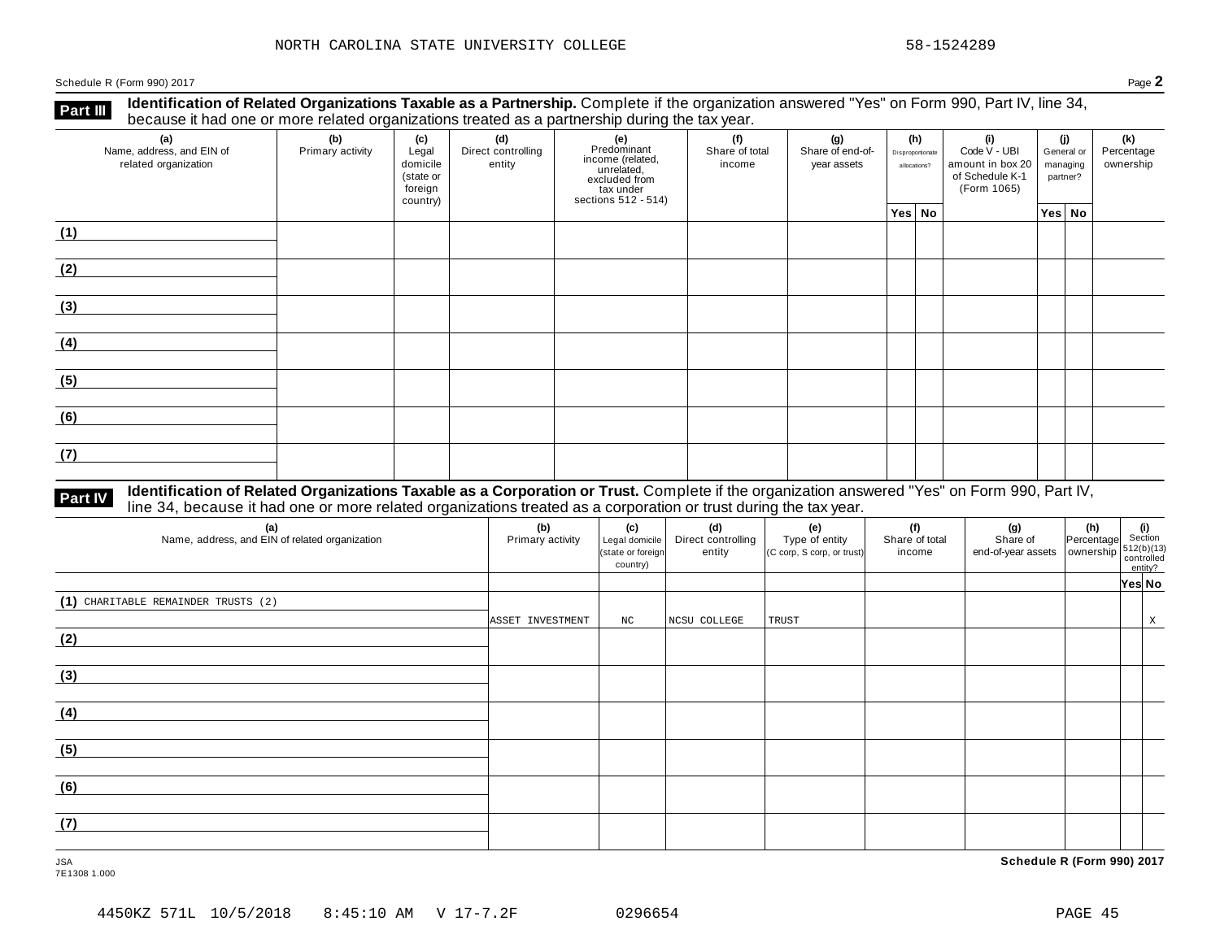NORTH CAROLINA STATE UNIVERSITY COLLEGE 58-1524289

Schedule R (Form 990) 2017 Page **2**

## Part III Identification of Related Organizations Taxable as a Partnership.

Complete if the organization answered "Yes" on Form 990, Part IV, line 34, because it had one or more related organizations treated as a partnership during the tax year.

| (a) Name, address, and EIN of related organization | (b) Primary activity | (c) Legal domicile (state or foreign country) | (d) Direct controlling entity | (e) Predominant income (related, unrelated, excluded from tax under sections 512 - 514) | (f) Share of total income | (g) Share of end-of-year assets | (h) Disproportionate allocations? | | (i) Code V - UBI amount in box 20 of Schedule K-1 (Form 1065) | (j) General or managing partner? | | (k) Percentage ownership |
|---|---|---|---|---|---|---|---|---|---|---|---|---|
| | | | | | | | Yes | No | | Yes | No | |
| (1) | | | | | | | | | | | | |
| (2) | | | | | | | | | | | | |
| (3) | | | | | | | | | | | | |
| (4) | | | | | | | | | | | | |
| (5) | | | | | | | | | | | | |
| (6) | | | | | | | | | | | | |
| (7) | | | | | | | | | | | | |

## Part IV Identification of Related Organizations Taxable as a Corporation or Trust.

Complete if the organization answered "Yes" on Form 990, Part IV, line 34, because it had one or more related organizations treated as a corporation or trust during the tax year.

| (a) Name, address, and EIN of related organization | (b) Primary activity | (c) Legal domicile (state or foreign country) | (d) Direct controlling entity | (e) Type of entity (C corp, S corp, or trust) | (f) Share of total income | (g) Share of end-of-year assets | (h) Percentage ownership | (i) Section 512(b)(13) controlled entity? | |
|---|---|---|---|---|---|---|---|---|---|
| | | | | | | | | Yes | No |
| (1) CHARITABLE REMAINDER TRUSTS (2) | ASSET INVESTMENT | NC | NCSU COLLEGE | TRUST | | | | | X |
| (2) | | | | | | | | | |
| (3) | | | | | | | | | |
| (4) | | | | | | | | | |
| (5) | | | | | | | | | |
| (6) | | | | | | | | | |
| (7) | | | | | | | | | |

JSA
7E1308 1.000

**Schedule R (Form 990) 2017**

4450KZ 571L 10/5/2018 8:45:10 AM V 17-7.2F 0296654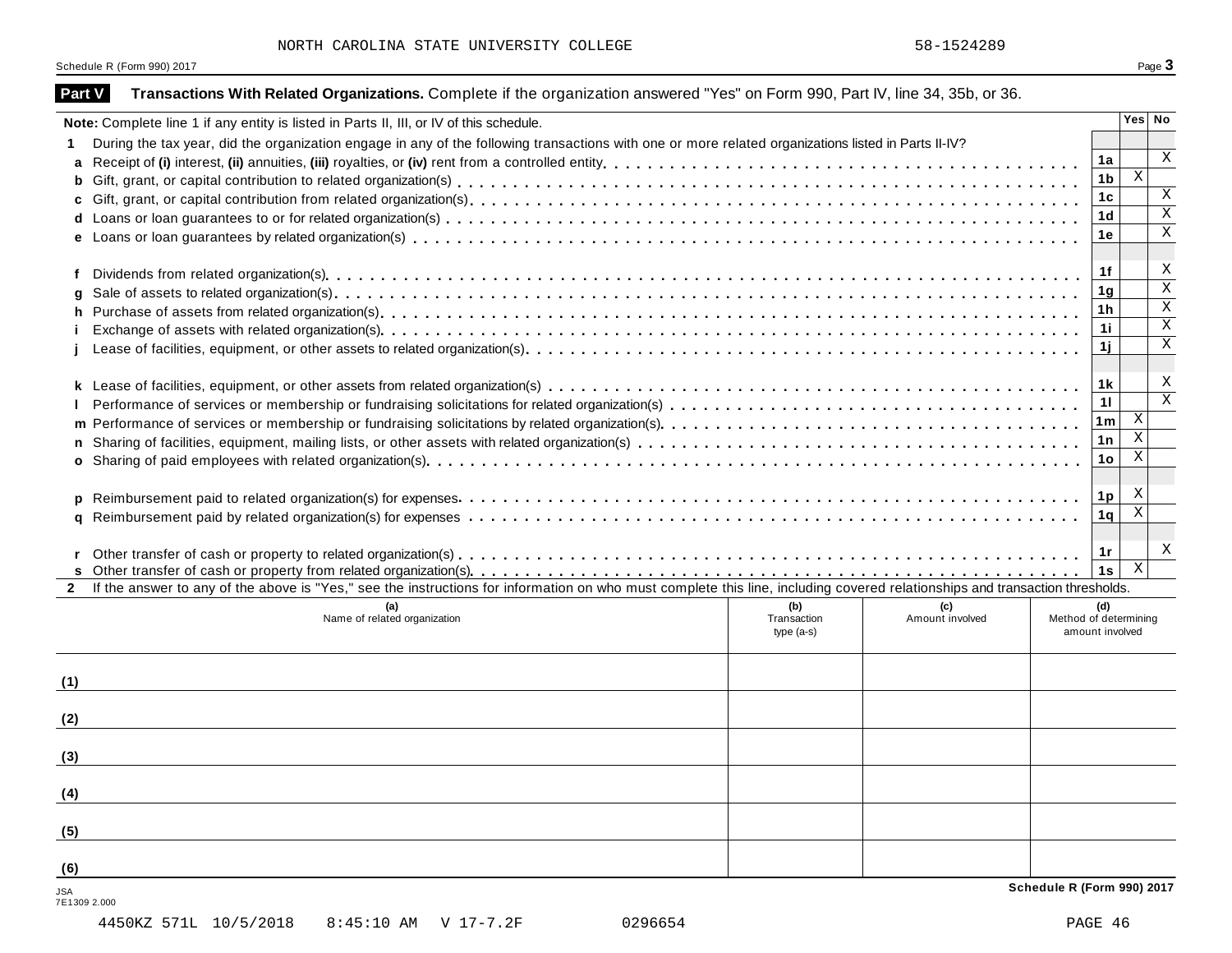NORTH CAROLINA STATE UNIVERSITY COLLEGE 58-1524289

## Part V Transactions With Related Organizations. Complete if the organization answered "Yes" on Form 990, Part IV, line 34, 35b, or 36.

| Note: Complete line 1 if any entity is listed in Parts II, III, or IV of this schedule. | | Yes | No |
|---|---|---|---|
| **1** During the tax year, did the organization engage in any of the following transactions with one or more related organizations listed in Parts II-IV? | | | |
| **a** Receipt of **(i)** interest, **(ii)** annuities, **(iii)** royalties, or **(iv)** rent from a controlled entity | 1a | | X |
| **b** Gift, grant, or capital contribution to related organization(s) | 1b | X | |
| **c** Gift, grant, or capital contribution from related organization(s) | 1c | | X |
| **d** Loans or loan guarantees to or for related organization(s) | 1d | | X |
| **e** Loans or loan guarantees by related organization(s) | 1e | | X |
| **f** Dividends from related organization(s) | 1f | | X |
| **g** Sale of assets to related organization(s) | 1g | | X |
| **h** Purchase of assets from related organization(s) | 1h | | X |
| **i** Exchange of assets with related organization(s) | 1i | | X |
| **j** Lease of facilities, equipment, or other assets to related organization(s) | 1j | | X |
| **k** Lease of facilities, equipment, or other assets from related organization(s) | 1k | | X |
| **l** Performance of services or membership or fundraising solicitations for related organization(s) | 1l | | X |
| **m** Performance of services or membership or fundraising solicitations by related organization(s) | 1m | X | |
| **n** Sharing of facilities, equipment, mailing lists, or other assets with related organization(s) | 1n | X | |
| **o** Sharing of paid employees with related organization(s) | 1o | X | |
| **p** Reimbursement paid to related organization(s) for expenses | 1p | X | |
| **q** Reimbursement paid by related organization(s) for expenses | 1q | X | |
| **r** Other transfer of cash or property to related organization(s) | 1r | | X |
| **s** Other transfer of cash or property from related organization(s) | 1s | X | |

**2** If the answer to any of the above is "Yes," see the instructions for information on who must complete this line, including covered relationships and transaction thresholds.

| | (a) Name of related organization | (b) Transaction type (a-s) | (c) Amount involved | (d) Method of determining amount involved |
|---|---|---|---|---|
| (1) | | | | |
| (2) | | | | |
| (3) | | | | |
| (4) | | | | |
| (5) | | | | |
| (6) | | | | |

JSA
7E1309 2.000

4450KZ 571L 10/5/2018 8:45:10 AM V 17-7.2F 0296654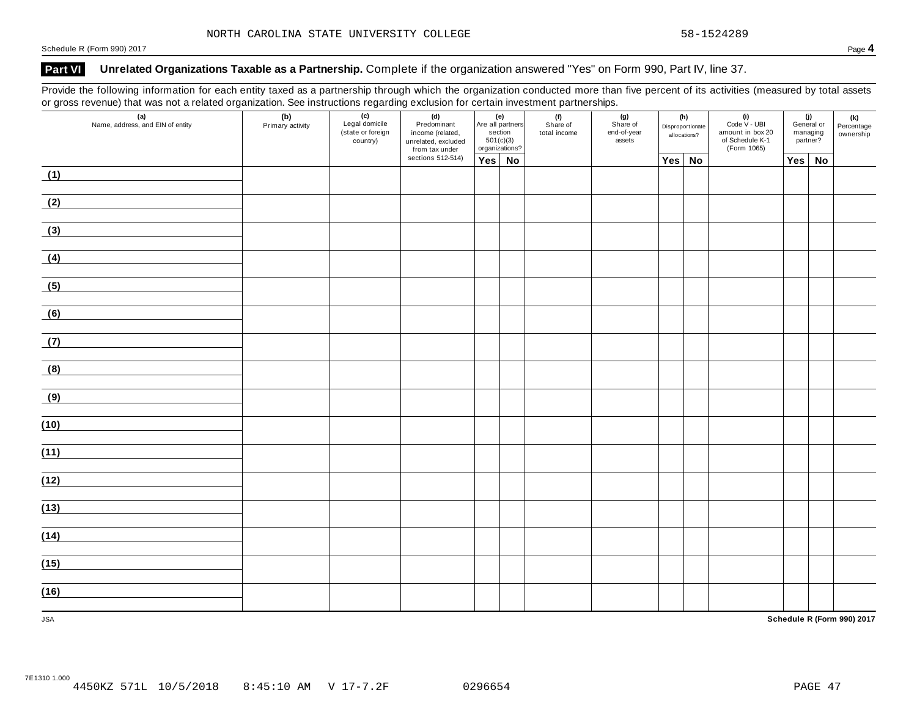NORTH CAROLINA STATE UNIVERSITY COLLEGE 58-1524289

## Part VI Unrelated Organizations Taxable as a Partnership. Complete if the organization answered "Yes" on Form 990, Part IV, line 37.

Provide the following information for each entity taxed as a partnership through which the organization conducted more than five percent of its activities (measured by total assets or gross revenue) that was not a related organization. See instructions regarding exclusion for certain investment partnerships.

| (a) Name, address, and EIN of entity | (b) Primary activity | (c) Legal domicile (state or foreign country) | (d) Predominant income (related, unrelated, excluded from tax under sections 512-514) | (e) Are all partners section 501(c)(3) organizations? | | (f) Share of total income | (g) Share of end-of-year assets | (h) Disproportionate allocations? | | (i) Code V - UBI amount in box 20 of Schedule K-1 (Form 1065) | (j) General or managing partner? | | (k) Percentage ownership |
|---|---|---|---|---|---|---|---|---|---|---|---|---|---|
| | | | | Yes | No | | | Yes | No | | Yes | No | |
| (1) | | | | | | | | | | | | | |
| (2) | | | | | | | | | | | | | |
| (3) | | | | | | | | | | | | | |
| (4) | | | | | | | | | | | | | |
| (5) | | | | | | | | | | | | | |
| (6) | | | | | | | | | | | | | |
| (7) | | | | | | | | | | | | | |
| (8) | | | | | | | | | | | | | |
| (9) | | | | | | | | | | | | | |
| (10) | | | | | | | | | | | | | |
| (11) | | | | | | | | | | | | | |
| (12) | | | | | | | | | | | | | |
| (13) | | | | | | | | | | | | | |
| (14) | | | | | | | | | | | | | |
| (15) | | | | | | | | | | | | | |
| (16) | | | | | | | | | | | | | |

JSA

Schedule R (Form 990) 2017

7E1310 1.000
4450KZ 571L 10/5/2018 8:45:10 AM V 17-7.2F 0296654 PAGE 47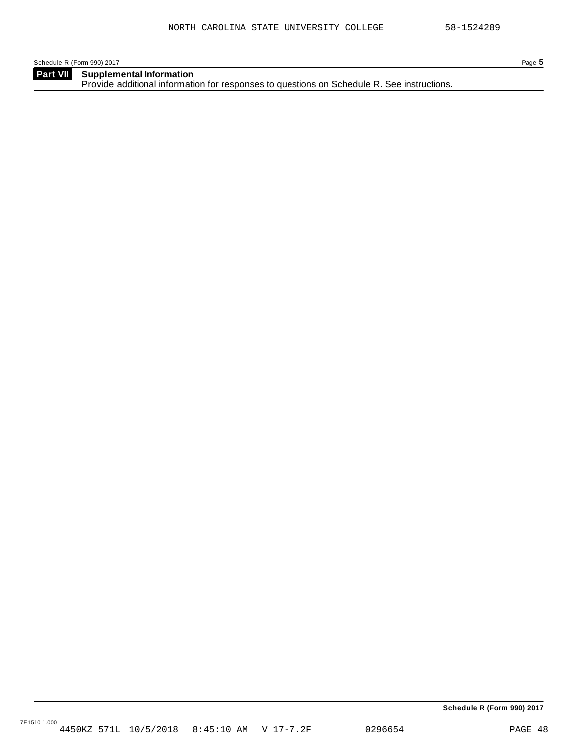NORTH CAROLINA STATE UNIVERSITY COLLEGE 58-1524289

## Part VII Supplemental Information

Provide additional information for responses to questions on Schedule R. See instructions.